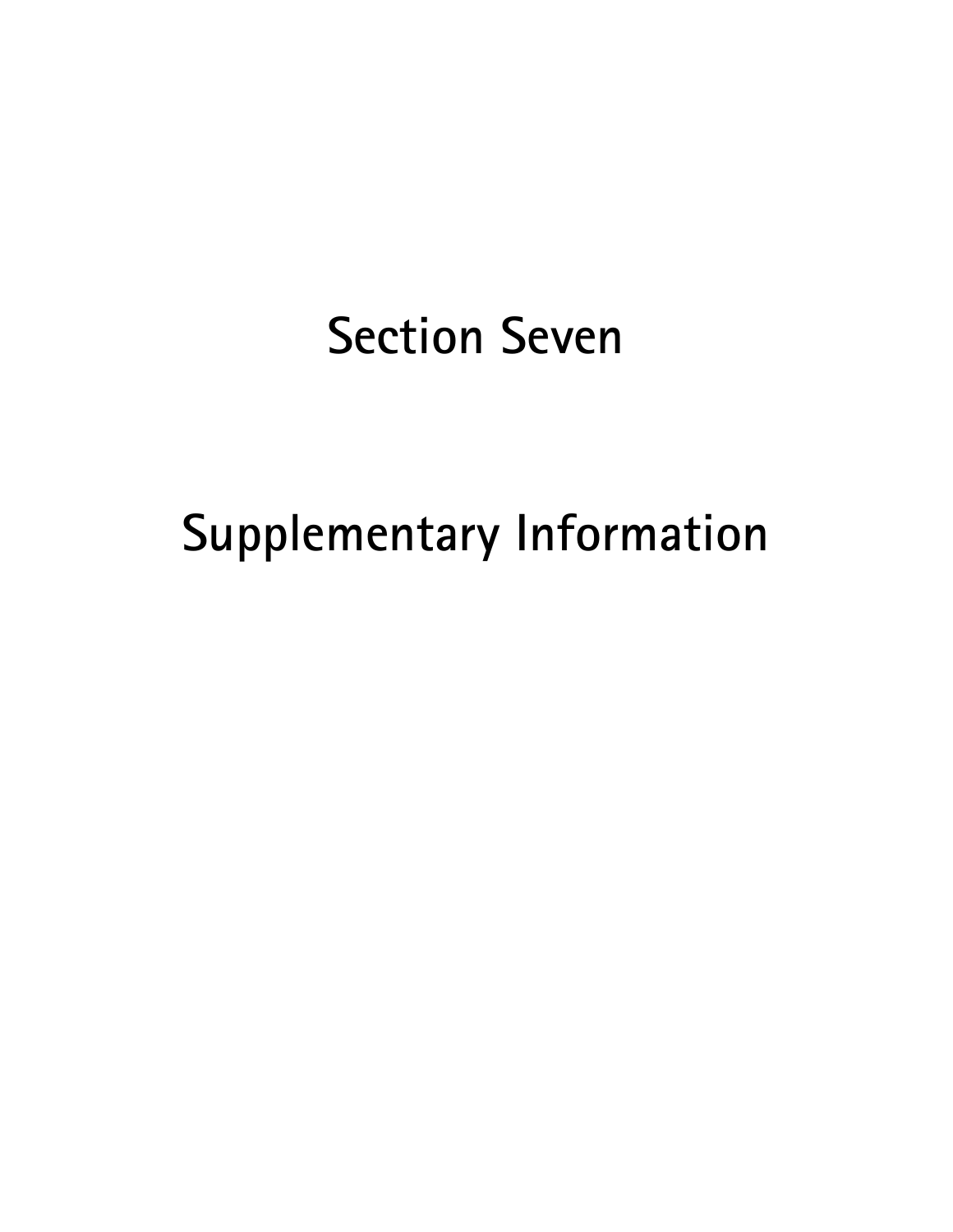# Section Seven

# Supplementary Information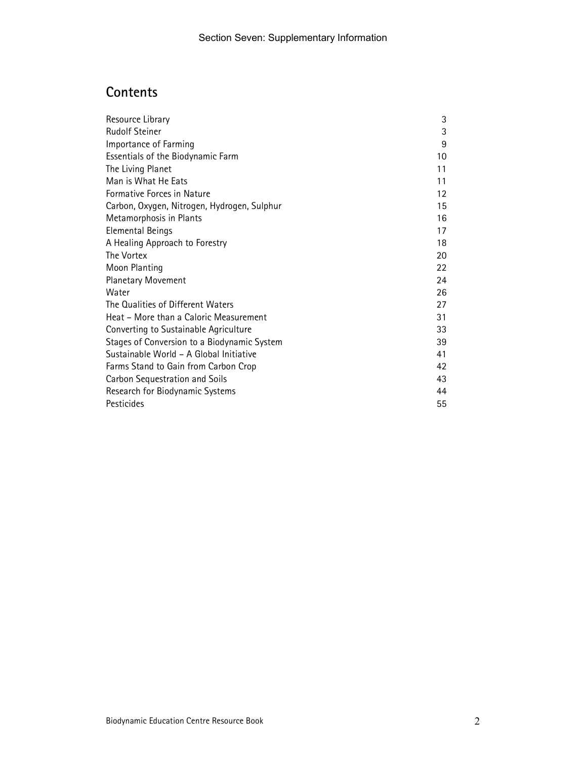## Contents

| | |
|---|---|
| Resource Library | 3 |
| Rudolf Steiner | 3 |
| Importance of Farming | 9 |
| Essentials of the Biodynamic Farm | 10 |
| The Living Planet | 11 |
| Man is What He Eats | 11 |
| Formative Forces in Nature | 12 |
| Carbon, Oxygen, Nitrogen, Hydrogen, Sulphur | 15 |
| Metamorphosis in Plants | 16 |
| Elemental Beings | 17 |
| A Healing Approach to Forestry | 18 |
| The Vortex | 20 |
| Moon Planting | 22 |
| Planetary Movement | 24 |
| Water | 26 |
| The Qualities of Different Waters | 27 |
| Heat – More than a Caloric Measurement | 31 |
| Converting to Sustainable Agriculture | 33 |
| Stages of Conversion to a Biodynamic System | 39 |
| Sustainable World – A Global Initiative | 41 |
| Farms Stand to Gain from Carbon Crop | 42 |
| Carbon Sequestration and Soils | 43 |
| Research for Biodynamic Systems | 44 |
| Pesticides | 55 |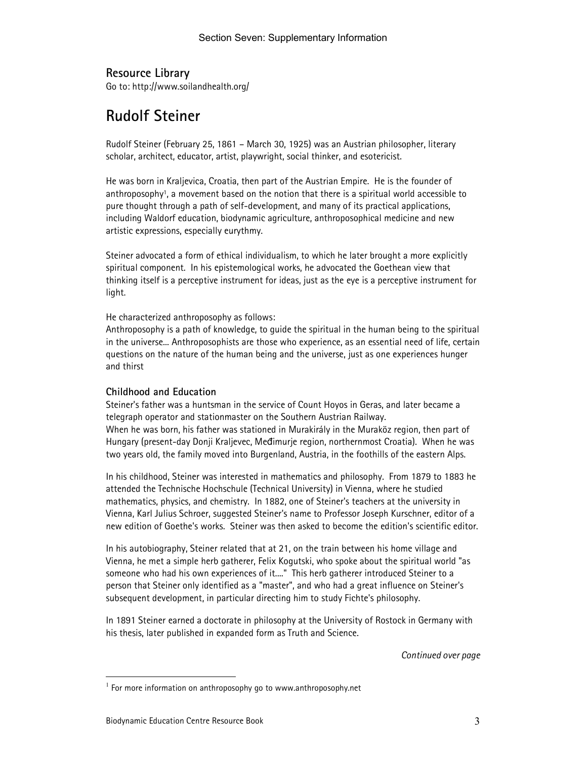## Resource Library

Go to: http://www.soilandhealth.org/

# Rudolf Steiner

Rudolf Steiner (February 25, 1861 – March 30, 1925) was an Austrian philosopher, literary scholar, architect, educator, artist, playwright, social thinker, and esotericist.

He was born in Kraljevica, Croatia, then part of the Austrian Empire. He is the founder of anthroposophy[1], a movement based on the notion that there is a spiritual world accessible to pure thought through a path of self-development, and many of its practical applications, including Waldorf education, biodynamic agriculture, anthroposophical medicine and new artistic expressions, especially eurythmy.

Steiner advocated a form of ethical individualism, to which he later brought a more explicitly spiritual component. In his epistemological works, he advocated the Goethean view that thinking itself is a perceptive instrument for ideas, just as the eye is a perceptive instrument for light.

He characterized anthroposophy as follows:
Anthroposophy is a path of knowledge, to guide the spiritual in the human being to the spiritual in the universe... Anthroposophists are those who experience, as an essential need of life, certain questions on the nature of the human being and the universe, just as one experiences hunger and thirst

### Childhood and Education

Steiner's father was a huntsman in the service of Count Hoyos in Geras, and later became a telegraph operator and stationmaster on the Southern Austrian Railway.
When he was born, his father was stationed in Murakirály in the Muraköz region, then part of Hungary (present-day Donji Kraljevec, Međimurje region, northernmost Croatia). When he was two years old, the family moved into Burgenland, Austria, in the foothills of the eastern Alps.

In his childhood, Steiner was interested in mathematics and philosophy. From 1879 to 1883 he attended the Technische Hochschule (Technical University) in Vienna, where he studied mathematics, physics, and chemistry. In 1882, one of Steiner's teachers at the university in Vienna, Karl Julius Schroer, suggested Steiner's name to Professor Joseph Kurschner, editor of a new edition of Goethe's works. Steiner was then asked to become the edition's scientific editor.

In his autobiography, Steiner related that at 21, on the train between his home village and Vienna, he met a simple herb gatherer, Felix Kogutski, who spoke about the spiritual world "as someone who had his own experiences of it...." This herb gatherer introduced Steiner to a person that Steiner only identified as a "master", and who had a great influence on Steiner's subsequent development, in particular directing him to study Fichte's philosophy.

In 1891 Steiner earned a doctorate in philosophy at the University of Rostock in Germany with his thesis, later published in expanded form as Truth and Science.

*Continued over page*

[1] For more information on anthroposophy go to www.anthroposophy.net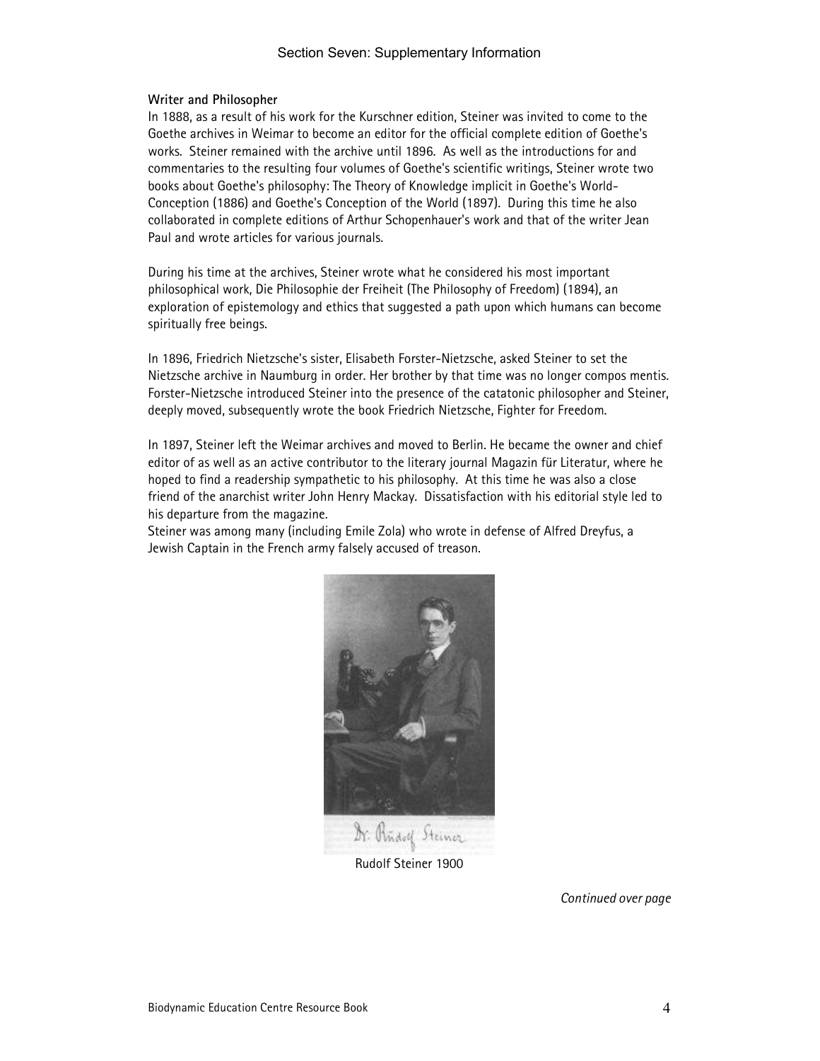**Writer and Philosopher**

In 1888, as a result of his work for the Kurschner edition, Steiner was invited to come to the Goethe archives in Weimar to become an editor for the official complete edition of Goethe's works. Steiner remained with the archive until 1896. As well as the introductions for and commentaries to the resulting four volumes of Goethe's scientific writings, Steiner wrote two books about Goethe's philosophy: The Theory of Knowledge implicit in Goethe's World-Conception (1886) and Goethe's Conception of the World (1897). During this time he also collaborated in complete editions of Arthur Schopenhauer's work and that of the writer Jean Paul and wrote articles for various journals.

During his time at the archives, Steiner wrote what he considered his most important philosophical work, Die Philosophie der Freiheit (The Philosophy of Freedom) (1894), an exploration of epistemology and ethics that suggested a path upon which humans can become spiritually free beings.

In 1896, Friedrich Nietzsche's sister, Elisabeth Forster-Nietzsche, asked Steiner to set the Nietzsche archive in Naumburg in order. Her brother by that time was no longer compos mentis. Forster-Nietzsche introduced Steiner into the presence of the catatonic philosopher and Steiner, deeply moved, subsequently wrote the book Friedrich Nietzsche, Fighter for Freedom.

In 1897, Steiner left the Weimar archives and moved to Berlin. He became the owner and chief editor of as well as an active contributor to the literary journal Magazin für Literatur, where he hoped to find a readership sympathetic to his philosophy. At this time he was also a close friend of the anarchist writer John Henry Mackay. Dissatisfaction with his editorial style led to his departure from the magazine.

Steiner was among many (including Emile Zola) who wrote in defense of Alfred Dreyfus, a Jewish Captain in the French army falsely accused of treason.

Rudolf Steiner 1900

*Continued over page*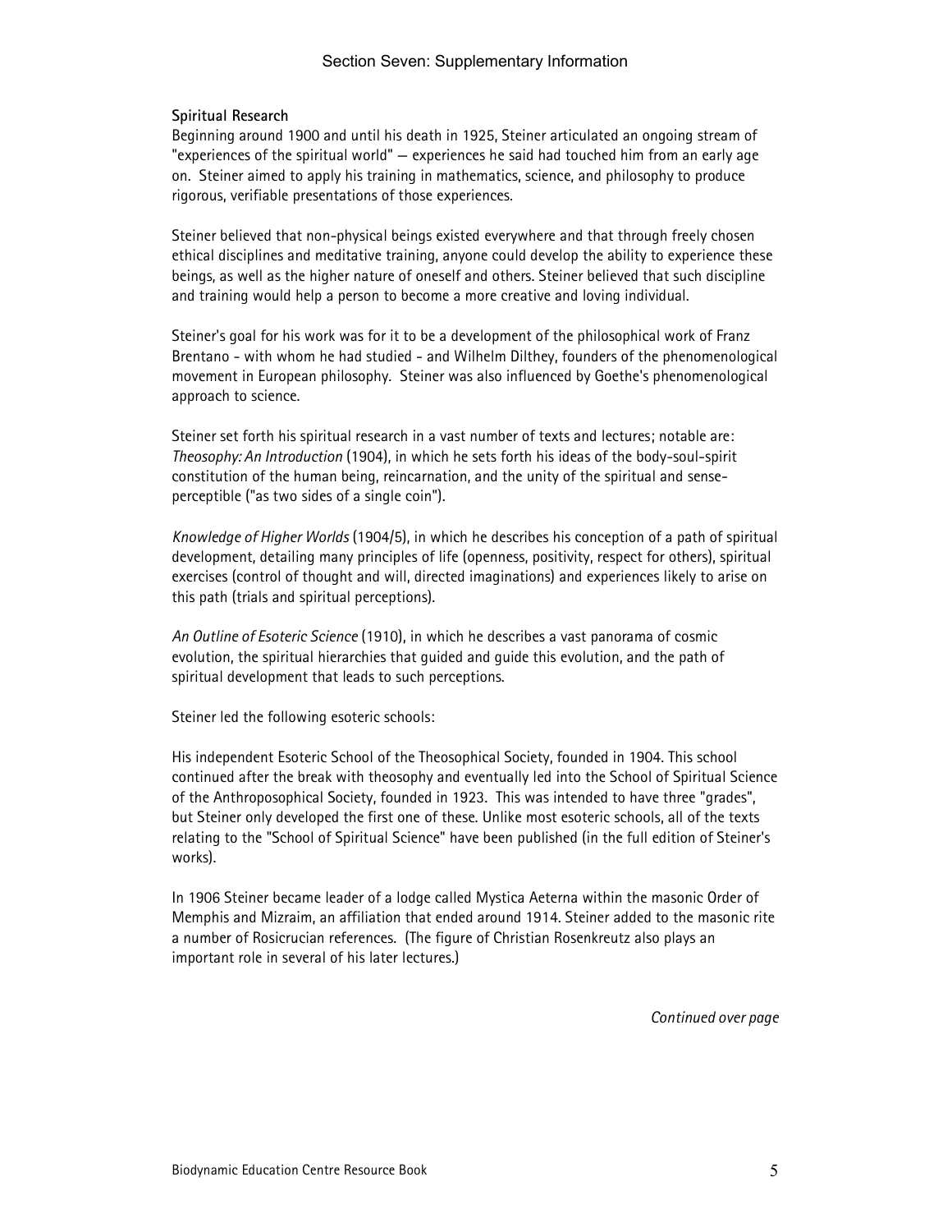**Spiritual Research**

Beginning around 1900 and until his death in 1925, Steiner articulated an ongoing stream of "experiences of the spiritual world" — experiences he said had touched him from an early age on. Steiner aimed to apply his training in mathematics, science, and philosophy to produce rigorous, verifiable presentations of those experiences.

Steiner believed that non-physical beings existed everywhere and that through freely chosen ethical disciplines and meditative training, anyone could develop the ability to experience these beings, as well as the higher nature of oneself and others. Steiner believed that such discipline and training would help a person to become a more creative and loving individual.

Steiner's goal for his work was for it to be a development of the philosophical work of Franz Brentano - with whom he had studied - and Wilhelm Dilthey, founders of the phenomenological movement in European philosophy. Steiner was also influenced by Goethe's phenomenological approach to science.

Steiner set forth his spiritual research in a vast number of texts and lectures; notable are: *Theosophy: An Introduction* (1904), in which he sets forth his ideas of the body-soul-spirit constitution of the human being, reincarnation, and the unity of the spiritual and sense-perceptible ("as two sides of a single coin").

*Knowledge of Higher Worlds* (1904/5), in which he describes his conception of a path of spiritual development, detailing many principles of life (openness, positivity, respect for others), spiritual exercises (control of thought and will, directed imaginations) and experiences likely to arise on this path (trials and spiritual perceptions).

*An Outline of Esoteric Science* (1910), in which he describes a vast panorama of cosmic evolution, the spiritual hierarchies that guided and guide this evolution, and the path of spiritual development that leads to such perceptions.

Steiner led the following esoteric schools:

His independent Esoteric School of the Theosophical Society, founded in 1904. This school continued after the break with theosophy and eventually led into the School of Spiritual Science of the Anthroposophical Society, founded in 1923. This was intended to have three "grades", but Steiner only developed the first one of these. Unlike most esoteric schools, all of the texts relating to the "School of Spiritual Science" have been published (in the full edition of Steiner's works).

In 1906 Steiner became leader of a lodge called Mystica Aeterna within the masonic Order of Memphis and Mizraim, an affiliation that ended around 1914. Steiner added to the masonic rite a number of Rosicrucian references. (The figure of Christian Rosenkreutz also plays an important role in several of his later lectures.)

*Continued over page*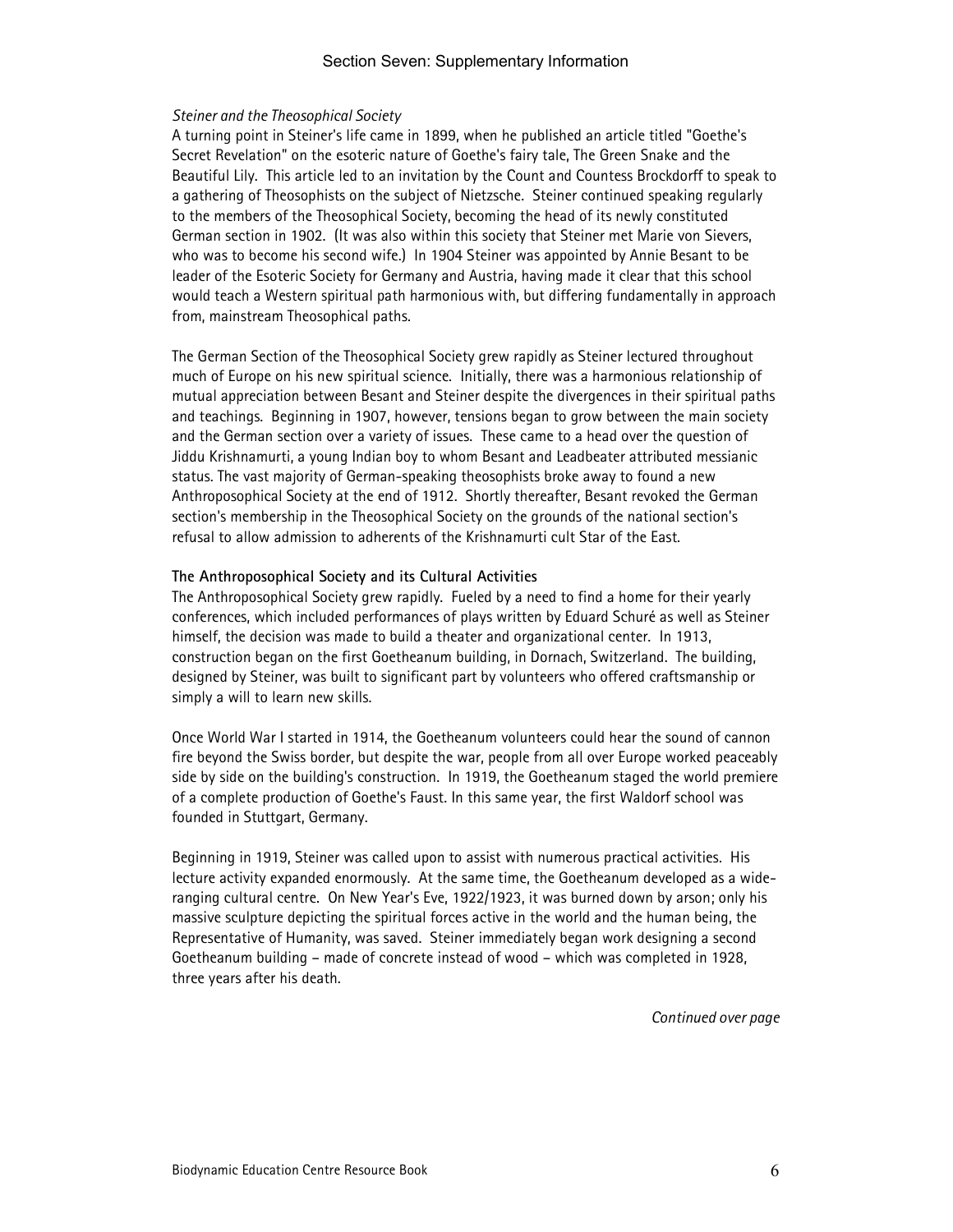*Steiner and the Theosophical Society*

A turning point in Steiner's life came in 1899, when he published an article titled "Goethe's Secret Revelation" on the esoteric nature of Goethe's fairy tale, The Green Snake and the Beautiful Lily. This article led to an invitation by the Count and Countess Brockdorff to speak to a gathering of Theosophists on the subject of Nietzsche. Steiner continued speaking regularly to the members of the Theosophical Society, becoming the head of its newly constituted German section in 1902. (It was also within this society that Steiner met Marie von Sievers, who was to become his second wife.) In 1904 Steiner was appointed by Annie Besant to be leader of the Esoteric Society for Germany and Austria, having made it clear that this school would teach a Western spiritual path harmonious with, but differing fundamentally in approach from, mainstream Theosophical paths.

The German Section of the Theosophical Society grew rapidly as Steiner lectured throughout much of Europe on his new spiritual science. Initially, there was a harmonious relationship of mutual appreciation between Besant and Steiner despite the divergences in their spiritual paths and teachings. Beginning in 1907, however, tensions began to grow between the main society and the German section over a variety of issues. These came to a head over the question of Jiddu Krishnamurti, a young Indian boy to whom Besant and Leadbeater attributed messianic status. The vast majority of German-speaking theosophists broke away to found a new Anthroposophical Society at the end of 1912. Shortly thereafter, Besant revoked the German section's membership in the Theosophical Society on the grounds of the national section's refusal to allow admission to adherents of the Krishnamurti cult Star of the East.

**The Anthroposophical Society and its Cultural Activities**

The Anthroposophical Society grew rapidly. Fueled by a need to find a home for their yearly conferences, which included performances of plays written by Eduard Schuré as well as Steiner himself, the decision was made to build a theater and organizational center. In 1913, construction began on the first Goetheanum building, in Dornach, Switzerland. The building, designed by Steiner, was built to significant part by volunteers who offered craftsmanship or simply a will to learn new skills.

Once World War I started in 1914, the Goetheanum volunteers could hear the sound of cannon fire beyond the Swiss border, but despite the war, people from all over Europe worked peaceably side by side on the building's construction. In 1919, the Goetheanum staged the world premiere of a complete production of Goethe's Faust. In this same year, the first Waldorf school was founded in Stuttgart, Germany.

Beginning in 1919, Steiner was called upon to assist with numerous practical activities. His lecture activity expanded enormously. At the same time, the Goetheanum developed as a wide-ranging cultural centre. On New Year's Eve, 1922/1923, it was burned down by arson; only his massive sculpture depicting the spiritual forces active in the world and the human being, the Representative of Humanity, was saved. Steiner immediately began work designing a second Goetheanum building – made of concrete instead of wood – which was completed in 1928, three years after his death.

*Continued over page*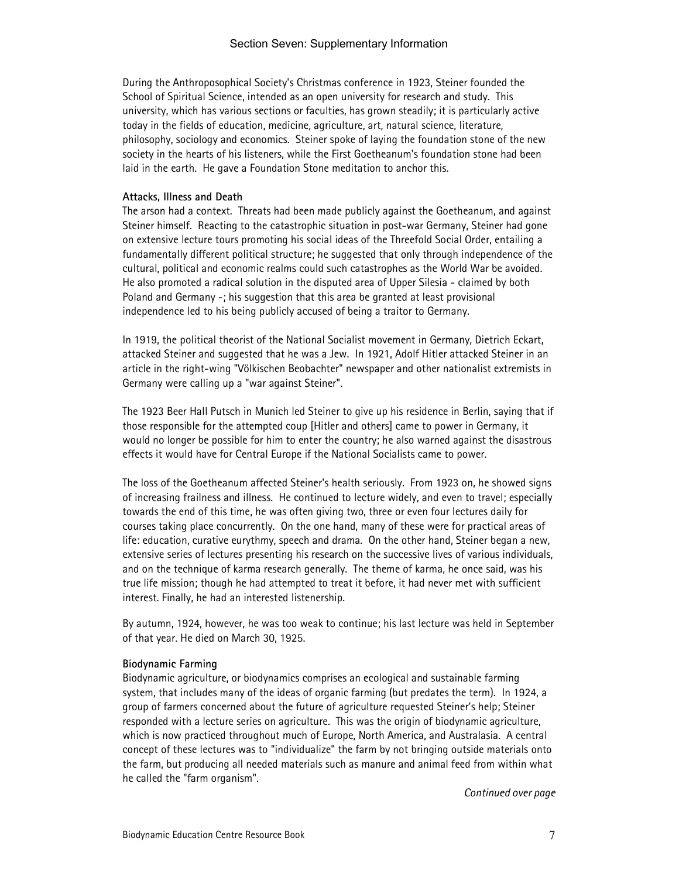During the Anthroposophical Society's Christmas conference in 1923, Steiner founded the School of Spiritual Science, intended as an open university for research and study. This university, which has various sections or faculties, has grown steadily; it is particularly active today in the fields of education, medicine, agriculture, art, natural science, literature, philosophy, sociology and economics. Steiner spoke of laying the foundation stone of the new society in the hearts of his listeners, while the First Goetheanum's foundation stone had been laid in the earth. He gave a Foundation Stone meditation to anchor this.

**Attacks, Illness and Death**

The arson had a context. Threats had been made publicly against the Goetheanum, and against Steiner himself. Reacting to the catastrophic situation in post-war Germany, Steiner had gone on extensive lecture tours promoting his social ideas of the Threefold Social Order, entailing a fundamentally different political structure; he suggested that only through independence of the cultural, political and economic realms could such catastrophes as the World War be avoided. He also promoted a radical solution in the disputed area of Upper Silesia - claimed by both Poland and Germany -; his suggestion that this area be granted at least provisional independence led to his being publicly accused of being a traitor to Germany.

In 1919, the political theorist of the National Socialist movement in Germany, Dietrich Eckart, attacked Steiner and suggested that he was a Jew. In 1921, Adolf Hitler attacked Steiner in an article in the right-wing "Völkischen Beobachter" newspaper and other nationalist extremists in Germany were calling up a "war against Steiner".

The 1923 Beer Hall Putsch in Munich led Steiner to give up his residence in Berlin, saying that if those responsible for the attempted coup [Hitler and others] came to power in Germany, it would no longer be possible for him to enter the country; he also warned against the disastrous effects it would have for Central Europe if the National Socialists came to power.

The loss of the Goetheanum affected Steiner's health seriously. From 1923 on, he showed signs of increasing frailness and illness. He continued to lecture widely, and even to travel; especially towards the end of this time, he was often giving two, three or even four lectures daily for courses taking place concurrently. On the one hand, many of these were for practical areas of life: education, curative eurythmy, speech and drama. On the other hand, Steiner began a new, extensive series of lectures presenting his research on the successive lives of various individuals, and on the technique of karma research generally. The theme of karma, he once said, was his true life mission; though he had attempted to treat it before, it had never met with sufficient interest. Finally, he had an interested listenership.

By autumn, 1924, however, he was too weak to continue; his last lecture was held in September of that year. He died on March 30, 1925.

**Biodynamic Farming**

Biodynamic agriculture, or biodynamics comprises an ecological and sustainable farming system, that includes many of the ideas of organic farming (but predates the term). In 1924, a group of farmers concerned about the future of agriculture requested Steiner's help; Steiner responded with a lecture series on agriculture. This was the origin of biodynamic agriculture, which is now practiced throughout much of Europe, North America, and Australasia. A central concept of these lectures was to "individualize" the farm by not bringing outside materials onto the farm, but producing all needed materials such as manure and animal feed from within what he called the "farm organism".

*Continued over page*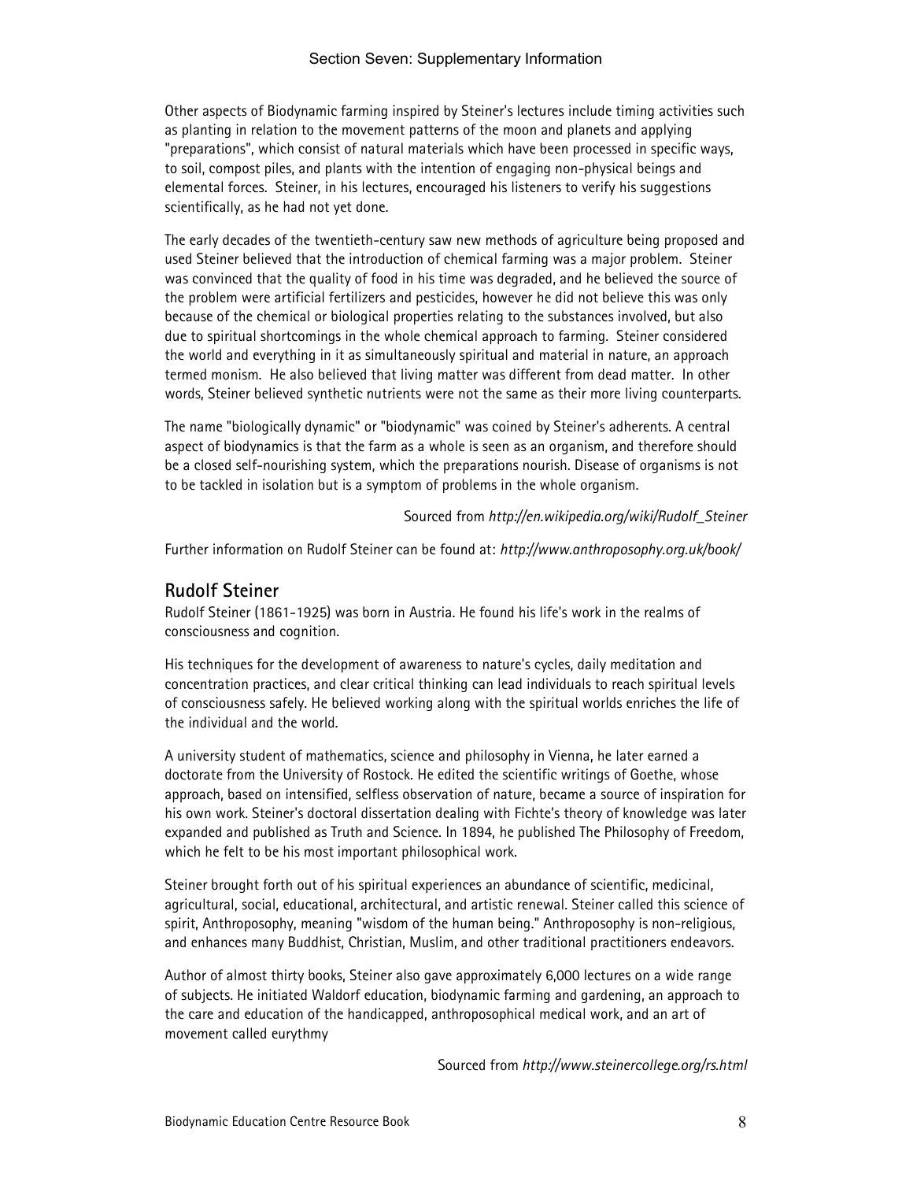Other aspects of Biodynamic farming inspired by Steiner's lectures include timing activities such as planting in relation to the movement patterns of the moon and planets and applying "preparations", which consist of natural materials which have been processed in specific ways, to soil, compost piles, and plants with the intention of engaging non-physical beings and elemental forces. Steiner, in his lectures, encouraged his listeners to verify his suggestions scientifically, as he had not yet done.

The early decades of the twentieth-century saw new methods of agriculture being proposed and used Steiner believed that the introduction of chemical farming was a major problem. Steiner was convinced that the quality of food in his time was degraded, and he believed the source of the problem were artificial fertilizers and pesticides, however he did not believe this was only because of the chemical or biological properties relating to the substances involved, but also due to spiritual shortcomings in the whole chemical approach to farming. Steiner considered the world and everything in it as simultaneously spiritual and material in nature, an approach termed monism. He also believed that living matter was different from dead matter. In other words, Steiner believed synthetic nutrients were not the same as their more living counterparts.

The name "biologically dynamic" or "biodynamic" was coined by Steiner's adherents. A central aspect of biodynamics is that the farm as a whole is seen as an organism, and therefore should be a closed self-nourishing system, which the preparations nourish. Disease of organisms is not to be tackled in isolation but is a symptom of problems in the whole organism.

Sourced from *http://en.wikipedia.org/wiki/Rudolf_Steiner*

Further information on Rudolf Steiner can be found at: *http://www.anthroposophy.org.uk/book/*

## Rudolf Steiner

Rudolf Steiner (1861-1925) was born in Austria. He found his life's work in the realms of consciousness and cognition.

His techniques for the development of awareness to nature's cycles, daily meditation and concentration practices, and clear critical thinking can lead individuals to reach spiritual levels of consciousness safely. He believed working along with the spiritual worlds enriches the life of the individual and the world.

A university student of mathematics, science and philosophy in Vienna, he later earned a doctorate from the University of Rostock. He edited the scientific writings of Goethe, whose approach, based on intensified, selfless observation of nature, became a source of inspiration for his own work. Steiner's doctoral dissertation dealing with Fichte's theory of knowledge was later expanded and published as Truth and Science. In 1894, he published The Philosophy of Freedom, which he felt to be his most important philosophical work.

Steiner brought forth out of his spiritual experiences an abundance of scientific, medicinal, agricultural, social, educational, architectural, and artistic renewal. Steiner called this science of spirit, Anthroposophy, meaning "wisdom of the human being." Anthroposophy is non-religious, and enhances many Buddhist, Christian, Muslim, and other traditional practitioners endeavors.

Author of almost thirty books, Steiner also gave approximately 6,000 lectures on a wide range of subjects. He initiated Waldorf education, biodynamic farming and gardening, an approach to the care and education of the handicapped, anthroposophical medical work, and an art of movement called eurythmy

Sourced from *http://www.steinercollege.org/rs.html*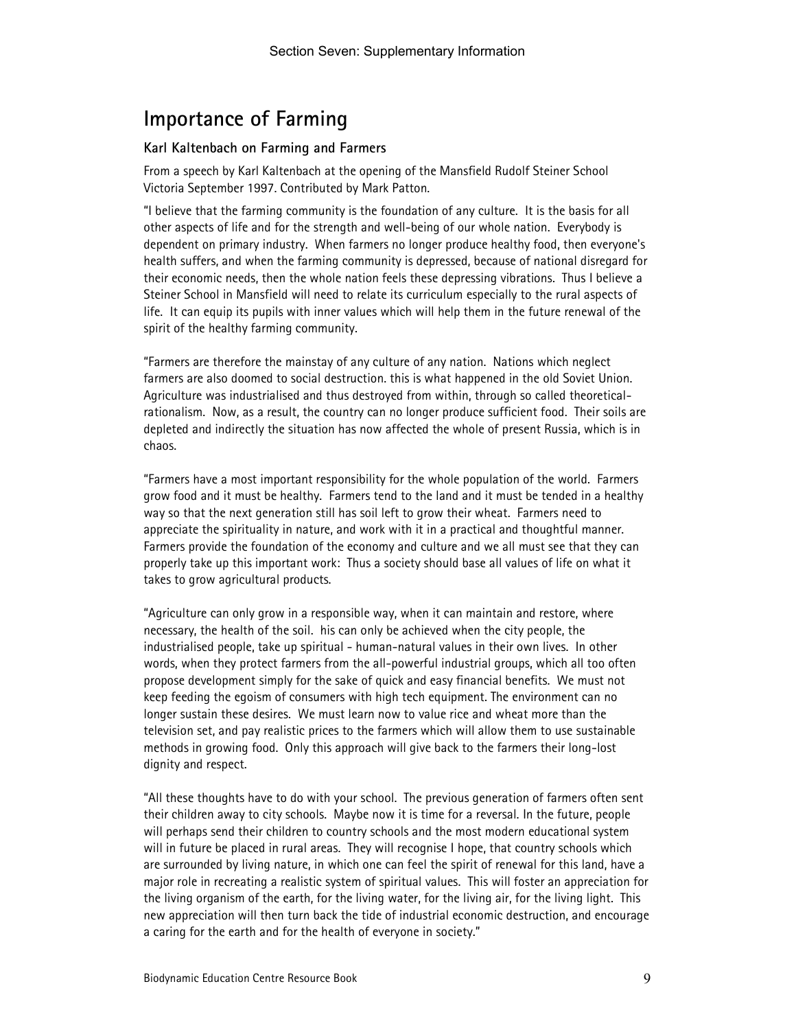# Importance of Farming

### Karl Kaltenbach on Farming and Farmers

From a speech by Karl Kaltenbach at the opening of the Mansfield Rudolf Steiner School Victoria September 1997. Contributed by Mark Patton.

"I believe that the farming community is the foundation of any culture. It is the basis for all other aspects of life and for the strength and well-being of our whole nation. Everybody is dependent on primary industry. When farmers no longer produce healthy food, then everyone's health suffers, and when the farming community is depressed, because of national disregard for their economic needs, then the whole nation feels these depressing vibrations. Thus I believe a Steiner School in Mansfield will need to relate its curriculum especially to the rural aspects of life. It can equip its pupils with inner values which will help them in the future renewal of the spirit of the healthy farming community.

"Farmers are therefore the mainstay of any culture of any nation. Nations which neglect farmers are also doomed to social destruction. this is what happened in the old Soviet Union. Agriculture was industrialised and thus destroyed from within, through so called theoretical-rationalism. Now, as a result, the country can no longer produce sufficient food. Their soils are depleted and indirectly the situation has now affected the whole of present Russia, which is in chaos.

"Farmers have a most important responsibility for the whole population of the world. Farmers grow food and it must be healthy. Farmers tend to the land and it must be tended in a healthy way so that the next generation still has soil left to grow their wheat. Farmers need to appreciate the spirituality in nature, and work with it in a practical and thoughtful manner. Farmers provide the foundation of the economy and culture and we all must see that they can properly take up this important work: Thus a society should base all values of life on what it takes to grow agricultural products.

"Agriculture can only grow in a responsible way, when it can maintain and restore, where necessary, the health of the soil. his can only be achieved when the city people, the industrialised people, take up spiritual - human-natural values in their own lives. In other words, when they protect farmers from the all-powerful industrial groups, which all too often propose development simply for the sake of quick and easy financial benefits. We must not keep feeding the egoism of consumers with high tech equipment. The environment can no longer sustain these desires. We must learn now to value rice and wheat more than the television set, and pay realistic prices to the farmers which will allow them to use sustainable methods in growing food. Only this approach will give back to the farmers their long-lost dignity and respect.

"All these thoughts have to do with your school. The previous generation of farmers often sent their children away to city schools. Maybe now it is time for a reversal. In the future, people will perhaps send their children to country schools and the most modern educational system will in future be placed in rural areas. They will recognise I hope, that country schools which are surrounded by living nature, in which one can feel the spirit of renewal for this land, have a major role in recreating a realistic system of spiritual values. This will foster an appreciation for the living organism of the earth, for the living water, for the living air, for the living light. This new appreciation will then turn back the tide of industrial economic destruction, and encourage a caring for the earth and for the health of everyone in society."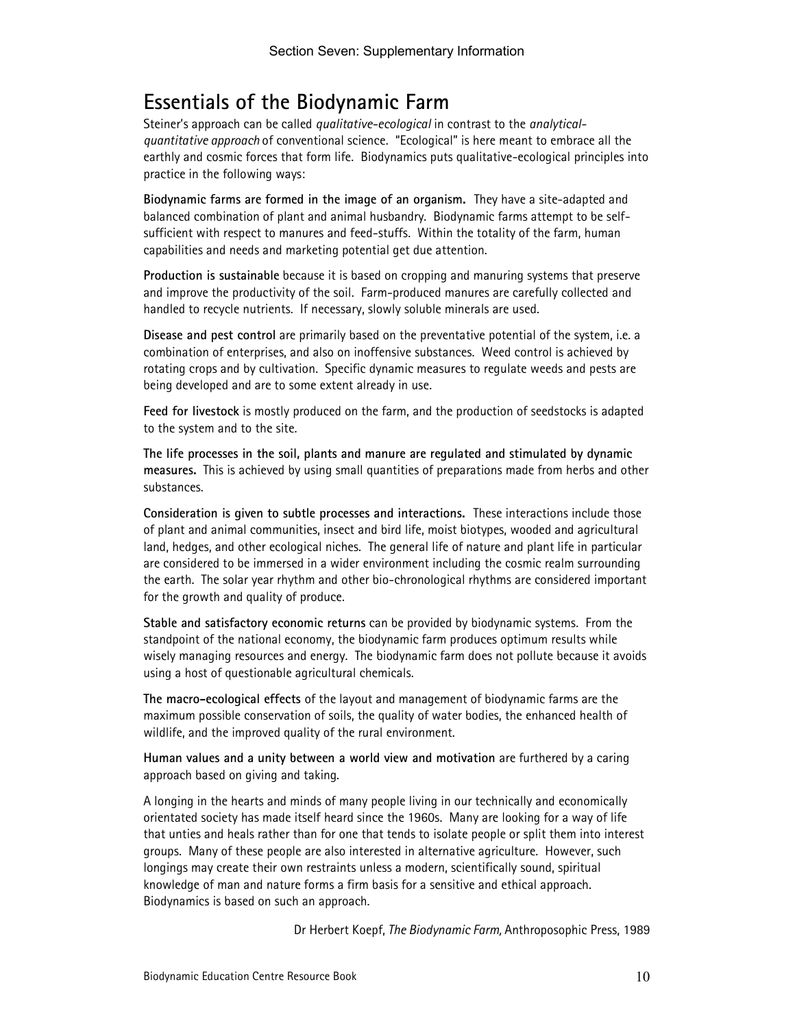# Essentials of the Biodynamic Farm

Steiner's approach can be called *qualitative-ecological* in contrast to the *analytical-quantitative approach* of conventional science. "Ecological" is here meant to embrace all the earthly and cosmic forces that form life. Biodynamics puts qualitative-ecological principles into practice in the following ways:

**Biodynamic farms are formed in the image of an organism.** They have a site-adapted and balanced combination of plant and animal husbandry. Biodynamic farms attempt to be self-sufficient with respect to manures and feed-stuffs. Within the totality of the farm, human capabilities and needs and marketing potential get due attention.

**Production is sustainable** because it is based on cropping and manuring systems that preserve and improve the productivity of the soil. Farm-produced manures are carefully collected and handled to recycle nutrients. If necessary, slowly soluble minerals are used.

**Disease and pest control** are primarily based on the preventative potential of the system, i.e. a combination of enterprises, and also on inoffensive substances. Weed control is achieved by rotating crops and by cultivation. Specific dynamic measures to regulate weeds and pests are being developed and are to some extent already in use.

**Feed for livestock** is mostly produced on the farm, and the production of seedstocks is adapted to the system and to the site.

**The life processes in the soil, plants and manure are regulated and stimulated by dynamic measures.** This is achieved by using small quantities of preparations made from herbs and other substances.

**Consideration is given to subtle processes and interactions.** These interactions include those of plant and animal communities, insect and bird life, moist biotypes, wooded and agricultural land, hedges, and other ecological niches. The general life of nature and plant life in particular are considered to be immersed in a wider environment including the cosmic realm surrounding the earth. The solar year rhythm and other bio-chronological rhythms are considered important for the growth and quality of produce.

**Stable and satisfactory economic returns** can be provided by biodynamic systems. From the standpoint of the national economy, the biodynamic farm produces optimum results while wisely managing resources and energy. The biodynamic farm does not pollute because it avoids using a host of questionable agricultural chemicals.

**The macro-ecological effects** of the layout and management of biodynamic farms are the maximum possible conservation of soils, the quality of water bodies, the enhanced health of wildlife, and the improved quality of the rural environment.

**Human values and a unity between a world view and motivation** are furthered by a caring approach based on giving and taking.

A longing in the hearts and minds of many people living in our technically and economically orientated society has made itself heard since the 1960s. Many are looking for a way of life that unties and heals rather than for one that tends to isolate people or split them into interest groups. Many of these people are also interested in alternative agriculture. However, such longings may create their own restraints unless a modern, scientifically sound, spiritual knowledge of man and nature forms a firm basis for a sensitive and ethical approach. Biodynamics is based on such an approach.

Dr Herbert Koepf, *The Biodynamic Farm,* Anthroposophic Press, 1989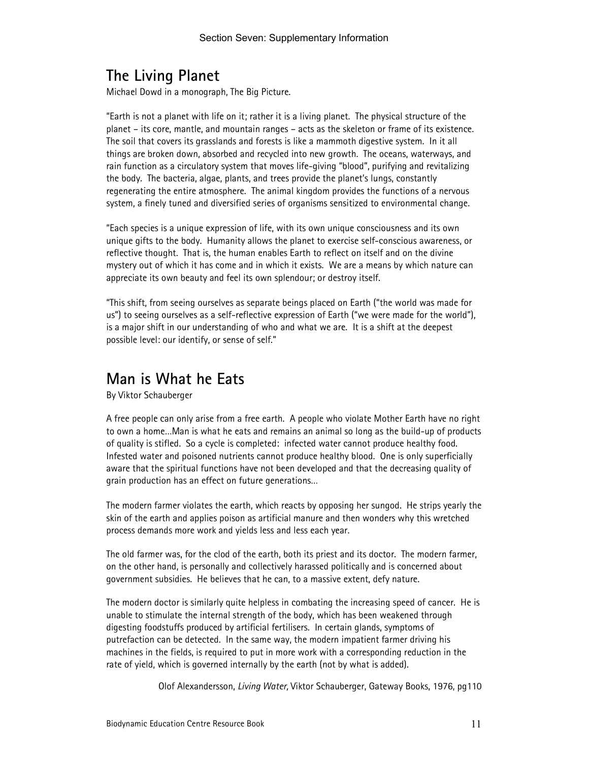## The Living Planet

Michael Dowd in a monograph, The Big Picture.

"Earth is not a planet with life on it; rather it is a living planet. The physical structure of the planet – its core, mantle, and mountain ranges – acts as the skeleton or frame of its existence. The soil that covers its grasslands and forests is like a mammoth digestive system. In it all things are broken down, absorbed and recycled into new growth. The oceans, waterways, and rain function as a circulatory system that moves life-giving "blood", purifying and revitalizing the body. The bacteria, algae, plants, and trees provide the planet's lungs, constantly regenerating the entire atmosphere. The animal kingdom provides the functions of a nervous system, a finely tuned and diversified series of organisms sensitized to environmental change.

"Each species is a unique expression of life, with its own unique consciousness and its own unique gifts to the body. Humanity allows the planet to exercise self-conscious awareness, or reflective thought. That is, the human enables Earth to reflect on itself and on the divine mystery out of which it has come and in which it exists. We are a means by which nature can appreciate its own beauty and feel its own splendour; or destroy itself.

"This shift, from seeing ourselves as separate beings placed on Earth ("the world was made for us") to seeing ourselves as a self-reflective expression of Earth ("we were made for the world"), is a major shift in our understanding of who and what we are. It is a shift at the deepest possible level: our identify, or sense of self."

## Man is What he Eats

By Viktor Schauberger

A free people can only arise from a free earth. A people who violate Mother Earth have no right to own a home...Man is what he eats and remains an animal so long as the build-up of products of quality is stifled. So a cycle is completed: infected water cannot produce healthy food. Infested water and poisoned nutrients cannot produce healthy blood. One is only superficially aware that the spiritual functions have not been developed and that the decreasing quality of grain production has an effect on future generations...

The modern farmer violates the earth, which reacts by opposing her sungod. He strips yearly the skin of the earth and applies poison as artificial manure and then wonders why this wretched process demands more work and yields less and less each year.

The old farmer was, for the clod of the earth, both its priest and its doctor. The modern farmer, on the other hand, is personally and collectively harassed politically and is concerned about government subsidies. He believes that he can, to a massive extent, defy nature.

The modern doctor is similarly quite helpless in combating the increasing speed of cancer. He is unable to stimulate the internal strength of the body, which has been weakened through digesting foodstuffs produced by artificial fertilisers. In certain glands, symptoms of putrefaction can be detected. In the same way, the modern impatient farmer driving his machines in the fields, is required to put in more work with a corresponding reduction in the rate of yield, which is governed internally by the earth (not by what is added).

Olof Alexandersson, *Living Water,* Viktor Schauberger, Gateway Books, 1976, pg110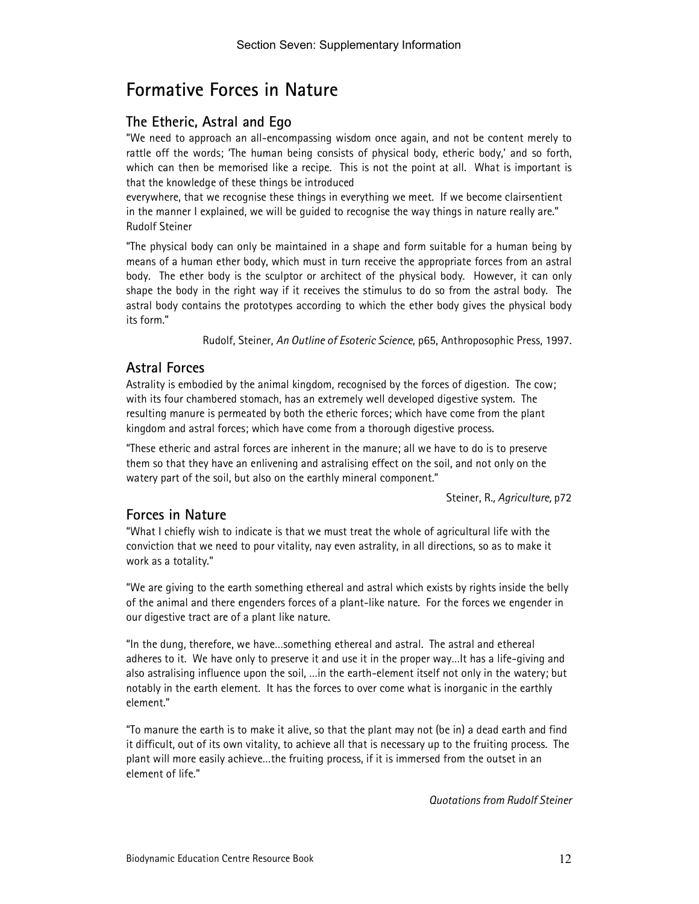# Formative Forces in Nature

## The Etheric, Astral and Ego

"We need to approach an all-encompassing wisdom once again, and not be content merely to rattle off the words; 'The human being consists of physical body, etheric body,' and so forth, which can then be memorised like a recipe. This is not the point at all. What is important is that the knowledge of these things be introduced
everywhere, that we recognise these things in everything we meet. If we become clairsentient in the manner I explained, we will be guided to recognise the way things in nature really are."
Rudolf Steiner

"The physical body can only be maintained in a shape and form suitable for a human being by means of a human ether body, which must in turn receive the appropriate forces from an astral body. The ether body is the sculptor or architect of the physical body. However, it can only shape the body in the right way if it receives the stimulus to do so from the astral body. The astral body contains the prototypes according to which the ether body gives the physical body its form."

Rudolf, Steiner, *An Outline of Esoteric Science*, p65, Anthroposophic Press, 1997.

## Astral Forces

Astrality is embodied by the animal kingdom, recognised by the forces of digestion. The cow; with its four chambered stomach, has an extremely well developed digestive system. The resulting manure is permeated by both the etheric forces; which have come from the plant kingdom and astral forces; which have come from a thorough digestive process.

"These etheric and astral forces are inherent in the manure; all we have to do is to preserve them so that they have an enlivening and astralising effect on the soil, and not only on the watery part of the soil, but also on the earthly mineral component."

Steiner, R., *Agriculture,* p72

## Forces in Nature

"What I chiefly wish to indicate is that we must treat the whole of agricultural life with the conviction that we need to pour vitality, nay even astrality, in all directions, so as to make it work as a totality."

"We are giving to the earth something ethereal and astral which exists by rights inside the belly of the animal and there engenders forces of a plant-like nature. For the forces we engender in our digestive tract are of a plant like nature.

"In the dung, therefore, we have…something ethereal and astral. The astral and ethereal adheres to it. We have only to preserve it and use it in the proper way…It has a life-giving and also astralising influence upon the soil, …in the earth-element itself not only in the watery; but notably in the earth element. It has the forces to over come what is inorganic in the earthly element."

"To manure the earth is to make it alive, so that the plant may not (be in) a dead earth and find it difficult, out of its own vitality, to achieve all that is necessary up to the fruiting process. The plant will more easily achieve…the fruiting process, if it is immersed from the outset in an element of life."

*Quotations from Rudolf Steiner*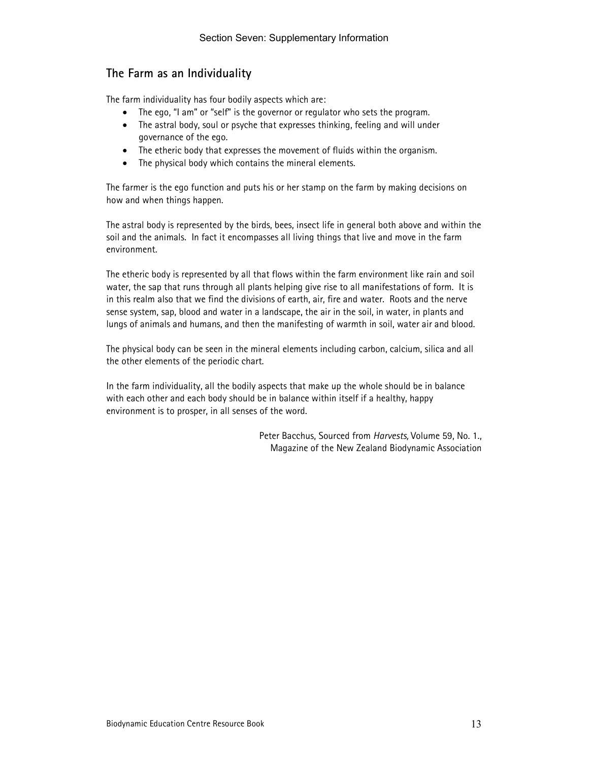## The Farm as an Individuality

The farm individuality has four bodily aspects which are:

- The ego, "I am" or "self" is the governor or regulator who sets the program.
- The astral body, soul or psyche that expresses thinking, feeling and will under governance of the ego.
- The etheric body that expresses the movement of fluids within the organism.
- The physical body which contains the mineral elements.

The farmer is the ego function and puts his or her stamp on the farm by making decisions on how and when things happen.

The astral body is represented by the birds, bees, insect life in general both above and within the soil and the animals. In fact it encompasses all living things that live and move in the farm environment.

The etheric body is represented by all that flows within the farm environment like rain and soil water, the sap that runs through all plants helping give rise to all manifestations of form. It is in this realm also that we find the divisions of earth, air, fire and water. Roots and the nerve sense system, sap, blood and water in a landscape, the air in the soil, in water, in plants and lungs of animals and humans, and then the manifesting of warmth in soil, water air and blood.

The physical body can be seen in the mineral elements including carbon, calcium, silica and all the other elements of the periodic chart.

In the farm individuality, all the bodily aspects that make up the whole should be in balance with each other and each body should be in balance within itself if a healthy, happy environment is to prosper, in all senses of the word.

Peter Bacchus, Sourced from *Harvests,* Volume 59, No. 1., Magazine of the New Zealand Biodynamic Association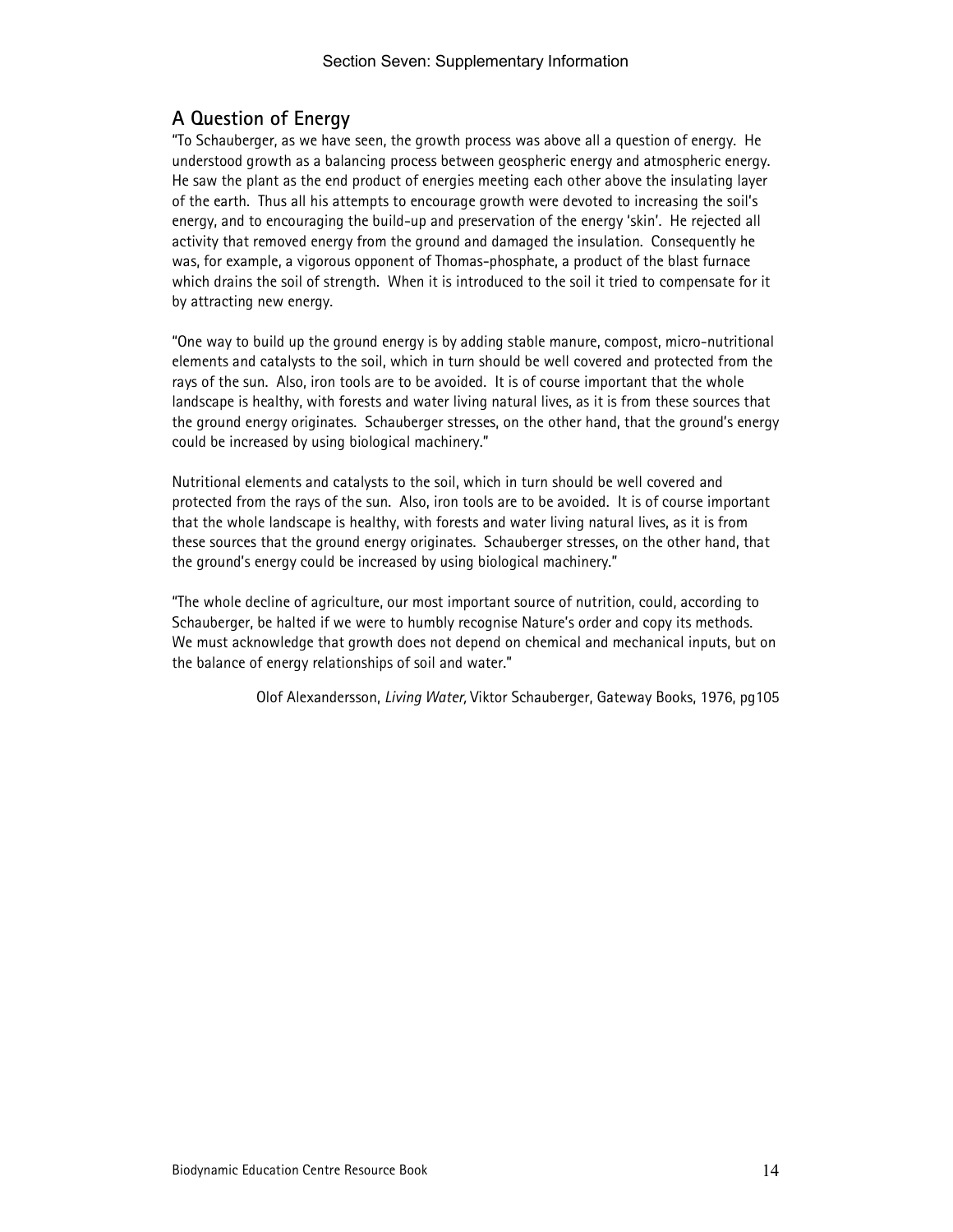## A Question of Energy

"To Schauberger, as we have seen, the growth process was above all a question of energy. He understood growth as a balancing process between geospheric energy and atmospheric energy. He saw the plant as the end product of energies meeting each other above the insulating layer of the earth. Thus all his attempts to encourage growth were devoted to increasing the soil's energy, and to encouraging the build-up and preservation of the energy 'skin'. He rejected all activity that removed energy from the ground and damaged the insulation. Consequently he was, for example, a vigorous opponent of Thomas-phosphate, a product of the blast furnace which drains the soil of strength. When it is introduced to the soil it tried to compensate for it by attracting new energy.

"One way to build up the ground energy is by adding stable manure, compost, micro-nutritional elements and catalysts to the soil, which in turn should be well covered and protected from the rays of the sun. Also, iron tools are to be avoided. It is of course important that the whole landscape is healthy, with forests and water living natural lives, as it is from these sources that the ground energy originates. Schauberger stresses, on the other hand, that the ground's energy could be increased by using biological machinery."

Nutritional elements and catalysts to the soil, which in turn should be well covered and protected from the rays of the sun. Also, iron tools are to be avoided. It is of course important that the whole landscape is healthy, with forests and water living natural lives, as it is from these sources that the ground energy originates. Schauberger stresses, on the other hand, that the ground's energy could be increased by using biological machinery."

"The whole decline of agriculture, our most important source of nutrition, could, according to Schauberger, be halted if we were to humbly recognise Nature's order and copy its methods. We must acknowledge that growth does not depend on chemical and mechanical inputs, but on the balance of energy relationships of soil and water."

Olof Alexandersson, *Living Water,* Viktor Schauberger, Gateway Books, 1976, pg105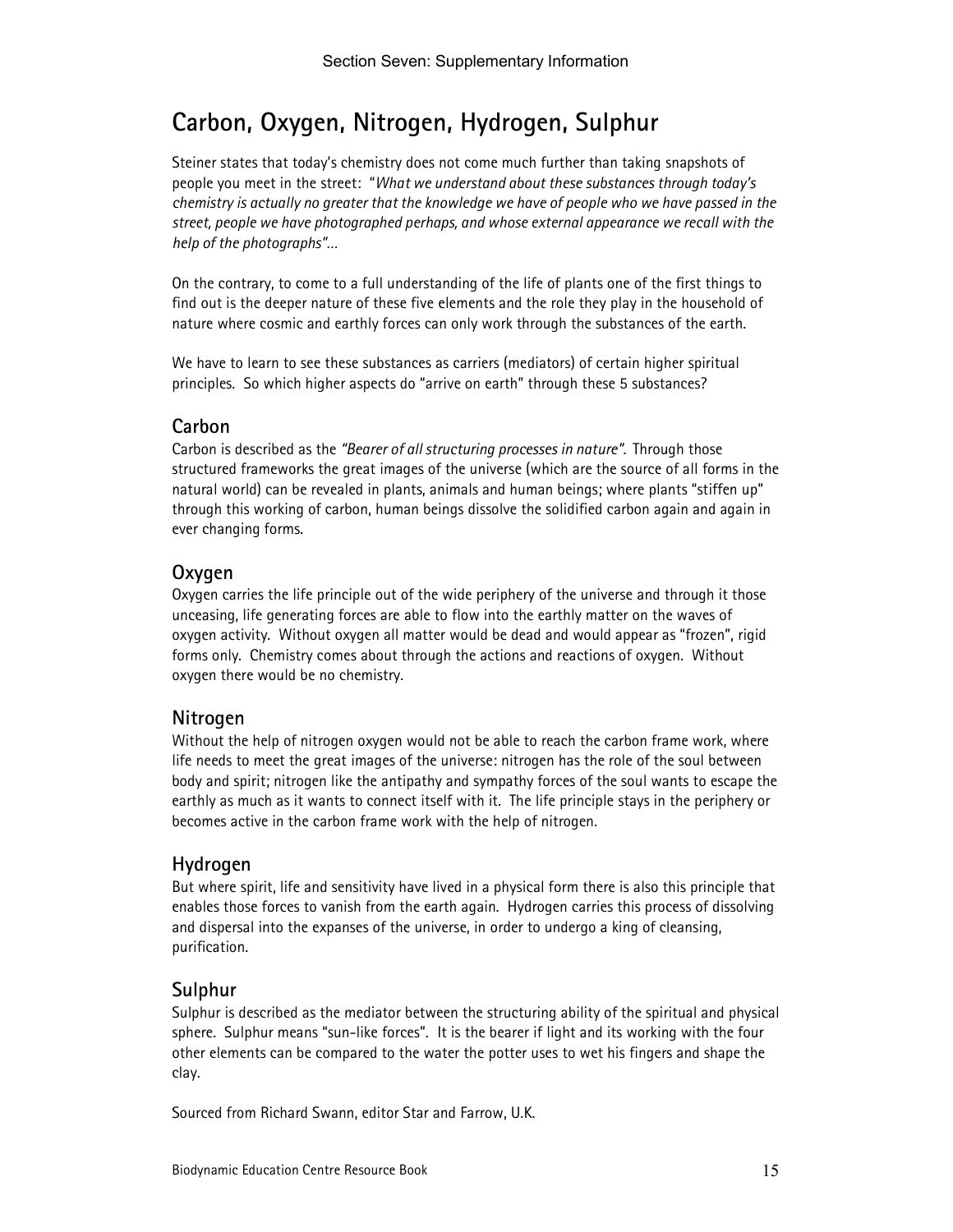# Carbon, Oxygen, Nitrogen, Hydrogen, Sulphur

Steiner states that today's chemistry does not come much further than taking snapshots of people you meet in the street: "*What we understand about these substances through today's chemistry is actually no greater that the knowledge we have of people who we have passed in the street, people we have photographed perhaps, and whose external appearance we recall with the help of the photographs"…*

On the contrary, to come to a full understanding of the life of plants one of the first things to find out is the deeper nature of these five elements and the role they play in the household of nature where cosmic and earthly forces can only work through the substances of the earth.

We have to learn to see these substances as carriers (mediators) of certain higher spiritual principles. So which higher aspects do "arrive on earth" through these 5 substances?

## Carbon

Carbon is described as the *"Bearer of all structuring processes in nature".* Through those structured frameworks the great images of the universe (which are the source of all forms in the natural world) can be revealed in plants, animals and human beings; where plants "stiffen up" through this working of carbon, human beings dissolve the solidified carbon again and again in ever changing forms.

## Oxygen

Oxygen carries the life principle out of the wide periphery of the universe and through it those unceasing, life generating forces are able to flow into the earthly matter on the waves of oxygen activity. Without oxygen all matter would be dead and would appear as "frozen", rigid forms only. Chemistry comes about through the actions and reactions of oxygen. Without oxygen there would be no chemistry.

## Nitrogen

Without the help of nitrogen oxygen would not be able to reach the carbon frame work, where life needs to meet the great images of the universe: nitrogen has the role of the soul between body and spirit; nitrogen like the antipathy and sympathy forces of the soul wants to escape the earthly as much as it wants to connect itself with it. The life principle stays in the periphery or becomes active in the carbon frame work with the help of nitrogen.

## Hydrogen

But where spirit, life and sensitivity have lived in a physical form there is also this principle that enables those forces to vanish from the earth again. Hydrogen carries this process of dissolving and dispersal into the expanses of the universe, in order to undergo a king of cleansing, purification.

## Sulphur

Sulphur is described as the mediator between the structuring ability of the spiritual and physical sphere. Sulphur means "sun-like forces". It is the bearer if light and its working with the four other elements can be compared to the water the potter uses to wet his fingers and shape the clay.

Sourced from Richard Swann, editor Star and Farrow, U.K.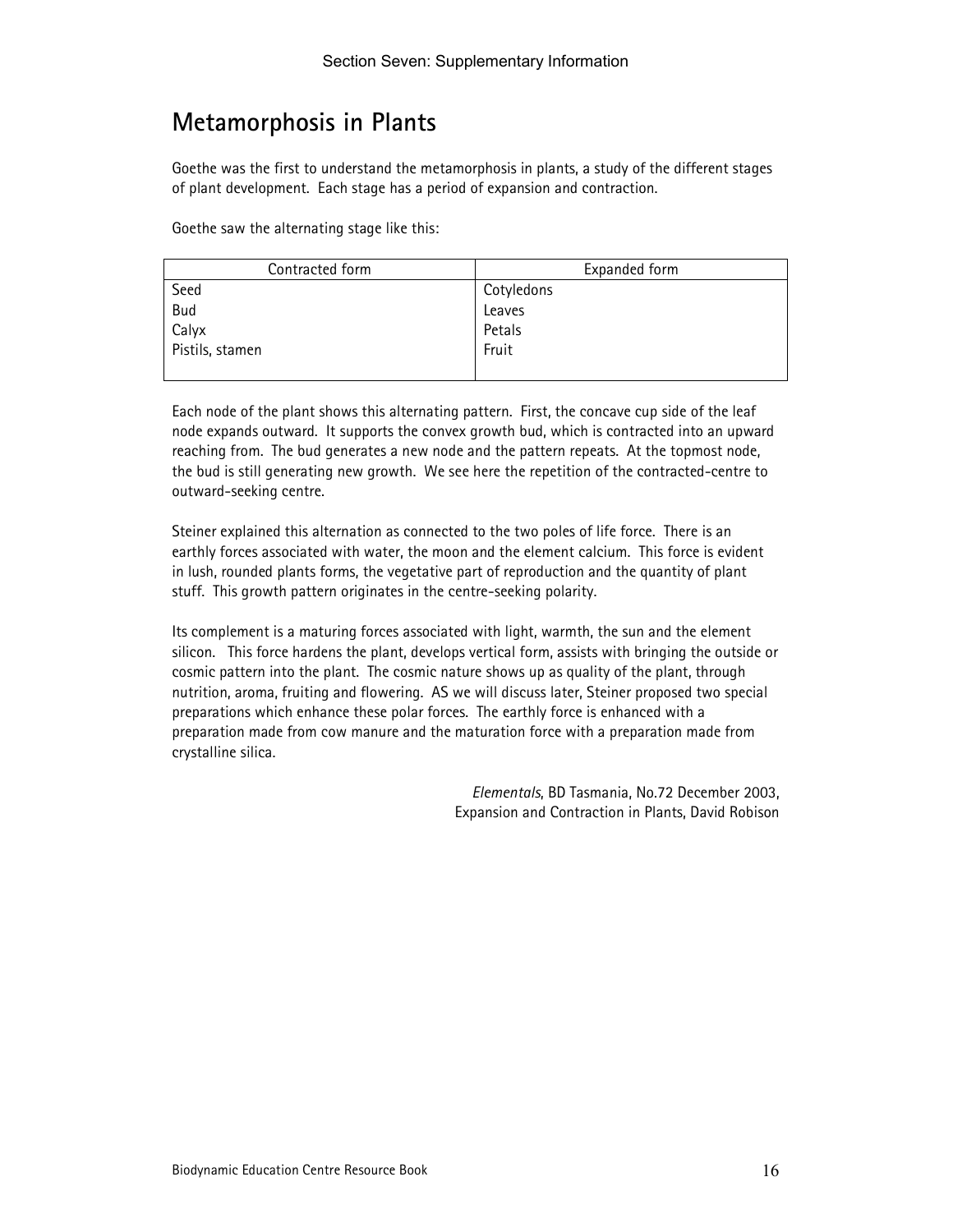## Metamorphosis in Plants

Goethe was the first to understand the metamorphosis in plants, a study of the different stages of plant development. Each stage has a period of expansion and contraction.

Goethe saw the alternating stage like this:

| Contracted form | Expanded form |
|---|---|
| Seed | Cotyledons |
| Bud | Leaves |
| Calyx | Petals |
| Pistils, stamen | Fruit |

Each node of the plant shows this alternating pattern. First, the concave cup side of the leaf node expands outward. It supports the convex growth bud, which is contracted into an upward reaching from. The bud generates a new node and the pattern repeats. At the topmost node, the bud is still generating new growth. We see here the repetition of the contracted-centre to outward-seeking centre.

Steiner explained this alternation as connected to the two poles of life force. There is an earthly forces associated with water, the moon and the element calcium. This force is evident in lush, rounded plants forms, the vegetative part of reproduction and the quantity of plant stuff. This growth pattern originates in the centre-seeking polarity.

Its complement is a maturing forces associated with light, warmth, the sun and the element silicon. This force hardens the plant, develops vertical form, assists with bringing the outside or cosmic pattern into the plant. The cosmic nature shows up as quality of the plant, through nutrition, aroma, fruiting and flowering. AS we will discuss later, Steiner proposed two special preparations which enhance these polar forces. The earthly force is enhanced with a preparation made from cow manure and the maturation force with a preparation made from crystalline silica.

*Elementals*, BD Tasmania, No.72 December 2003,
Expansion and Contraction in Plants, David Robison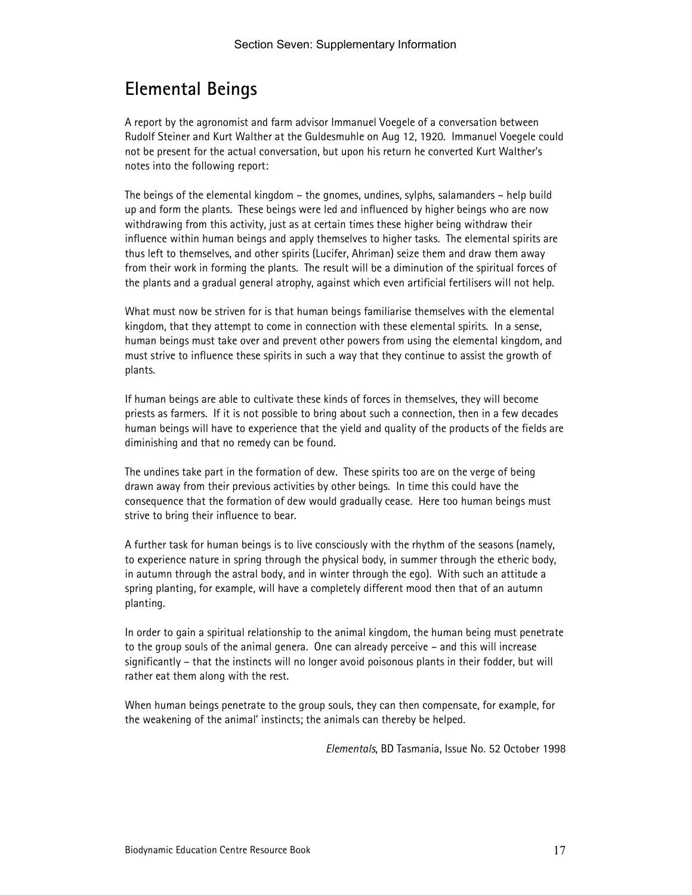## Elemental Beings

A report by the agronomist and farm advisor Immanuel Voegele of a conversation between Rudolf Steiner and Kurt Walther at the Guldesmuhle on Aug 12, 1920. Immanuel Voegele could not be present for the actual conversation, but upon his return he converted Kurt Walther's notes into the following report:

The beings of the elemental kingdom – the gnomes, undines, sylphs, salamanders – help build up and form the plants. These beings were led and influenced by higher beings who are now withdrawing from this activity, just as at certain times these higher being withdraw their influence within human beings and apply themselves to higher tasks. The elemental spirits are thus left to themselves, and other spirits (Lucifer, Ahriman) seize them and draw them away from their work in forming the plants. The result will be a diminution of the spiritual forces of the plants and a gradual general atrophy, against which even artificial fertilisers will not help.

What must now be striven for is that human beings familiarise themselves with the elemental kingdom, that they attempt to come in connection with these elemental spirits. In a sense, human beings must take over and prevent other powers from using the elemental kingdom, and must strive to influence these spirits in such a way that they continue to assist the growth of plants.

If human beings are able to cultivate these kinds of forces in themselves, they will become priests as farmers. If it is not possible to bring about such a connection, then in a few decades human beings will have to experience that the yield and quality of the products of the fields are diminishing and that no remedy can be found.

The undines take part in the formation of dew. These spirits too are on the verge of being drawn away from their previous activities by other beings. In time this could have the consequence that the formation of dew would gradually cease. Here too human beings must strive to bring their influence to bear.

A further task for human beings is to live consciously with the rhythm of the seasons (namely, to experience nature in spring through the physical body, in summer through the etheric body, in autumn through the astral body, and in winter through the ego). With such an attitude a spring planting, for example, will have a completely different mood then that of an autumn planting.

In order to gain a spiritual relationship to the animal kingdom, the human being must penetrate to the group souls of the animal genera. One can already perceive – and this will increase significantly – that the instincts will no longer avoid poisonous plants in their fodder, but will rather eat them along with the rest.

When human beings penetrate to the group souls, they can then compensate, for example, for the weakening of the animal' instincts; the animals can thereby be helped.

*Elementals*, BD Tasmania, Issue No. 52 October 1998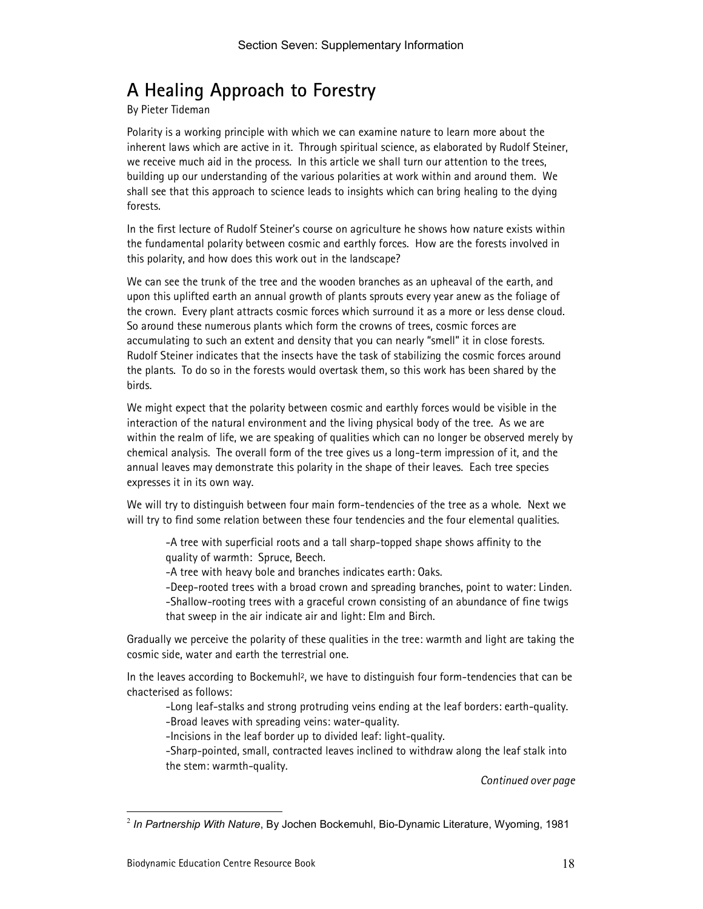# A Healing Approach to Forestry

By Pieter Tideman

Polarity is a working principle with which we can examine nature to learn more about the inherent laws which are active in it. Through spiritual science, as elaborated by Rudolf Steiner, we receive much aid in the process. In this article we shall turn our attention to the trees, building up our understanding of the various polarities at work within and around them. We shall see that this approach to science leads to insights which can bring healing to the dying forests.

In the first lecture of Rudolf Steiner's course on agriculture he shows how nature exists within the fundamental polarity between cosmic and earthly forces. How are the forests involved in this polarity, and how does this work out in the landscape?

We can see the trunk of the tree and the wooden branches as an upheaval of the earth, and upon this uplifted earth an annual growth of plants sprouts every year anew as the foliage of the crown. Every plant attracts cosmic forces which surround it as a more or less dense cloud. So around these numerous plants which form the crowns of trees, cosmic forces are accumulating to such an extent and density that you can nearly "smell" it in close forests. Rudolf Steiner indicates that the insects have the task of stabilizing the cosmic forces around the plants. To do so in the forests would overtask them, so this work has been shared by the birds.

We might expect that the polarity between cosmic and earthly forces would be visible in the interaction of the natural environment and the living physical body of the tree. As we are within the realm of life, we are speaking of qualities which can no longer be observed merely by chemical analysis. The overall form of the tree gives us a long-term impression of it, and the annual leaves may demonstrate this polarity in the shape of their leaves. Each tree species expresses it in its own way.

We will try to distinguish between four main form-tendencies of the tree as a whole. Next we will try to find some relation between these four tendencies and the four elemental qualities.

> -A tree with superficial roots and a tall sharp-topped shape shows affinity to the quality of warmth: Spruce, Beech.
> -A tree with heavy bole and branches indicates earth: Oaks.
> -Deep-rooted trees with a broad crown and spreading branches, point to water: Linden.
> -Shallow-rooting trees with a graceful crown consisting of an abundance of fine twigs that sweep in the air indicate air and light: Elm and Birch.

Gradually we perceive the polarity of these qualities in the tree: warmth and light are taking the cosmic side, water and earth the terrestrial one.

In the leaves according to Bockemuhl[2], we have to distinguish four form-tendencies that can be chacterised as follows:

> -Long leaf-stalks and strong protruding veins ending at the leaf borders: earth-quality.
> -Broad leaves with spreading veins: water-quality.
> -Incisions in the leaf border up to divided leaf: light-quality.
> -Sharp-pointed, small, contracted leaves inclined to withdraw along the leaf stalk into the stem: warmth-quality.

*Continued over page*

[2] *In Partnership With Nature*, By Jochen Bockemuhl, Bio-Dynamic Literature, Wyoming, 1981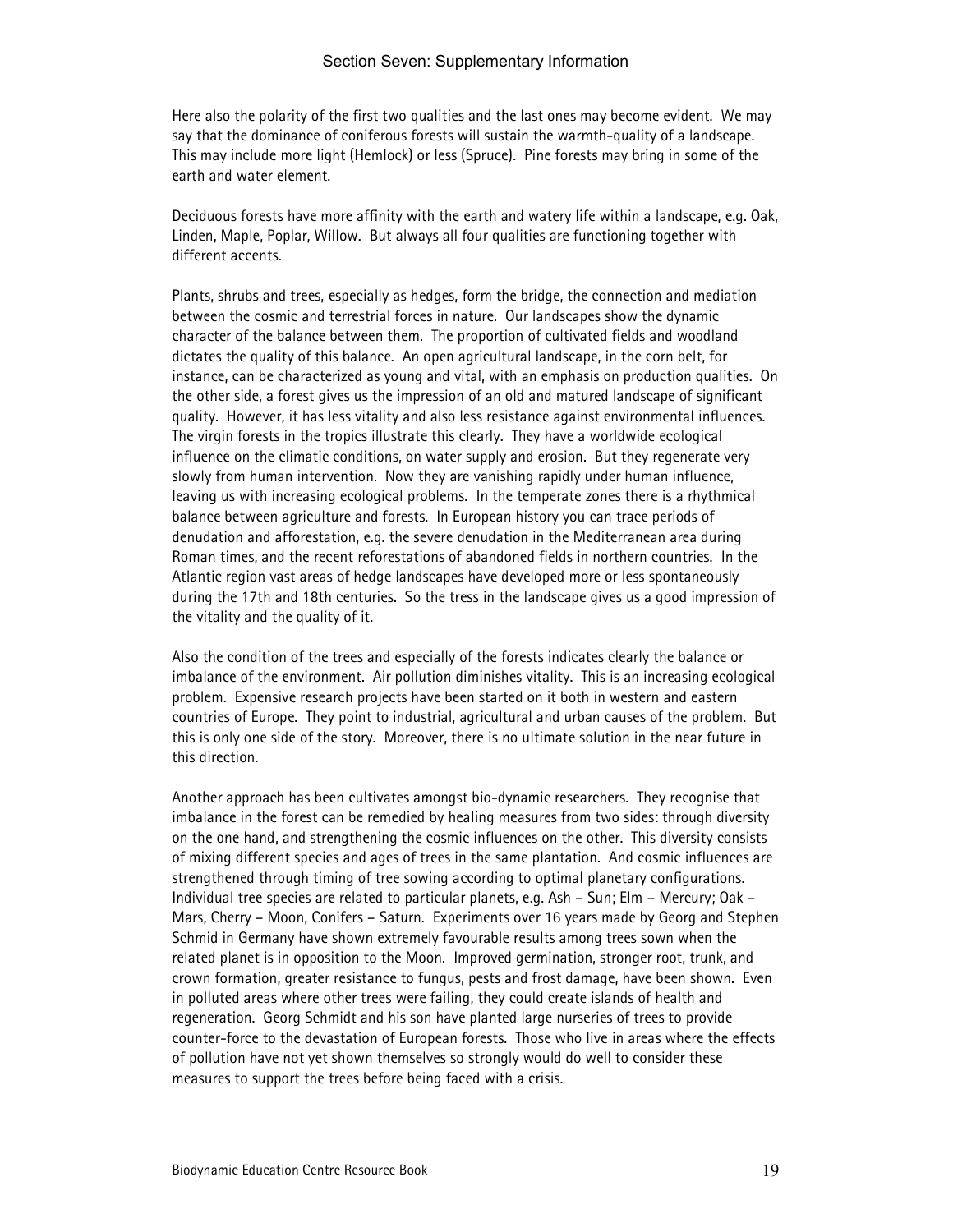Here also the polarity of the first two qualities and the last ones may become evident. We may say that the dominance of coniferous forests will sustain the warmth-quality of a landscape. This may include more light (Hemlock) or less (Spruce). Pine forests may bring in some of the earth and water element.

Deciduous forests have more affinity with the earth and watery life within a landscape, e.g. Oak, Linden, Maple, Poplar, Willow. But always all four qualities are functioning together with different accents.

Plants, shrubs and trees, especially as hedges, form the bridge, the connection and mediation between the cosmic and terrestrial forces in nature. Our landscapes show the dynamic character of the balance between them. The proportion of cultivated fields and woodland dictates the quality of this balance. An open agricultural landscape, in the corn belt, for instance, can be characterized as young and vital, with an emphasis on production qualities. On the other side, a forest gives us the impression of an old and matured landscape of significant quality. However, it has less vitality and also less resistance against environmental influences. The virgin forests in the tropics illustrate this clearly. They have a worldwide ecological influence on the climatic conditions, on water supply and erosion. But they regenerate very slowly from human intervention. Now they are vanishing rapidly under human influence, leaving us with increasing ecological problems. In the temperate zones there is a rhythmical balance between agriculture and forests. In European history you can trace periods of denudation and afforestation, e.g. the severe denudation in the Mediterranean area during Roman times, and the recent reforestations of abandoned fields in northern countries. In the Atlantic region vast areas of hedge landscapes have developed more or less spontaneously during the 17th and 18th centuries. So the tress in the landscape gives us a good impression of the vitality and the quality of it.

Also the condition of the trees and especially of the forests indicates clearly the balance or imbalance of the environment. Air pollution diminishes vitality. This is an increasing ecological problem. Expensive research projects have been started on it both in western and eastern countries of Europe. They point to industrial, agricultural and urban causes of the problem. But this is only one side of the story. Moreover, there is no ultimate solution in the near future in this direction.

Another approach has been cultivates amongst bio-dynamic researchers. They recognise that imbalance in the forest can be remedied by healing measures from two sides: through diversity on the one hand, and strengthening the cosmic influences on the other. This diversity consists of mixing different species and ages of trees in the same plantation. And cosmic influences are strengthened through timing of tree sowing according to optimal planetary configurations. Individual tree species are related to particular planets, e.g. Ash – Sun; Elm – Mercury; Oak – Mars, Cherry – Moon, Conifers – Saturn. Experiments over 16 years made by Georg and Stephen Schmid in Germany have shown extremely favourable results among trees sown when the related planet is in opposition to the Moon. Improved germination, stronger root, trunk, and crown formation, greater resistance to fungus, pests and frost damage, have been shown. Even in polluted areas where other trees were failing, they could create islands of health and regeneration. Georg Schmidt and his son have planted large nurseries of trees to provide counter-force to the devastation of European forests. Those who live in areas where the effects of pollution have not yet shown themselves so strongly would do well to consider these measures to support the trees before being faced with a crisis.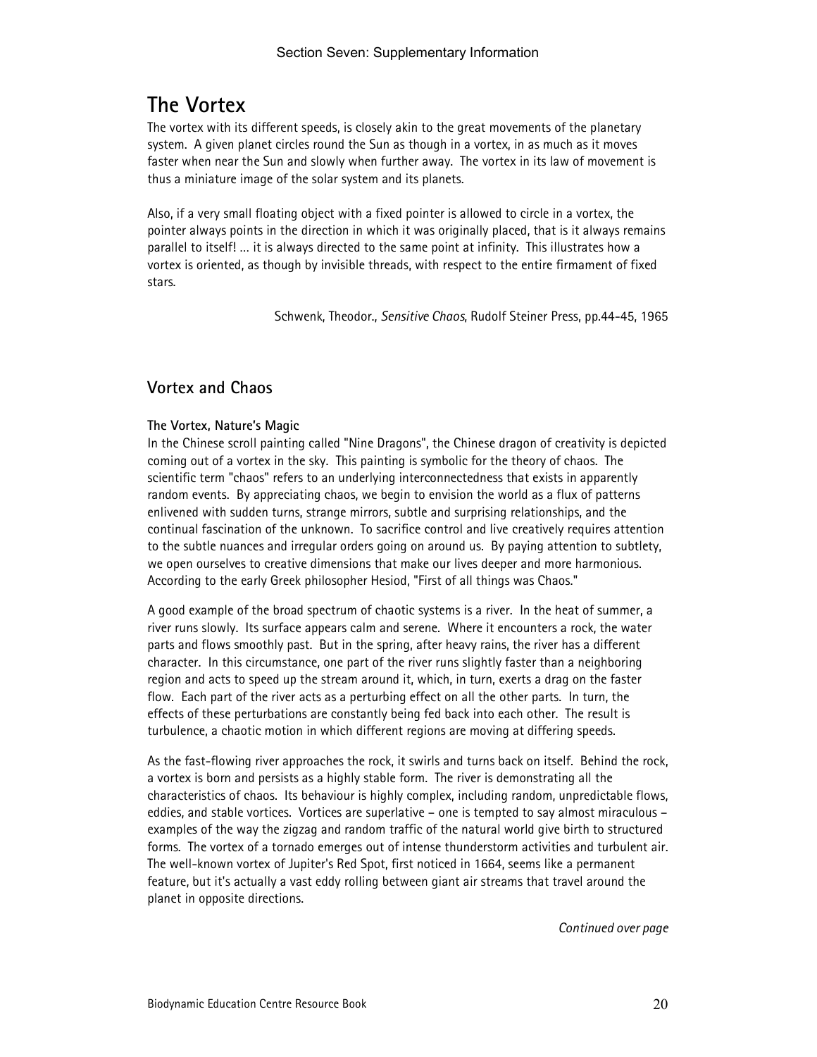# The Vortex

The vortex with its different speeds, is closely akin to the great movements of the planetary system. A given planet circles round the Sun as though in a vortex, in as much as it moves faster when near the Sun and slowly when further away. The vortex in its law of movement is thus a miniature image of the solar system and its planets.

Also, if a very small floating object with a fixed pointer is allowed to circle in a vortex, the pointer always points in the direction in which it was originally placed, that is it always remains parallel to itself! … it is always directed to the same point at infinity. This illustrates how a vortex is oriented, as though by invisible threads, with respect to the entire firmament of fixed stars.

Schwenk, Theodor., *Sensitive Chaos*, Rudolf Steiner Press, pp.44-45, 1965

## Vortex and Chaos

### The Vortex, Nature's Magic

In the Chinese scroll painting called "Nine Dragons", the Chinese dragon of creativity is depicted coming out of a vortex in the sky. This painting is symbolic for the theory of chaos. The scientific term "chaos" refers to an underlying interconnectedness that exists in apparently random events. By appreciating chaos, we begin to envision the world as a flux of patterns enlivened with sudden turns, strange mirrors, subtle and surprising relationships, and the continual fascination of the unknown. To sacrifice control and live creatively requires attention to the subtle nuances and irregular orders going on around us. By paying attention to subtlety, we open ourselves to creative dimensions that make our lives deeper and more harmonious. According to the early Greek philosopher Hesiod, "First of all things was Chaos."

A good example of the broad spectrum of chaotic systems is a river. In the heat of summer, a river runs slowly. Its surface appears calm and serene. Where it encounters a rock, the water parts and flows smoothly past. But in the spring, after heavy rains, the river has a different character. In this circumstance, one part of the river runs slightly faster than a neighboring region and acts to speed up the stream around it, which, in turn, exerts a drag on the faster flow. Each part of the river acts as a perturbing effect on all the other parts. In turn, the effects of these perturbations are constantly being fed back into each other. The result is turbulence, a chaotic motion in which different regions are moving at differing speeds.

As the fast-flowing river approaches the rock, it swirls and turns back on itself. Behind the rock, a vortex is born and persists as a highly stable form. The river is demonstrating all the characteristics of chaos. Its behaviour is highly complex, including random, unpredictable flows, eddies, and stable vortices. Vortices are superlative – one is tempted to say almost miraculous – examples of the way the zigzag and random traffic of the natural world give birth to structured forms. The vortex of a tornado emerges out of intense thunderstorm activities and turbulent air. The well-known vortex of Jupiter's Red Spot, first noticed in 1664, seems like a permanent feature, but it's actually a vast eddy rolling between giant air streams that travel around the planet in opposite directions.

*Continued over page*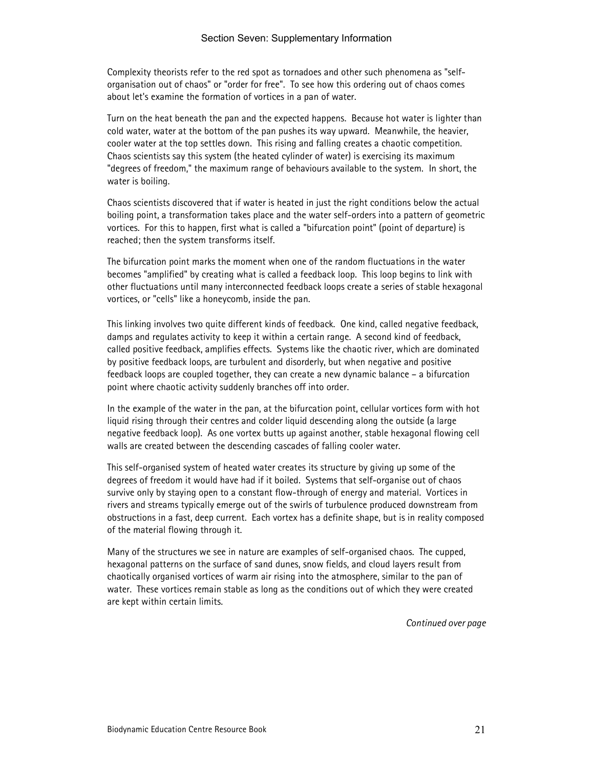Complexity theorists refer to the red spot as tornadoes and other such phenomena as "self-organisation out of chaos" or "order for free". To see how this ordering out of chaos comes about let's examine the formation of vortices in a pan of water.

Turn on the heat beneath the pan and the expected happens. Because hot water is lighter than cold water, water at the bottom of the pan pushes its way upward. Meanwhile, the heavier, cooler water at the top settles down. This rising and falling creates a chaotic competition. Chaos scientists say this system (the heated cylinder of water) is exercising its maximum "degrees of freedom," the maximum range of behaviours available to the system. In short, the water is boiling.

Chaos scientists discovered that if water is heated in just the right conditions below the actual boiling point, a transformation takes place and the water self-orders into a pattern of geometric vortices. For this to happen, first what is called a "bifurcation point" (point of departure) is reached; then the system transforms itself.

The bifurcation point marks the moment when one of the random fluctuations in the water becomes "amplified" by creating what is called a feedback loop. This loop begins to link with other fluctuations until many interconnected feedback loops create a series of stable hexagonal vortices, or "cells" like a honeycomb, inside the pan.

This linking involves two quite different kinds of feedback. One kind, called negative feedback, damps and regulates activity to keep it within a certain range. A second kind of feedback, called positive feedback, amplifies effects. Systems like the chaotic river, which are dominated by positive feedback loops, are turbulent and disorderly, but when negative and positive feedback loops are coupled together, they can create a new dynamic balance – a bifurcation point where chaotic activity suddenly branches off into order.

In the example of the water in the pan, at the bifurcation point, cellular vortices form with hot liquid rising through their centres and colder liquid descending along the outside (a large negative feedback loop). As one vortex butts up against another, stable hexagonal flowing cell walls are created between the descending cascades of falling cooler water.

This self-organised system of heated water creates its structure by giving up some of the degrees of freedom it would have had if it boiled. Systems that self-organise out of chaos survive only by staying open to a constant flow-through of energy and material. Vortices in rivers and streams typically emerge out of the swirls of turbulence produced downstream from obstructions in a fast, deep current. Each vortex has a definite shape, but is in reality composed of the material flowing through it.

Many of the structures we see in nature are examples of self-organised chaos. The cupped, hexagonal patterns on the surface of sand dunes, snow fields, and cloud layers result from chaotically organised vortices of warm air rising into the atmosphere, similar to the pan of water. These vortices remain stable as long as the conditions out of which they were created are kept within certain limits.

*Continued over page*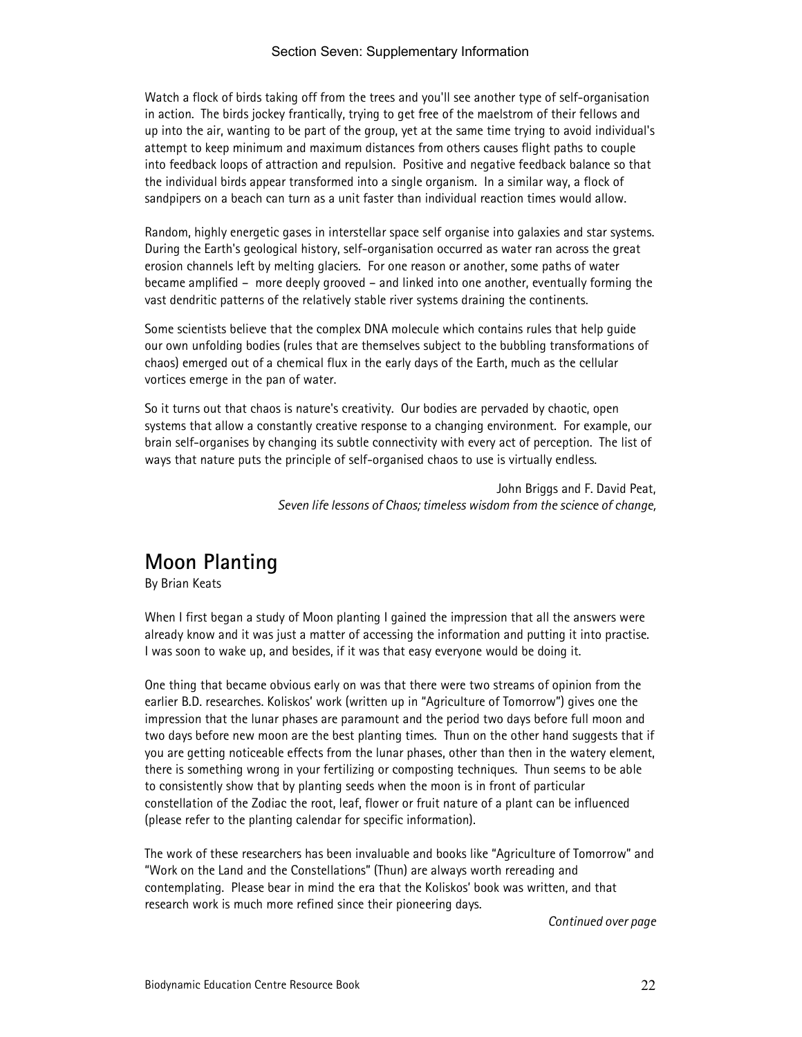Watch a flock of birds taking off from the trees and you'll see another type of self-organisation in action. The birds jockey frantically, trying to get free of the maelstrom of their fellows and up into the air, wanting to be part of the group, yet at the same time trying to avoid individual's attempt to keep minimum and maximum distances from others causes flight paths to couple into feedback loops of attraction and repulsion. Positive and negative feedback balance so that the individual birds appear transformed into a single organism. In a similar way, a flock of sandpipers on a beach can turn as a unit faster than individual reaction times would allow.

Random, highly energetic gases in interstellar space self organise into galaxies and star systems. During the Earth's geological history, self-organisation occurred as water ran across the great erosion channels left by melting glaciers. For one reason or another, some paths of water became amplified – more deeply grooved – and linked into one another, eventually forming the vast dendritic patterns of the relatively stable river systems draining the continents.

Some scientists believe that the complex DNA molecule which contains rules that help guide our own unfolding bodies (rules that are themselves subject to the bubbling transformations of chaos) emerged out of a chemical flux in the early days of the Earth, much as the cellular vortices emerge in the pan of water.

So it turns out that chaos is nature's creativity. Our bodies are pervaded by chaotic, open systems that allow a constantly creative response to a changing environment. For example, our brain self-organises by changing its subtle connectivity with every act of perception. The list of ways that nature puts the principle of self-organised chaos to use is virtually endless.

John Briggs and F. David Peat,
*Seven life lessons of Chaos; timeless wisdom from the science of change,*

## Moon Planting

By Brian Keats

When I first began a study of Moon planting I gained the impression that all the answers were already know and it was just a matter of accessing the information and putting it into practise. I was soon to wake up, and besides, if it was that easy everyone would be doing it.

One thing that became obvious early on was that there were two streams of opinion from the earlier B.D. researches. Koliskos' work (written up in "Agriculture of Tomorrow") gives one the impression that the lunar phases are paramount and the period two days before full moon and two days before new moon are the best planting times. Thun on the other hand suggests that if you are getting noticeable effects from the lunar phases, other than then in the watery element, there is something wrong in your fertilizing or composting techniques. Thun seems to be able to consistently show that by planting seeds when the moon is in front of particular constellation of the Zodiac the root, leaf, flower or fruit nature of a plant can be influenced (please refer to the planting calendar for specific information).

The work of these researchers has been invaluable and books like "Agriculture of Tomorrow" and "Work on the Land and the Constellations" (Thun) are always worth rereading and contemplating. Please bear in mind the era that the Koliskos' book was written, and that research work is much more refined since their pioneering days.

*Continued over page*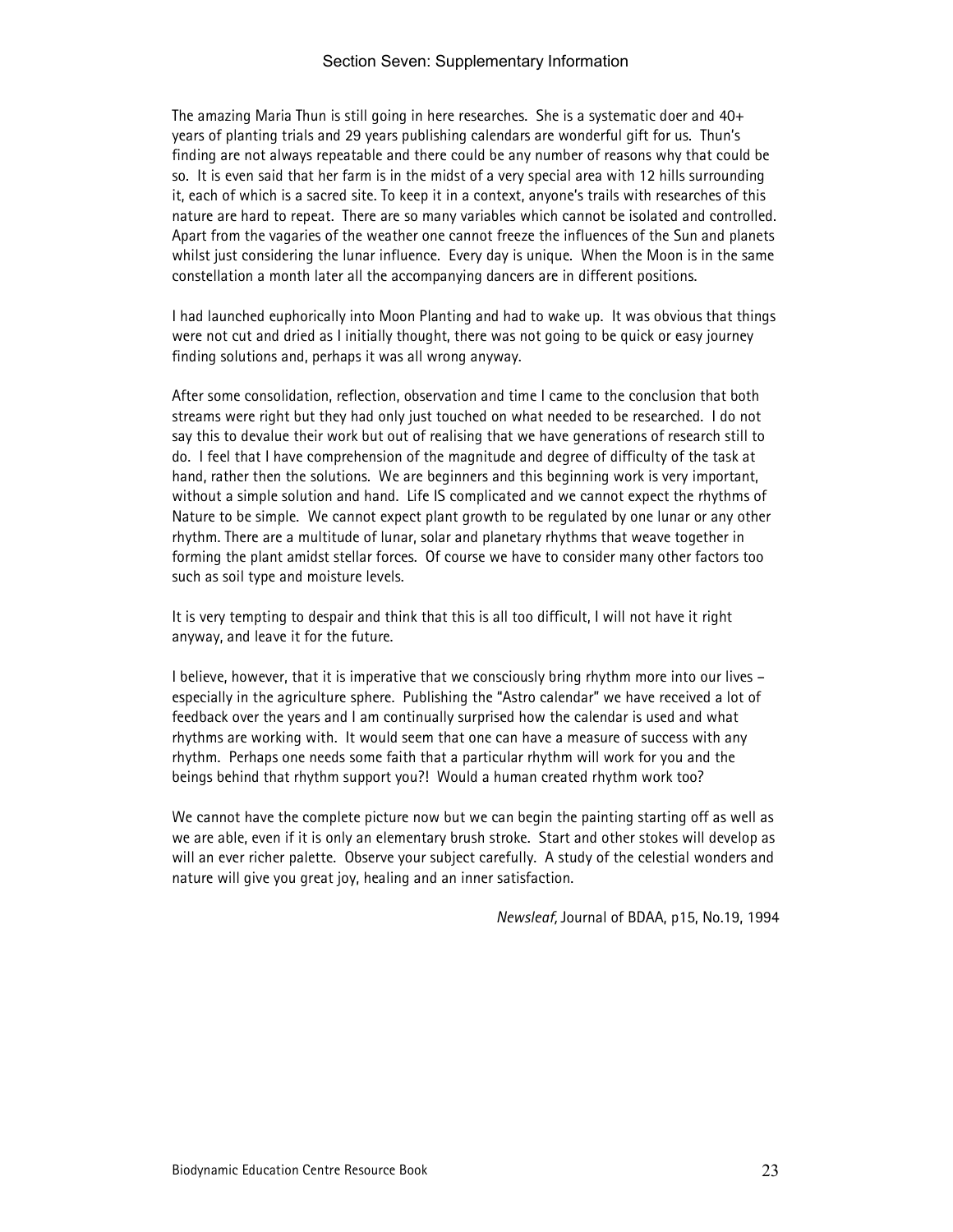The amazing Maria Thun is still going in here researches. She is a systematic doer and 40+ years of planting trials and 29 years publishing calendars are wonderful gift for us. Thun's finding are not always repeatable and there could be any number of reasons why that could be so. It is even said that her farm is in the midst of a very special area with 12 hills surrounding it, each of which is a sacred site. To keep it in a context, anyone's trails with researches of this nature are hard to repeat. There are so many variables which cannot be isolated and controlled. Apart from the vagaries of the weather one cannot freeze the influences of the Sun and planets whilst just considering the lunar influence. Every day is unique. When the Moon is in the same constellation a month later all the accompanying dancers are in different positions.

I had launched euphorically into Moon Planting and had to wake up. It was obvious that things were not cut and dried as I initially thought, there was not going to be quick or easy journey finding solutions and, perhaps it was all wrong anyway.

After some consolidation, reflection, observation and time I came to the conclusion that both streams were right but they had only just touched on what needed to be researched. I do not say this to devalue their work but out of realising that we have generations of research still to do. I feel that I have comprehension of the magnitude and degree of difficulty of the task at hand, rather then the solutions. We are beginners and this beginning work is very important, without a simple solution and hand. Life IS complicated and we cannot expect the rhythms of Nature to be simple. We cannot expect plant growth to be regulated by one lunar or any other rhythm. There are a multitude of lunar, solar and planetary rhythms that weave together in forming the plant amidst stellar forces. Of course we have to consider many other factors too such as soil type and moisture levels.

It is very tempting to despair and think that this is all too difficult, I will not have it right anyway, and leave it for the future.

I believe, however, that it is imperative that we consciously bring rhythm more into our lives – especially in the agriculture sphere. Publishing the "Astro calendar" we have received a lot of feedback over the years and I am continually surprised how the calendar is used and what rhythms are working with. It would seem that one can have a measure of success with any rhythm. Perhaps one needs some faith that a particular rhythm will work for you and the beings behind that rhythm support you?! Would a human created rhythm work too?

We cannot have the complete picture now but we can begin the painting starting off as well as we are able, even if it is only an elementary brush stroke. Start and other stokes will develop as will an ever richer palette. Observe your subject carefully. A study of the celestial wonders and nature will give you great joy, healing and an inner satisfaction.

*Newsleaf,* Journal of BDAA, p15, No.19, 1994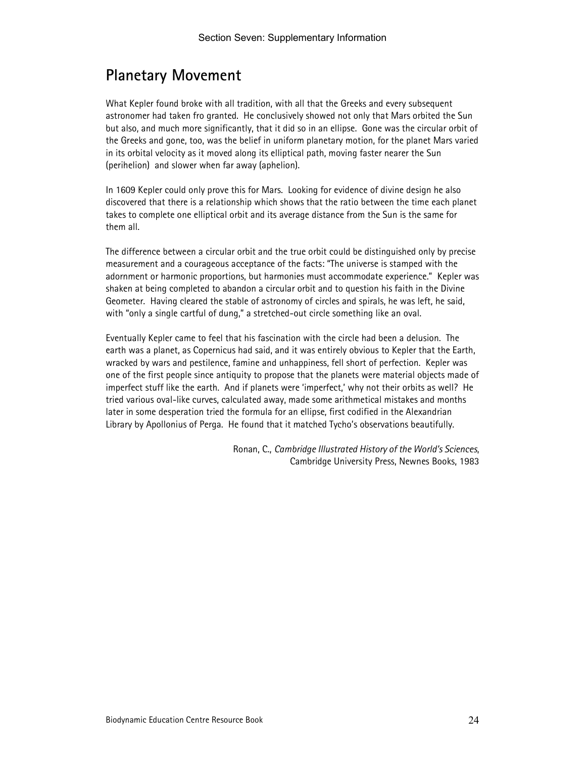## Planetary Movement

What Kepler found broke with all tradition, with all that the Greeks and every subsequent astronomer had taken fro granted. He conclusively showed not only that Mars orbited the Sun but also, and much more significantly, that it did so in an ellipse. Gone was the circular orbit of the Greeks and gone, too, was the belief in uniform planetary motion, for the planet Mars varied in its orbital velocity as it moved along its elliptical path, moving faster nearer the Sun (perihelion) and slower when far away (aphelion).

In 1609 Kepler could only prove this for Mars. Looking for evidence of divine design he also discovered that there is a relationship which shows that the ratio between the time each planet takes to complete one elliptical orbit and its average distance from the Sun is the same for them all.

The difference between a circular orbit and the true orbit could be distinguished only by precise measurement and a courageous acceptance of the facts: "The universe is stamped with the adornment or harmonic proportions, but harmonies must accommodate experience." Kepler was shaken at being completed to abandon a circular orbit and to question his faith in the Divine Geometer. Having cleared the stable of astronomy of circles and spirals, he was left, he said, with "only a single cartful of dung," a stretched-out circle something like an oval.

Eventually Kepler came to feel that his fascination with the circle had been a delusion. The earth was a planet, as Copernicus had said, and it was entirely obvious to Kepler that the Earth, wracked by wars and pestilence, famine and unhappiness, fell short of perfection. Kepler was one of the first people since antiquity to propose that the planets were material objects made of imperfect stuff like the earth. And if planets were 'imperfect,' why not their orbits as well? He tried various oval-like curves, calculated away, made some arithmetical mistakes and months later in some desperation tried the formula for an ellipse, first codified in the Alexandrian Library by Apollonius of Perga. He found that it matched Tycho's observations beautifully.

Ronan, C., *Cambridge Illustrated History of the World's Sciences*, Cambridge University Press, Newnes Books, 1983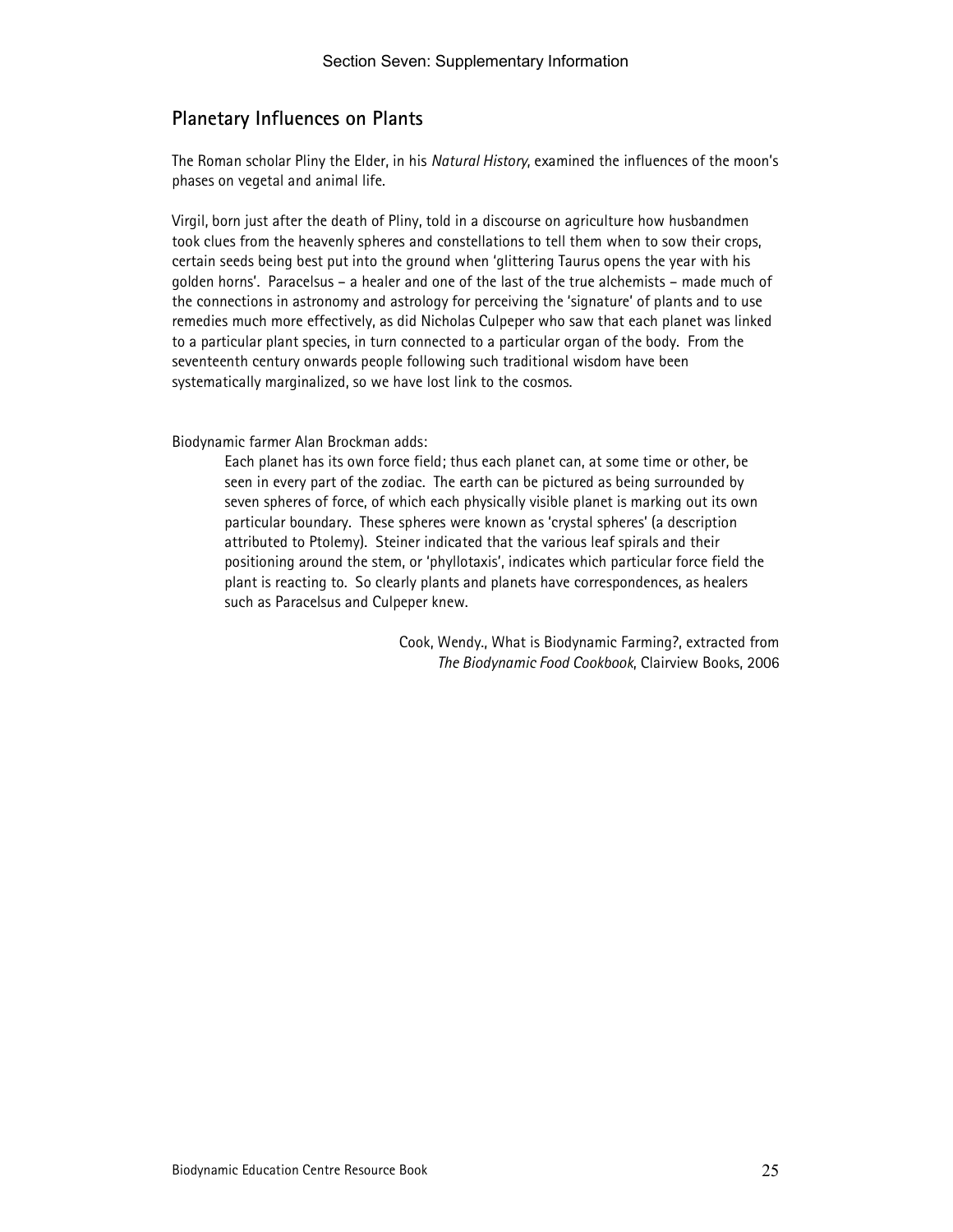## Planetary Influences on Plants

The Roman scholar Pliny the Elder, in his *Natural History*, examined the influences of the moon's phases on vegetal and animal life.

Virgil, born just after the death of Pliny, told in a discourse on agriculture how husbandmen took clues from the heavenly spheres and constellations to tell them when to sow their crops, certain seeds being best put into the ground when 'glittering Taurus opens the year with his golden horns'. Paracelsus – a healer and one of the last of the true alchemists – made much of the connections in astronomy and astrology for perceiving the 'signature' of plants and to use remedies much more effectively, as did Nicholas Culpeper who saw that each planet was linked to a particular plant species, in turn connected to a particular organ of the body. From the seventeenth century onwards people following such traditional wisdom have been systematically marginalized, so we have lost link to the cosmos.

Biodynamic farmer Alan Brockman adds:

> Each planet has its own force field; thus each planet can, at some time or other, be seen in every part of the zodiac. The earth can be pictured as being surrounded by seven spheres of force, of which each physically visible planet is marking out its own particular boundary. These spheres were known as 'crystal spheres' (a description attributed to Ptolemy). Steiner indicated that the various leaf spirals and their positioning around the stem, or 'phyllotaxis', indicates which particular force field the plant is reacting to. So clearly plants and planets have correspondences, as healers such as Paracelsus and Culpeper knew.

Cook, Wendy., What is Biodynamic Farming?, extracted from *The Biodynamic Food Cookbook*, Clairview Books, 2006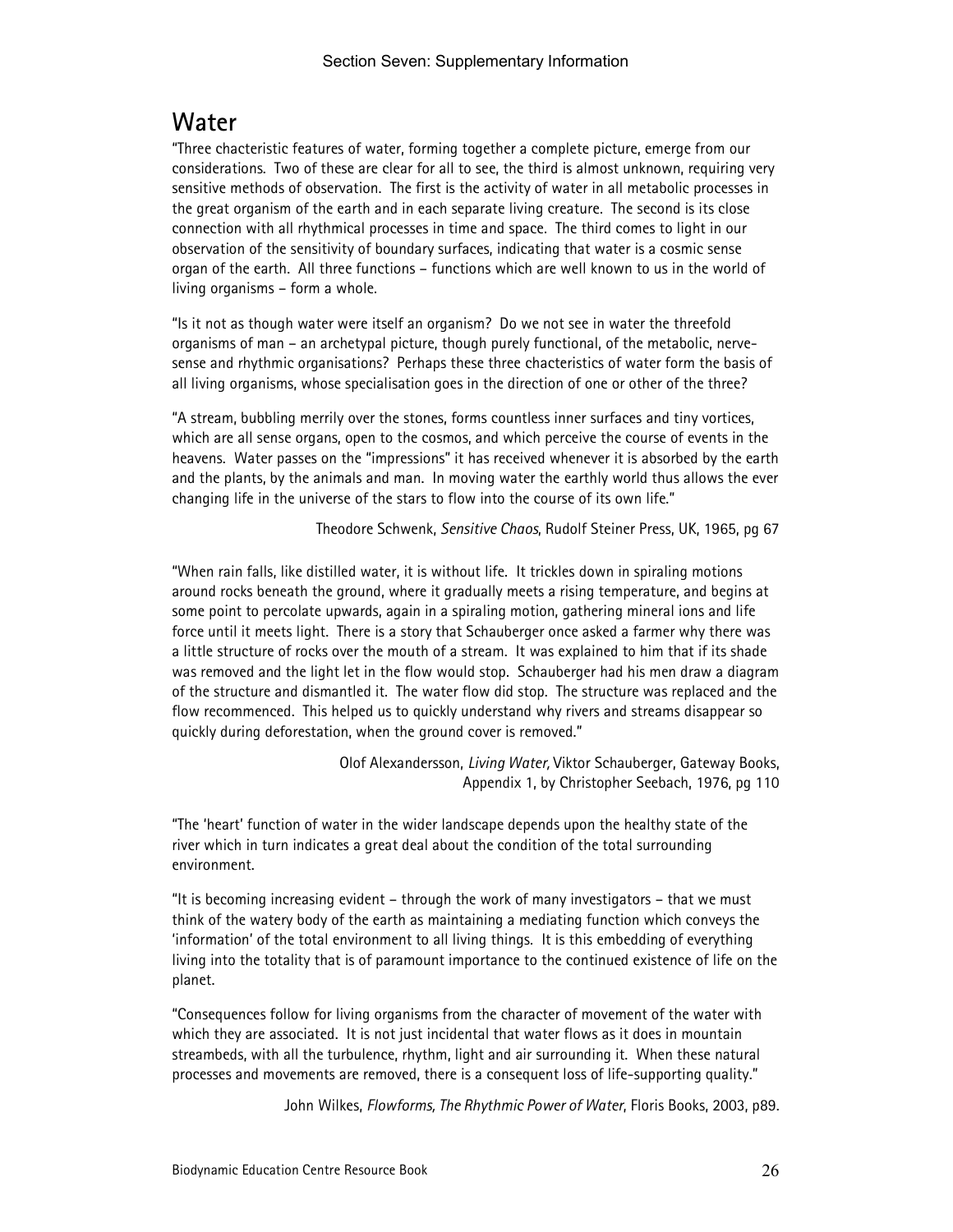## Water

"Three chacteristic features of water, forming together a complete picture, emerge from our considerations. Two of these are clear for all to see, the third is almost unknown, requiring very sensitive methods of observation. The first is the activity of water in all metabolic processes in the great organism of the earth and in each separate living creature. The second is its close connection with all rhythmical processes in time and space. The third comes to light in our observation of the sensitivity of boundary surfaces, indicating that water is a cosmic sense organ of the earth. All three functions – functions which are well known to us in the world of living organisms – form a whole.

"Is it not as though water were itself an organism? Do we not see in water the threefold organisms of man – an archetypal picture, though purely functional, of the metabolic, nerve-sense and rhythmic organisations? Perhaps these three chacteristics of water form the basis of all living organisms, whose specialisation goes in the direction of one or other of the three?

"A stream, bubbling merrily over the stones, forms countless inner surfaces and tiny vortices, which are all sense organs, open to the cosmos, and which perceive the course of events in the heavens. Water passes on the "impressions" it has received whenever it is absorbed by the earth and the plants, by the animals and man. In moving water the earthly world thus allows the ever changing life in the universe of the stars to flow into the course of its own life."

Theodore Schwenk, *Sensitive Chaos*, Rudolf Steiner Press, UK, 1965, pg 67

"When rain falls, like distilled water, it is without life. It trickles down in spiraling motions around rocks beneath the ground, where it gradually meets a rising temperature, and begins at some point to percolate upwards, again in a spiraling motion, gathering mineral ions and life force until it meets light. There is a story that Schauberger once asked a farmer why there was a little structure of rocks over the mouth of a stream. It was explained to him that if its shade was removed and the light let in the flow would stop. Schauberger had his men draw a diagram of the structure and dismantled it. The water flow did stop. The structure was replaced and the flow recommenced. This helped us to quickly understand why rivers and streams disappear so quickly during deforestation, when the ground cover is removed."

Olof Alexandersson, *Living Water,* Viktor Schauberger, Gateway Books, Appendix 1, by Christopher Seebach, 1976, pg 110

"The 'heart' function of water in the wider landscape depends upon the healthy state of the river which in turn indicates a great deal about the condition of the total surrounding environment.

"It is becoming increasing evident – through the work of many investigators – that we must think of the watery body of the earth as maintaining a mediating function which conveys the 'information' of the total environment to all living things. It is this embedding of everything living into the totality that is of paramount importance to the continued existence of life on the planet.

"Consequences follow for living organisms from the character of movement of the water with which they are associated. It is not just incidental that water flows as it does in mountain streambeds, with all the turbulence, rhythm, light and air surrounding it. When these natural processes and movements are removed, there is a consequent loss of life-supporting quality."

John Wilkes, *Flowforms, The Rhythmic Power of Water*, Floris Books, 2003, p89.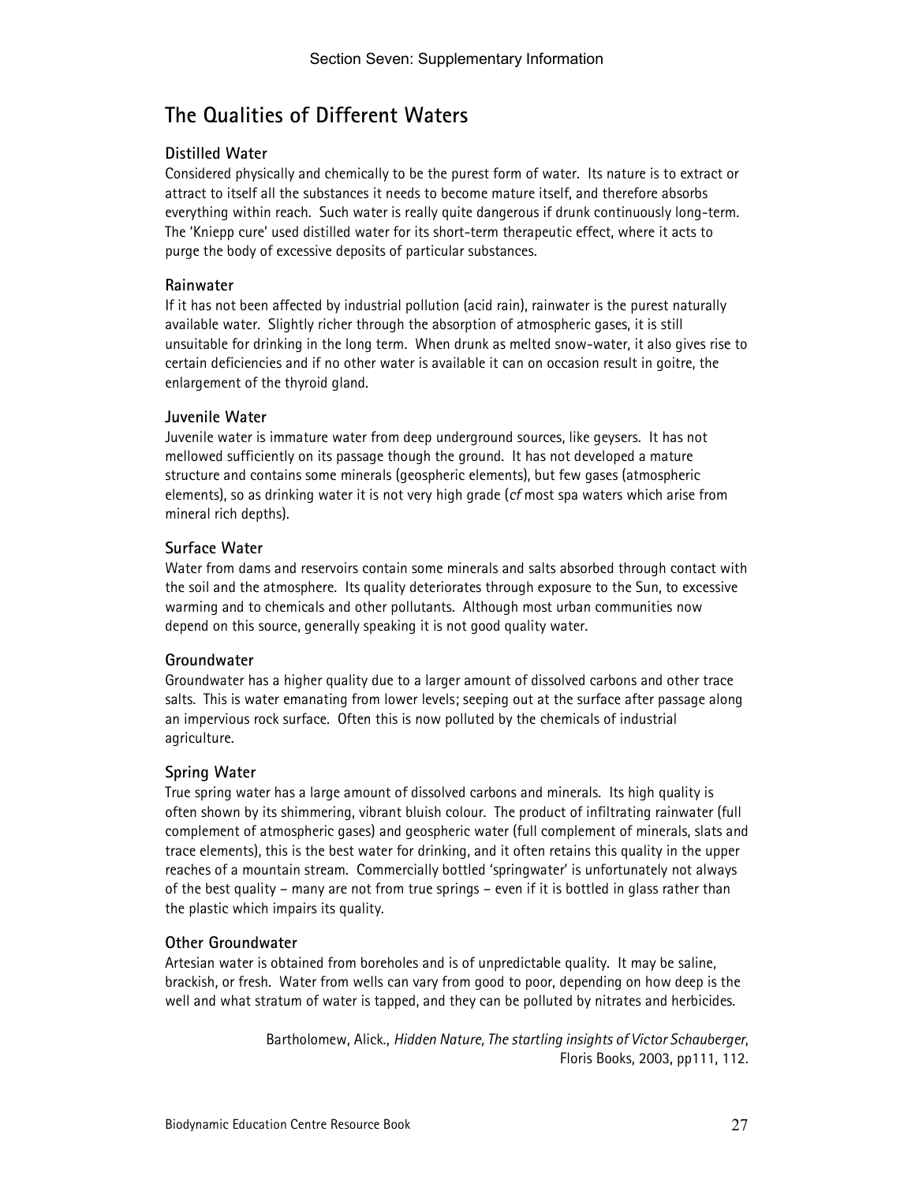# The Qualities of Different Waters

### Distilled Water

Considered physically and chemically to be the purest form of water. Its nature is to extract or attract to itself all the substances it needs to become mature itself, and therefore absorbs everything within reach. Such water is really quite dangerous if drunk continuously long-term. The 'Kniepp cure' used distilled water for its short-term therapeutic effect, where it acts to purge the body of excessive deposits of particular substances.

### Rainwater

If it has not been affected by industrial pollution (acid rain), rainwater is the purest naturally available water. Slightly richer through the absorption of atmospheric gases, it is still unsuitable for drinking in the long term. When drunk as melted snow-water, it also gives rise to certain deficiencies and if no other water is available it can on occasion result in goitre, the enlargement of the thyroid gland.

### Juvenile Water

Juvenile water is immature water from deep underground sources, like geysers. It has not mellowed sufficiently on its passage though the ground. It has not developed a mature structure and contains some minerals (geospheric elements), but few gases (atmospheric elements), so as drinking water it is not very high grade (*cf* most spa waters which arise from mineral rich depths).

### Surface Water

Water from dams and reservoirs contain some minerals and salts absorbed through contact with the soil and the atmosphere. Its quality deteriorates through exposure to the Sun, to excessive warming and to chemicals and other pollutants. Although most urban communities now depend on this source, generally speaking it is not good quality water.

### Groundwater

Groundwater has a higher quality due to a larger amount of dissolved carbons and other trace salts. This is water emanating from lower levels; seeping out at the surface after passage along an impervious rock surface. Often this is now polluted by the chemicals of industrial agriculture.

### Spring Water

True spring water has a large amount of dissolved carbons and minerals. Its high quality is often shown by its shimmering, vibrant bluish colour. The product of infiltrating rainwater (full complement of atmospheric gases) and geospheric water (full complement of minerals, slats and trace elements), this is the best water for drinking, and it often retains this quality in the upper reaches of a mountain stream. Commercially bottled 'springwater' is unfortunately not always of the best quality – many are not from true springs – even if it is bottled in glass rather than the plastic which impairs its quality.

### Other Groundwater

Artesian water is obtained from boreholes and is of unpredictable quality. It may be saline, brackish, or fresh. Water from wells can vary from good to poor, depending on how deep is the well and what stratum of water is tapped, and they can be polluted by nitrates and herbicides.

Bartholomew, Alick., *Hidden Nature, The startling insights of Victor Schauberger*, Floris Books, 2003, pp111, 112.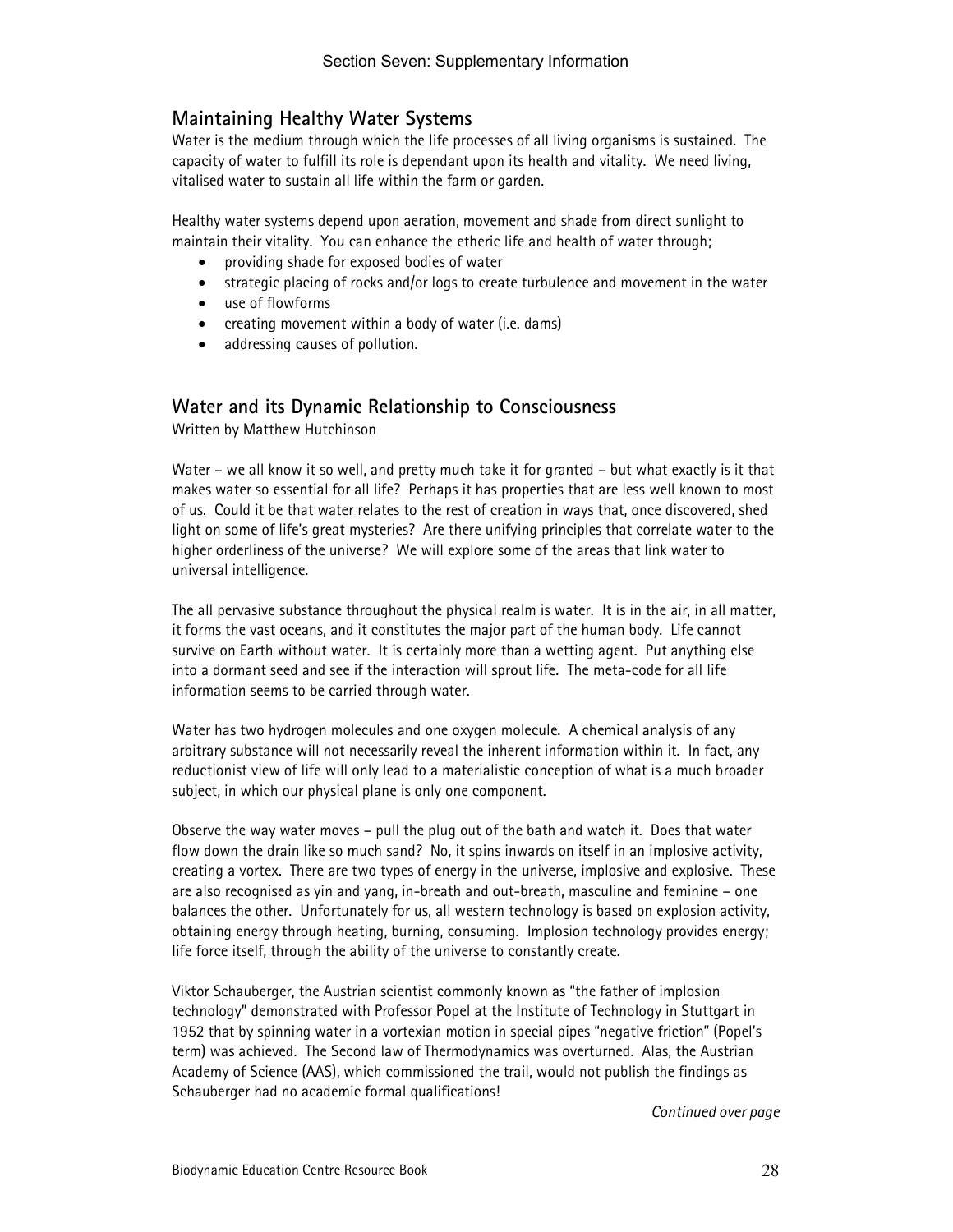## Maintaining Healthy Water Systems

Water is the medium through which the life processes of all living organisms is sustained. The capacity of water to fulfill its role is dependant upon its health and vitality. We need living, vitalised water to sustain all life within the farm or garden.

Healthy water systems depend upon aeration, movement and shade from direct sunlight to maintain their vitality. You can enhance the etheric life and health of water through;

- providing shade for exposed bodies of water
- strategic placing of rocks and/or logs to create turbulence and movement in the water
- use of flowforms
- creating movement within a body of water (i.e. dams)
- addressing causes of pollution.

## Water and its Dynamic Relationship to Consciousness

Written by Matthew Hutchinson

Water – we all know it so well, and pretty much take it for granted – but what exactly is it that makes water so essential for all life? Perhaps it has properties that are less well known to most of us. Could it be that water relates to the rest of creation in ways that, once discovered, shed light on some of life's great mysteries? Are there unifying principles that correlate water to the higher orderliness of the universe? We will explore some of the areas that link water to universal intelligence.

The all pervasive substance throughout the physical realm is water. It is in the air, in all matter, it forms the vast oceans, and it constitutes the major part of the human body. Life cannot survive on Earth without water. It is certainly more than a wetting agent. Put anything else into a dormant seed and see if the interaction will sprout life. The meta-code for all life information seems to be carried through water.

Water has two hydrogen molecules and one oxygen molecule. A chemical analysis of any arbitrary substance will not necessarily reveal the inherent information within it. In fact, any reductionist view of life will only lead to a materialistic conception of what is a much broader subject, in which our physical plane is only one component.

Observe the way water moves – pull the plug out of the bath and watch it. Does that water flow down the drain like so much sand? No, it spins inwards on itself in an implosive activity, creating a vortex. There are two types of energy in the universe, implosive and explosive. These are also recognised as yin and yang, in-breath and out-breath, masculine and feminine – one balances the other. Unfortunately for us, all western technology is based on explosion activity, obtaining energy through heating, burning, consuming. Implosion technology provides energy; life force itself, through the ability of the universe to constantly create.

Viktor Schauberger, the Austrian scientist commonly known as "the father of implosion technology" demonstrated with Professor Popel at the Institute of Technology in Stuttgart in 1952 that by spinning water in a vortexian motion in special pipes "negative friction" (Popel's term) was achieved. The Second law of Thermodynamics was overturned. Alas, the Austrian Academy of Science (AAS), which commissioned the trail, would not publish the findings as Schauberger had no academic formal qualifications!

*Continued over page*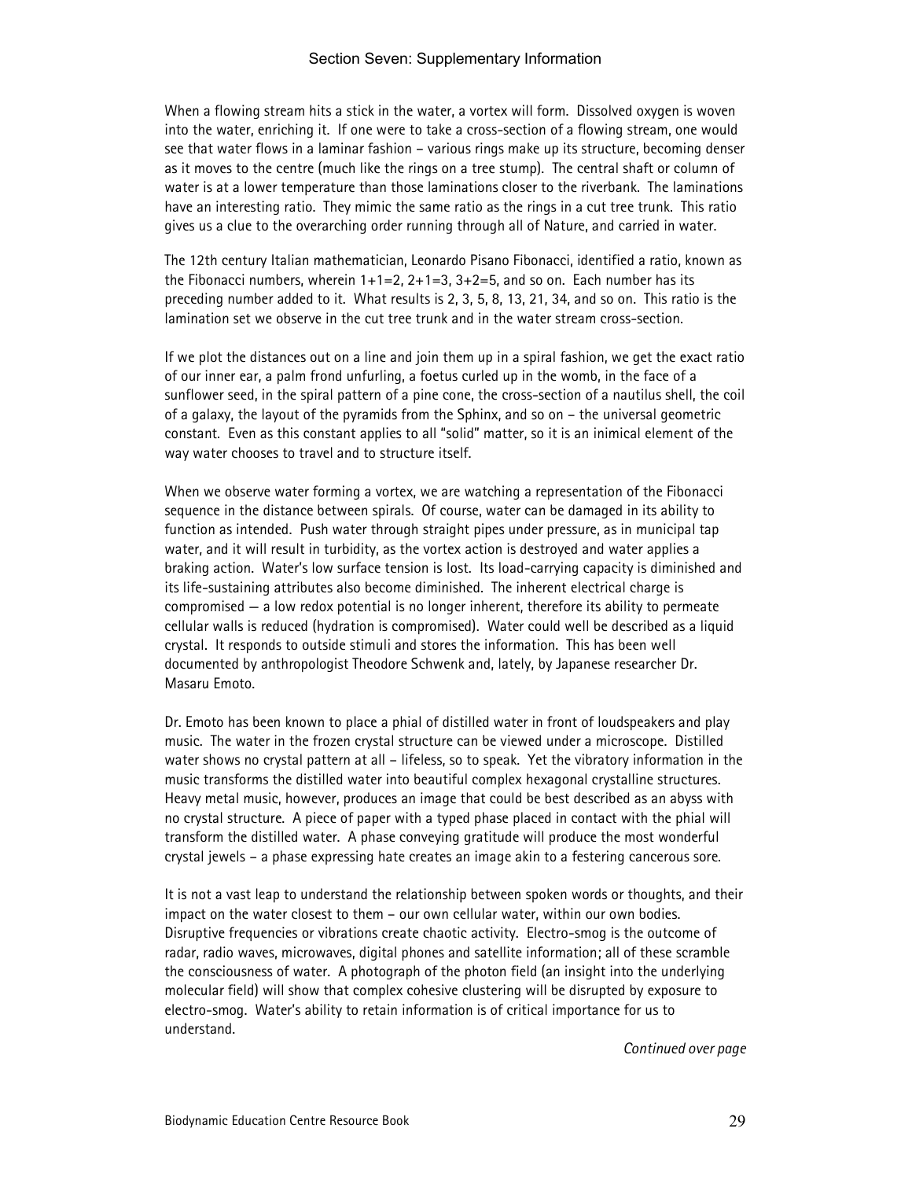When a flowing stream hits a stick in the water, a vortex will form. Dissolved oxygen is woven into the water, enriching it. If one were to take a cross-section of a flowing stream, one would see that water flows in a laminar fashion – various rings make up its structure, becoming denser as it moves to the centre (much like the rings on a tree stump). The central shaft or column of water is at a lower temperature than those laminations closer to the riverbank. The laminations have an interesting ratio. They mimic the same ratio as the rings in a cut tree trunk. This ratio gives us a clue to the overarching order running through all of Nature, and carried in water.

The 12th century Italian mathematician, Leonardo Pisano Fibonacci, identified a ratio, known as the Fibonacci numbers, wherein 1+1=2, 2+1=3, 3+2=5, and so on. Each number has its preceding number added to it. What results is 2, 3, 5, 8, 13, 21, 34, and so on. This ratio is the lamination set we observe in the cut tree trunk and in the water stream cross-section.

If we plot the distances out on a line and join them up in a spiral fashion, we get the exact ratio of our inner ear, a palm frond unfurling, a foetus curled up in the womb, in the face of a sunflower seed, in the spiral pattern of a pine cone, the cross-section of a nautilus shell, the coil of a galaxy, the layout of the pyramids from the Sphinx, and so on – the universal geometric constant. Even as this constant applies to all "solid" matter, so it is an inimical element of the way water chooses to travel and to structure itself.

When we observe water forming a vortex, we are watching a representation of the Fibonacci sequence in the distance between spirals. Of course, water can be damaged in its ability to function as intended. Push water through straight pipes under pressure, as in municipal tap water, and it will result in turbidity, as the vortex action is destroyed and water applies a braking action. Water's low surface tension is lost. Its load-carrying capacity is diminished and its life-sustaining attributes also become diminished. The inherent electrical charge is compromised — a low redox potential is no longer inherent, therefore its ability to permeate cellular walls is reduced (hydration is compromised). Water could well be described as a liquid crystal. It responds to outside stimuli and stores the information. This has been well documented by anthropologist Theodore Schwenk and, lately, by Japanese researcher Dr. Masaru Emoto.

Dr. Emoto has been known to place a phial of distilled water in front of loudspeakers and play music. The water in the frozen crystal structure can be viewed under a microscope. Distilled water shows no crystal pattern at all – lifeless, so to speak. Yet the vibratory information in the music transforms the distilled water into beautiful complex hexagonal crystalline structures. Heavy metal music, however, produces an image that could be best described as an abyss with no crystal structure. A piece of paper with a typed phase placed in contact with the phial will transform the distilled water. A phase conveying gratitude will produce the most wonderful crystal jewels – a phase expressing hate creates an image akin to a festering cancerous sore.

It is not a vast leap to understand the relationship between spoken words or thoughts, and their impact on the water closest to them – our own cellular water, within our own bodies. Disruptive frequencies or vibrations create chaotic activity. Electro-smog is the outcome of radar, radio waves, microwaves, digital phones and satellite information; all of these scramble the consciousness of water. A photograph of the photon field (an insight into the underlying molecular field) will show that complex cohesive clustering will be disrupted by exposure to electro-smog. Water's ability to retain information is of critical importance for us to understand.

*Continued over page*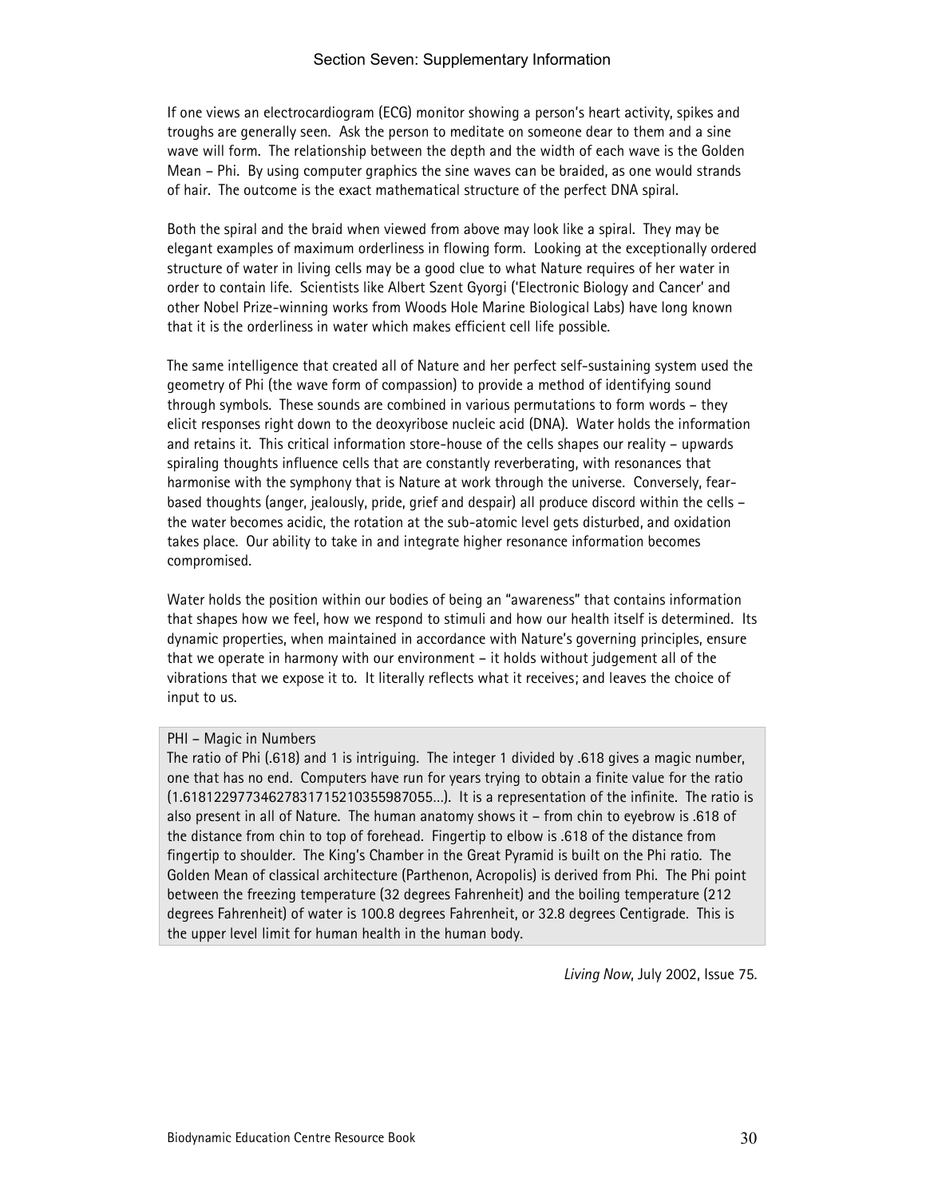If one views an electrocardiogram (ECG) monitor showing a person's heart activity, spikes and troughs are generally seen. Ask the person to meditate on someone dear to them and a sine wave will form. The relationship between the depth and the width of each wave is the Golden Mean – Phi. By using computer graphics the sine waves can be braided, as one would strands of hair. The outcome is the exact mathematical structure of the perfect DNA spiral.

Both the spiral and the braid when viewed from above may look like a spiral. They may be elegant examples of maximum orderliness in flowing form. Looking at the exceptionally ordered structure of water in living cells may be a good clue to what Nature requires of her water in order to contain life. Scientists like Albert Szent Gyorgi ('Electronic Biology and Cancer' and other Nobel Prize-winning works from Woods Hole Marine Biological Labs) have long known that it is the orderliness in water which makes efficient cell life possible.

The same intelligence that created all of Nature and her perfect self-sustaining system used the geometry of Phi (the wave form of compassion) to provide a method of identifying sound through symbols. These sounds are combined in various permutations to form words – they elicit responses right down to the deoxyribose nucleic acid (DNA). Water holds the information and retains it. This critical information store-house of the cells shapes our reality – upwards spiraling thoughts influence cells that are constantly reverberating, with resonances that harmonise with the symphony that is Nature at work through the universe. Conversely, fear-based thoughts (anger, jealously, pride, grief and despair) all produce discord within the cells – the water becomes acidic, the rotation at the sub-atomic level gets disturbed, and oxidation takes place. Our ability to take in and integrate higher resonance information becomes compromised.

Water holds the position within our bodies of being an "awareness" that contains information that shapes how we feel, how we respond to stimuli and how our health itself is determined. Its dynamic properties, when maintained in accordance with Nature's governing principles, ensure that we operate in harmony with our environment – it holds without judgement all of the vibrations that we expose it to. It literally reflects what it receives; and leaves the choice of input to us.

PHI – Magic in Numbers

The ratio of Phi (.618) and 1 is intriguing. The integer 1 divided by .618 gives a magic number, one that has no end. Computers have run for years trying to obtain a finite value for the ratio (1.6181229773462783171521035598705 5...). It is a representation of the infinite. The ratio is also present in all of Nature. The human anatomy shows it – from chin to eyebrow is .618 of the distance from chin to top of forehead. Fingertip to elbow is .618 of the distance from fingertip to shoulder. The King's Chamber in the Great Pyramid is built on the Phi ratio. The Golden Mean of classical architecture (Parthenon, Acropolis) is derived from Phi. The Phi point between the freezing temperature (32 degrees Fahrenheit) and the boiling temperature (212 degrees Fahrenheit) of water is 100.8 degrees Fahrenheit, or 32.8 degrees Centigrade. This is the upper level limit for human health in the human body.

*Living Now*, July 2002, Issue 75.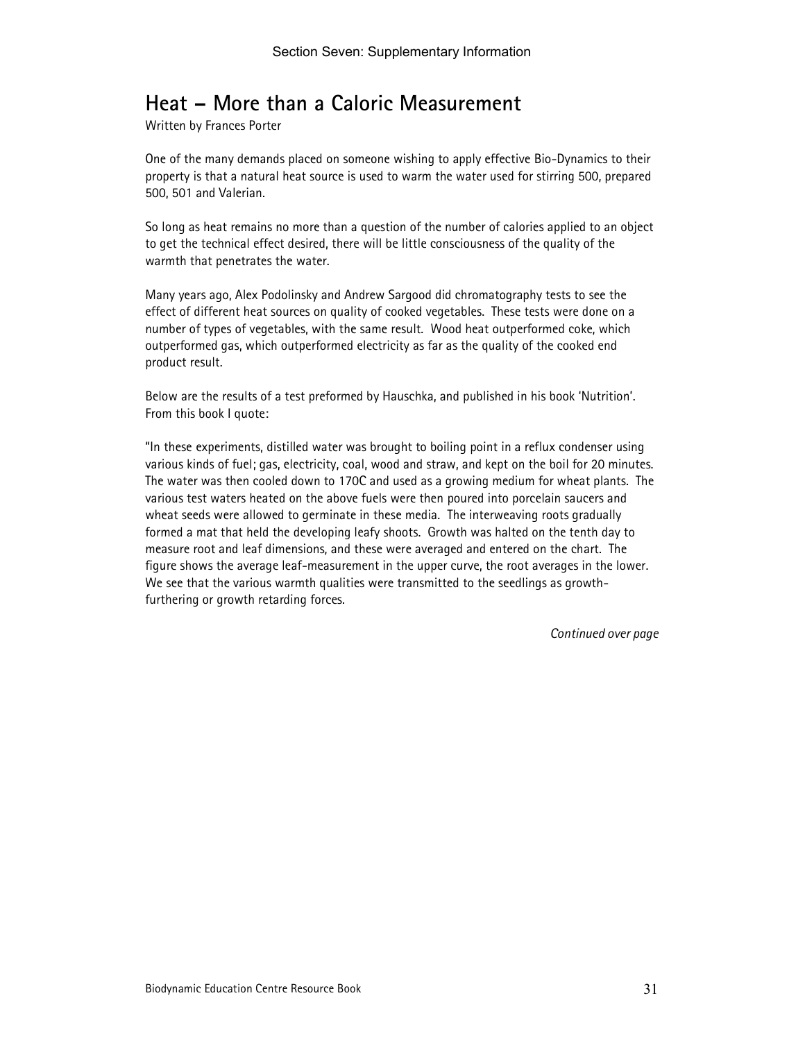# Heat – More than a Caloric Measurement

Written by Frances Porter

One of the many demands placed on someone wishing to apply effective Bio-Dynamics to their property is that a natural heat source is used to warm the water used for stirring 500, prepared 500, 501 and Valerian.

So long as heat remains no more than a question of the number of calories applied to an object to get the technical effect desired, there will be little consciousness of the quality of the warmth that penetrates the water.

Many years ago, Alex Podolinsky and Andrew Sargood did chromatography tests to see the effect of different heat sources on quality of cooked vegetables. These tests were done on a number of types of vegetables, with the same result. Wood heat outperformed coke, which outperformed gas, which outperformed electricity as far as the quality of the cooked end product result.

Below are the results of a test preformed by Hauschka, and published in his book 'Nutrition'. From this book I quote:

"In these experiments, distilled water was brought to boiling point in a reflux condenser using various kinds of fuel; gas, electricity, coal, wood and straw, and kept on the boil for 20 minutes. The water was then cooled down to 170C and used as a growing medium for wheat plants. The various test waters heated on the above fuels were then poured into porcelain saucers and wheat seeds were allowed to germinate in these media. The interweaving roots gradually formed a mat that held the developing leafy shoots. Growth was halted on the tenth day to measure root and leaf dimensions, and these were averaged and entered on the chart. The figure shows the average leaf-measurement in the upper curve, the root averages in the lower. We see that the various warmth qualities were transmitted to the seedlings as growth-furthering or growth retarding forces.

*Continued over page*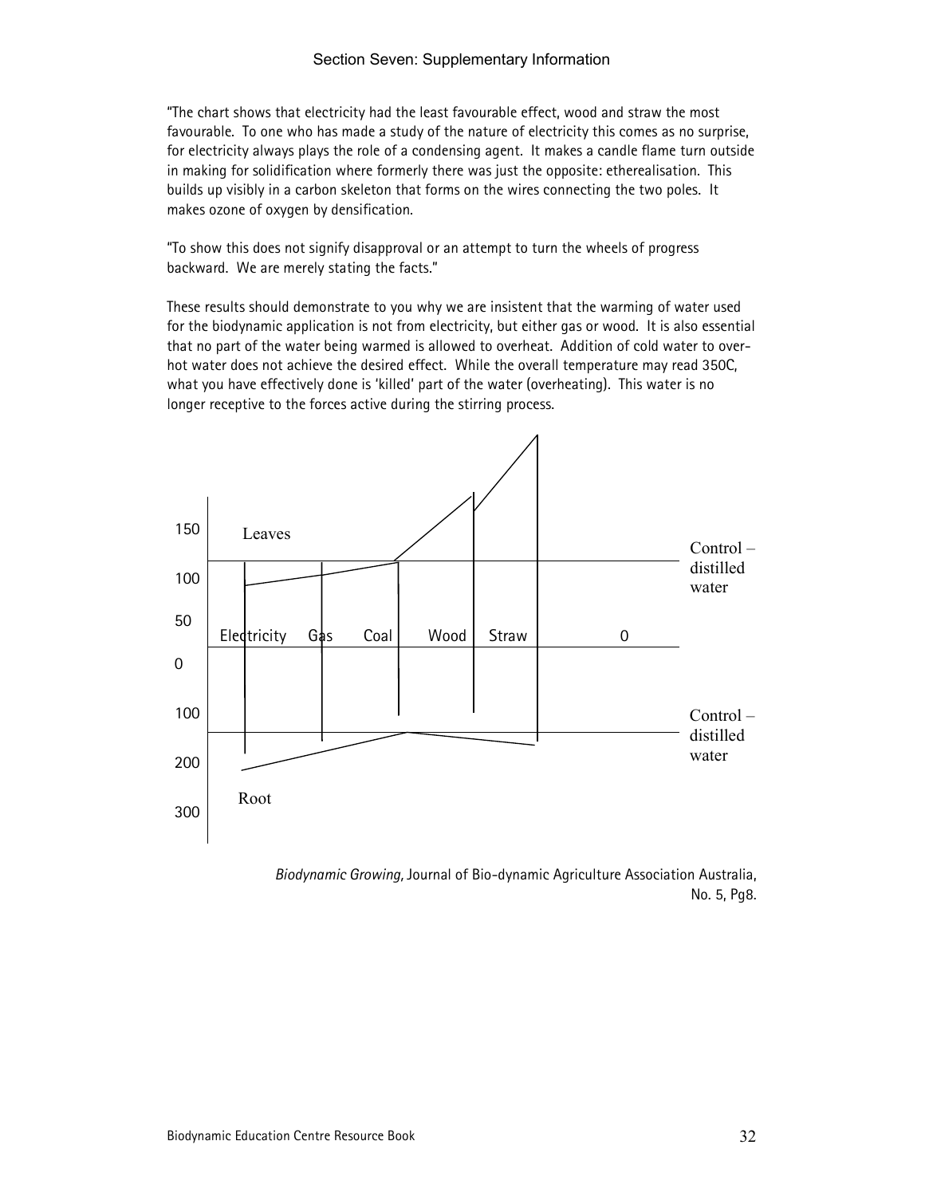"The chart shows that electricity had the least favourable effect, wood and straw the most favourable. To one who has made a study of the nature of electricity this comes as no surprise, for electricity always plays the role of a condensing agent. It makes a candle flame turn outside in making for solidification where formerly there was just the opposite: etherealisation. This builds up visibly in a carbon skeleton that forms on the wires connecting the two poles. It makes ozone of oxygen by densification.

"To show this does not signify disapproval or an attempt to turn the wheels of progress backward. We are merely stating the facts."

These results should demonstrate to you why we are insistent that the warming of water used for the biodynamic application is not from electricity, but either gas or wood. It is also essential that no part of the water being warmed is allowed to overheat. Addition of cold water to over-hot water does not achieve the desired effect. While the overall temperature may read 350C, what you have effectively done is 'killed' part of the water (overheating). This water is no longer receptive to the forces active during the stirring process.

150 Leaves — Control – distilled water

100

50 Electricity Gas Coal Wood Straw 0

0

100 — Control – distilled water

200

300 Root

*Biodynamic Growing,* Journal of Bio-dynamic Agriculture Association Australia, No. 5, Pg8.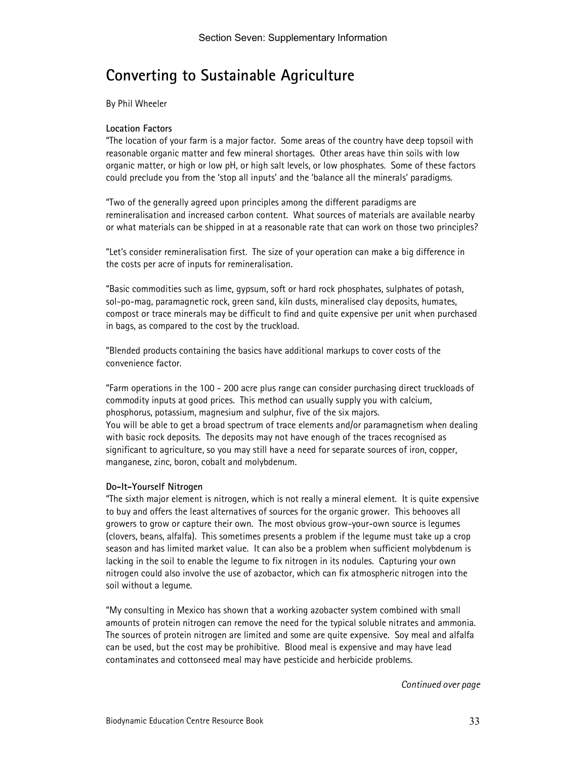# Converting to Sustainable Agriculture

By Phil Wheeler

**Location Factors**

"The location of your farm is a major factor. Some areas of the country have deep topsoil with reasonable organic matter and few mineral shortages. Other areas have thin soils with low organic matter, or high or low pH, or high salt levels, or low phosphates. Some of these factors could preclude you from the 'stop all inputs' and the 'balance all the minerals' paradigms.

"Two of the generally agreed upon principles among the different paradigms are remineralisation and increased carbon content. What sources of materials are available nearby or what materials can be shipped in at a reasonable rate that can work on those two principles?

"Let's consider remineralisation first. The size of your operation can make a big difference in the costs per acre of inputs for remineralisation.

"Basic commodities such as lime, gypsum, soft or hard rock phosphates, sulphates of potash, sol-po-mag, paramagnetic rock, green sand, kiln dusts, mineralised clay deposits, humates, compost or trace minerals may be difficult to find and quite expensive per unit when purchased in bags, as compared to the cost by the truckload.

"Blended products containing the basics have additional markups to cover costs of the convenience factor.

"Farm operations in the 100 - 200 acre plus range can consider purchasing direct truckloads of commodity inputs at good prices. This method can usually supply you with calcium, phosphorus, potassium, magnesium and sulphur, five of the six majors.
You will be able to get a broad spectrum of trace elements and/or paramagnetism when dealing with basic rock deposits. The deposits may not have enough of the traces recognised as significant to agriculture, so you may still have a need for separate sources of iron, copper, manganese, zinc, boron, cobalt and molybdenum.

**Do-It-Yourself Nitrogen**

"The sixth major element is nitrogen, which is not really a mineral element. It is quite expensive to buy and offers the least alternatives of sources for the organic grower. This behooves all growers to grow or capture their own. The most obvious grow-your-own source is legumes (clovers, beans, alfalfa). This sometimes presents a problem if the legume must take up a crop season and has limited market value. It can also be a problem when sufficient molybdenum is lacking in the soil to enable the legume to fix nitrogen in its nodules. Capturing your own nitrogen could also involve the use of azobactor, which can fix atmospheric nitrogen into the soil without a legume.

"My consulting in Mexico has shown that a working azobacter system combined with small amounts of protein nitrogen can remove the need for the typical soluble nitrates and ammonia. The sources of protein nitrogen are limited and some are quite expensive. Soy meal and alfalfa can be used, but the cost may be prohibitive. Blood meal is expensive and may have lead contaminates and cottonseed meal may have pesticide and herbicide problems.

*Continued over page*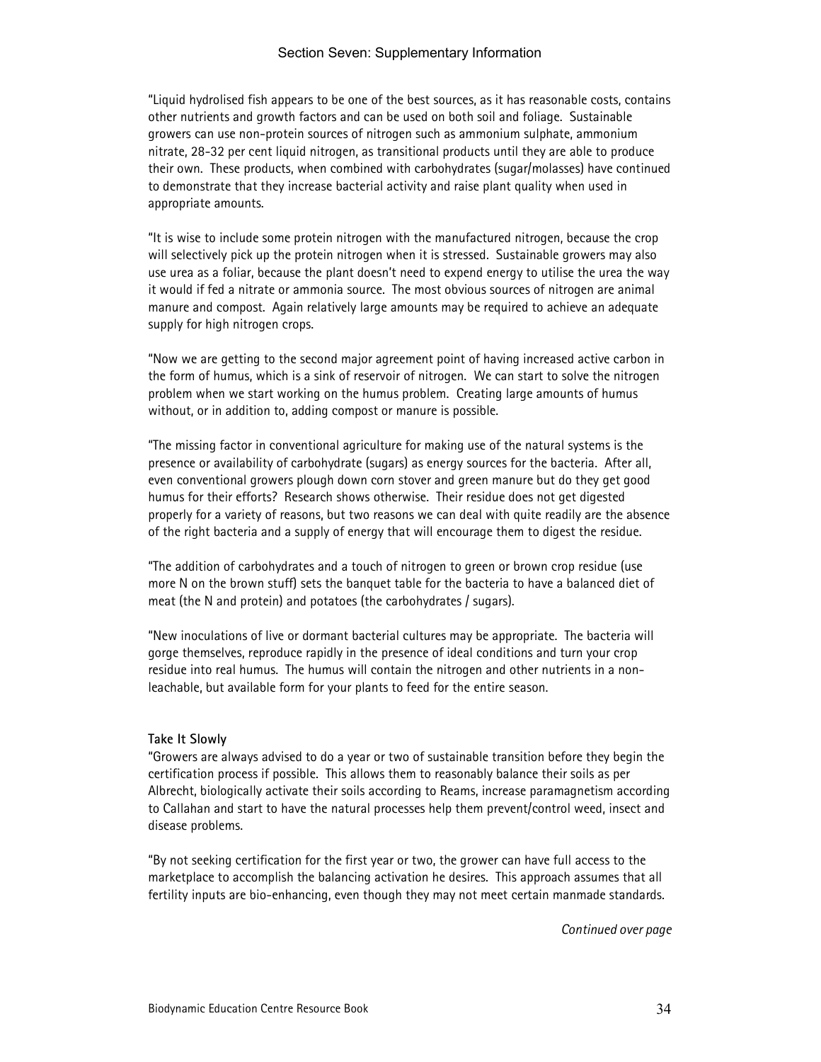"Liquid hydrolised fish appears to be one of the best sources, as it has reasonable costs, contains other nutrients and growth factors and can be used on both soil and foliage. Sustainable growers can use non-protein sources of nitrogen such as ammonium sulphate, ammonium nitrate, 28-32 per cent liquid nitrogen, as transitional products until they are able to produce their own. These products, when combined with carbohydrates (sugar/molasses) have continued to demonstrate that they increase bacterial activity and raise plant quality when used in appropriate amounts.

"It is wise to include some protein nitrogen with the manufactured nitrogen, because the crop will selectively pick up the protein nitrogen when it is stressed. Sustainable growers may also use urea as a foliar, because the plant doesn't need to expend energy to utilise the urea the way it would if fed a nitrate or ammonia source. The most obvious sources of nitrogen are animal manure and compost. Again relatively large amounts may be required to achieve an adequate supply for high nitrogen crops.

"Now we are getting to the second major agreement point of having increased active carbon in the form of humus, which is a sink of reservoir of nitrogen. We can start to solve the nitrogen problem when we start working on the humus problem. Creating large amounts of humus without, or in addition to, adding compost or manure is possible.

"The missing factor in conventional agriculture for making use of the natural systems is the presence or availability of carbohydrate (sugars) as energy sources for the bacteria. After all, even conventional growers plough down corn stover and green manure but do they get good humus for their efforts? Research shows otherwise. Their residue does not get digested properly for a variety of reasons, but two reasons we can deal with quite readily are the absence of the right bacteria and a supply of energy that will encourage them to digest the residue.

"The addition of carbohydrates and a touch of nitrogen to green or brown crop residue (use more N on the brown stuff) sets the banquet table for the bacteria to have a balanced diet of meat (the N and protein) and potatoes (the carbohydrates / sugars).

"New inoculations of live or dormant bacterial cultures may be appropriate. The bacteria will gorge themselves, reproduce rapidly in the presence of ideal conditions and turn your crop residue into real humus. The humus will contain the nitrogen and other nutrients in a non-leachable, but available form for your plants to feed for the entire season.

**Take It Slowly**

"Growers are always advised to do a year or two of sustainable transition before they begin the certification process if possible. This allows them to reasonably balance their soils as per Albrecht, biologically activate their soils according to Reams, increase paramagnetism according to Callahan and start to have the natural processes help them prevent/control weed, insect and disease problems.

"By not seeking certification for the first year or two, the grower can have full access to the marketplace to accomplish the balancing activation he desires. This approach assumes that all fertility inputs are bio-enhancing, even though they may not meet certain manmade standards.

*Continued over page*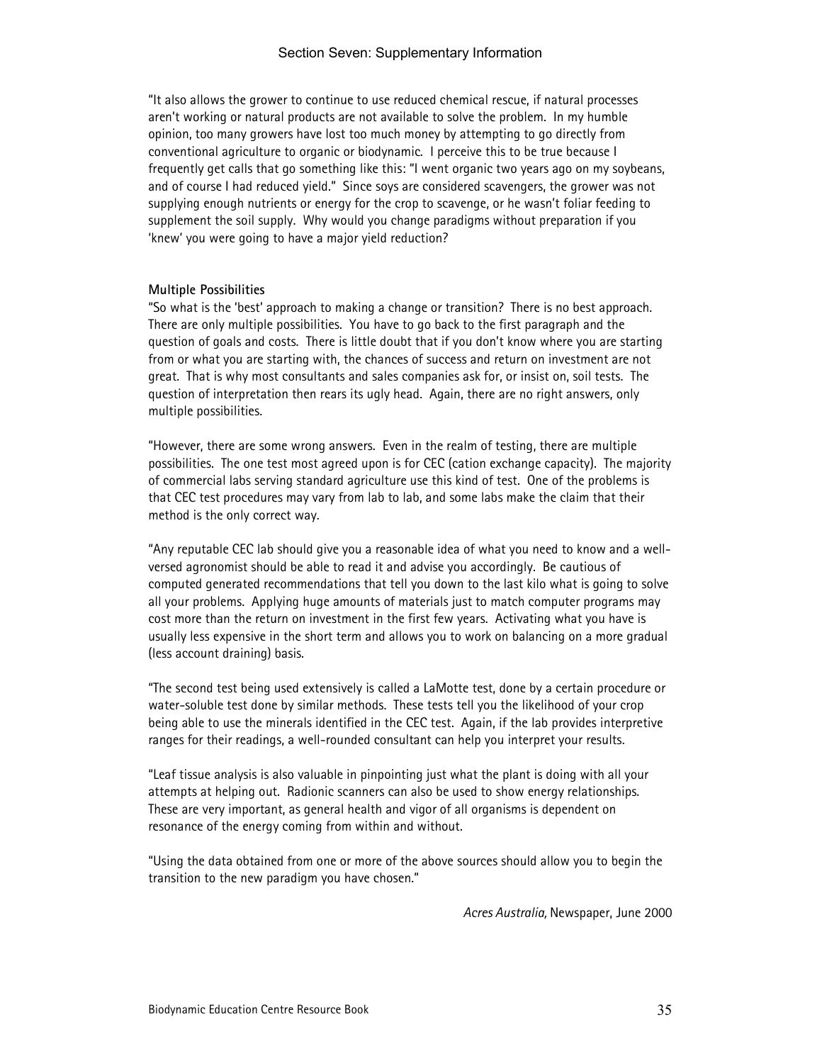"It also allows the grower to continue to use reduced chemical rescue, if natural processes aren't working or natural products are not available to solve the problem. In my humble opinion, too many growers have lost too much money by attempting to go directly from conventional agriculture to organic or biodynamic. I perceive this to be true because I frequently get calls that go something like this: "I went organic two years ago on my soybeans, and of course I had reduced yield." Since soys are considered scavengers, the grower was not supplying enough nutrients or energy for the crop to scavenge, or he wasn't foliar feeding to supplement the soil supply. Why would you change paradigms without preparation if you 'knew' you were going to have a major yield reduction?

**Multiple Possibilities**

"So what is the 'best' approach to making a change or transition? There is no best approach. There are only multiple possibilities. You have to go back to the first paragraph and the question of goals and costs. There is little doubt that if you don't know where you are starting from or what you are starting with, the chances of success and return on investment are not great. That is why most consultants and sales companies ask for, or insist on, soil tests. The question of interpretation then rears its ugly head. Again, there are no right answers, only multiple possibilities.

"However, there are some wrong answers. Even in the realm of testing, there are multiple possibilities. The one test most agreed upon is for CEC (cation exchange capacity). The majority of commercial labs serving standard agriculture use this kind of test. One of the problems is that CEC test procedures may vary from lab to lab, and some labs make the claim that their method is the only correct way.

"Any reputable CEC lab should give you a reasonable idea of what you need to know and a well-versed agronomist should be able to read it and advise you accordingly. Be cautious of computed generated recommendations that tell you down to the last kilo what is going to solve all your problems. Applying huge amounts of materials just to match computer programs may cost more than the return on investment in the first few years. Activating what you have is usually less expensive in the short term and allows you to work on balancing on a more gradual (less account draining) basis.

"The second test being used extensively is called a LaMotte test, done by a certain procedure or water-soluble test done by similar methods. These tests tell you the likelihood of your crop being able to use the minerals identified in the CEC test. Again, if the lab provides interpretive ranges for their readings, a well-rounded consultant can help you interpret your results.

"Leaf tissue analysis is also valuable in pinpointing just what the plant is doing with all your attempts at helping out. Radionic scanners can also be used to show energy relationships. These are very important, as general health and vigor of all organisms is dependent on resonance of the energy coming from within and without.

"Using the data obtained from one or more of the above sources should allow you to begin the transition to the new paradigm you have chosen."

*Acres Australia,* Newspaper, June 2000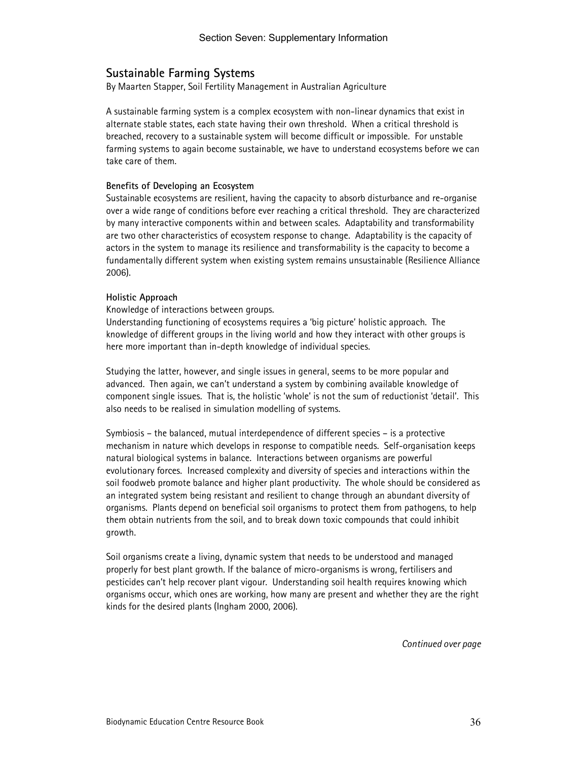## Sustainable Farming Systems

By Maarten Stapper, Soil Fertility Management in Australian Agriculture

A sustainable farming system is a complex ecosystem with non-linear dynamics that exist in alternate stable states, each state having their own threshold. When a critical threshold is breached, recovery to a sustainable system will become difficult or impossible. For unstable farming systems to again become sustainable, we have to understand ecosystems before we can take care of them.

**Benefits of Developing an Ecosystem**

Sustainable ecosystems are resilient, having the capacity to absorb disturbance and re-organise over a wide range of conditions before ever reaching a critical threshold. They are characterized by many interactive components within and between scales. Adaptability and transformability are two other characteristics of ecosystem response to change. Adaptability is the capacity of actors in the system to manage its resilience and transformability is the capacity to become a fundamentally different system when existing system remains unsustainable (Resilience Alliance 2006).

**Holistic Approach**

Knowledge of interactions between groups.

Understanding functioning of ecosystems requires a 'big picture' holistic approach. The knowledge of different groups in the living world and how they interact with other groups is here more important than in-depth knowledge of individual species.

Studying the latter, however, and single issues in general, seems to be more popular and advanced. Then again, we can't understand a system by combining available knowledge of component single issues. That is, the holistic 'whole' is not the sum of reductionist 'detail'. This also needs to be realised in simulation modelling of systems.

Symbiosis – the balanced, mutual interdependence of different species – is a protective mechanism in nature which develops in response to compatible needs. Self-organisation keeps natural biological systems in balance. Interactions between organisms are powerful evolutionary forces. Increased complexity and diversity of species and interactions within the soil foodweb promote balance and higher plant productivity. The whole should be considered as an integrated system being resistant and resilient to change through an abundant diversity of organisms. Plants depend on beneficial soil organisms to protect them from pathogens, to help them obtain nutrients from the soil, and to break down toxic compounds that could inhibit growth.

Soil organisms create a living, dynamic system that needs to be understood and managed properly for best plant growth. If the balance of micro-organisms is wrong, fertilisers and pesticides can't help recover plant vigour. Understanding soil health requires knowing which organisms occur, which ones are working, how many are present and whether they are the right kinds for the desired plants (Ingham 2000, 2006).

*Continued over page*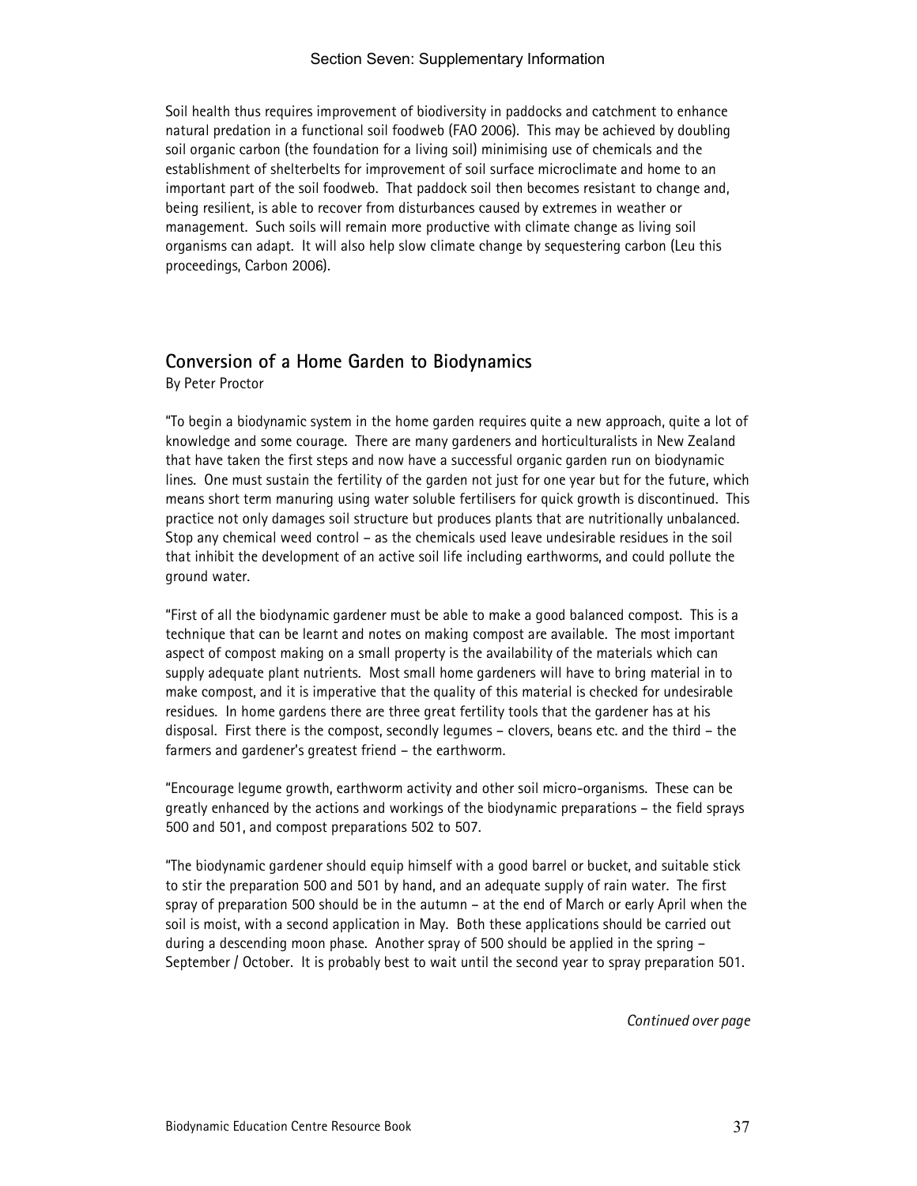Soil health thus requires improvement of biodiversity in paddocks and catchment to enhance natural predation in a functional soil foodweb (FAO 2006). This may be achieved by doubling soil organic carbon (the foundation for a living soil) minimising use of chemicals and the establishment of shelterbelts for improvement of soil surface microclimate and home to an important part of the soil foodweb. That paddock soil then becomes resistant to change and, being resilient, is able to recover from disturbances caused by extremes in weather or management. Such soils will remain more productive with climate change as living soil organisms can adapt. It will also help slow climate change by sequestering carbon (Leu this proceedings, Carbon 2006).

## Conversion of a Home Garden to Biodynamics

By Peter Proctor

"To begin a biodynamic system in the home garden requires quite a new approach, quite a lot of knowledge and some courage. There are many gardeners and horticulturalists in New Zealand that have taken the first steps and now have a successful organic garden run on biodynamic lines. One must sustain the fertility of the garden not just for one year but for the future, which means short term manuring using water soluble fertilisers for quick growth is discontinued. This practice not only damages soil structure but produces plants that are nutritionally unbalanced. Stop any chemical weed control – as the chemicals used leave undesirable residues in the soil that inhibit the development of an active soil life including earthworms, and could pollute the ground water.

"First of all the biodynamic gardener must be able to make a good balanced compost. This is a technique that can be learnt and notes on making compost are available. The most important aspect of compost making on a small property is the availability of the materials which can supply adequate plant nutrients. Most small home gardeners will have to bring material in to make compost, and it is imperative that the quality of this material is checked for undesirable residues. In home gardens there are three great fertility tools that the gardener has at his disposal. First there is the compost, secondly legumes – clovers, beans etc. and the third – the farmers and gardener's greatest friend – the earthworm.

"Encourage legume growth, earthworm activity and other soil micro-organisms. These can be greatly enhanced by the actions and workings of the biodynamic preparations – the field sprays 500 and 501, and compost preparations 502 to 507.

"The biodynamic gardener should equip himself with a good barrel or bucket, and suitable stick to stir the preparation 500 and 501 by hand, and an adequate supply of rain water. The first spray of preparation 500 should be in the autumn – at the end of March or early April when the soil is moist, with a second application in May. Both these applications should be carried out during a descending moon phase. Another spray of 500 should be applied in the spring – September / October. It is probably best to wait until the second year to spray preparation 501.

*Continued over page*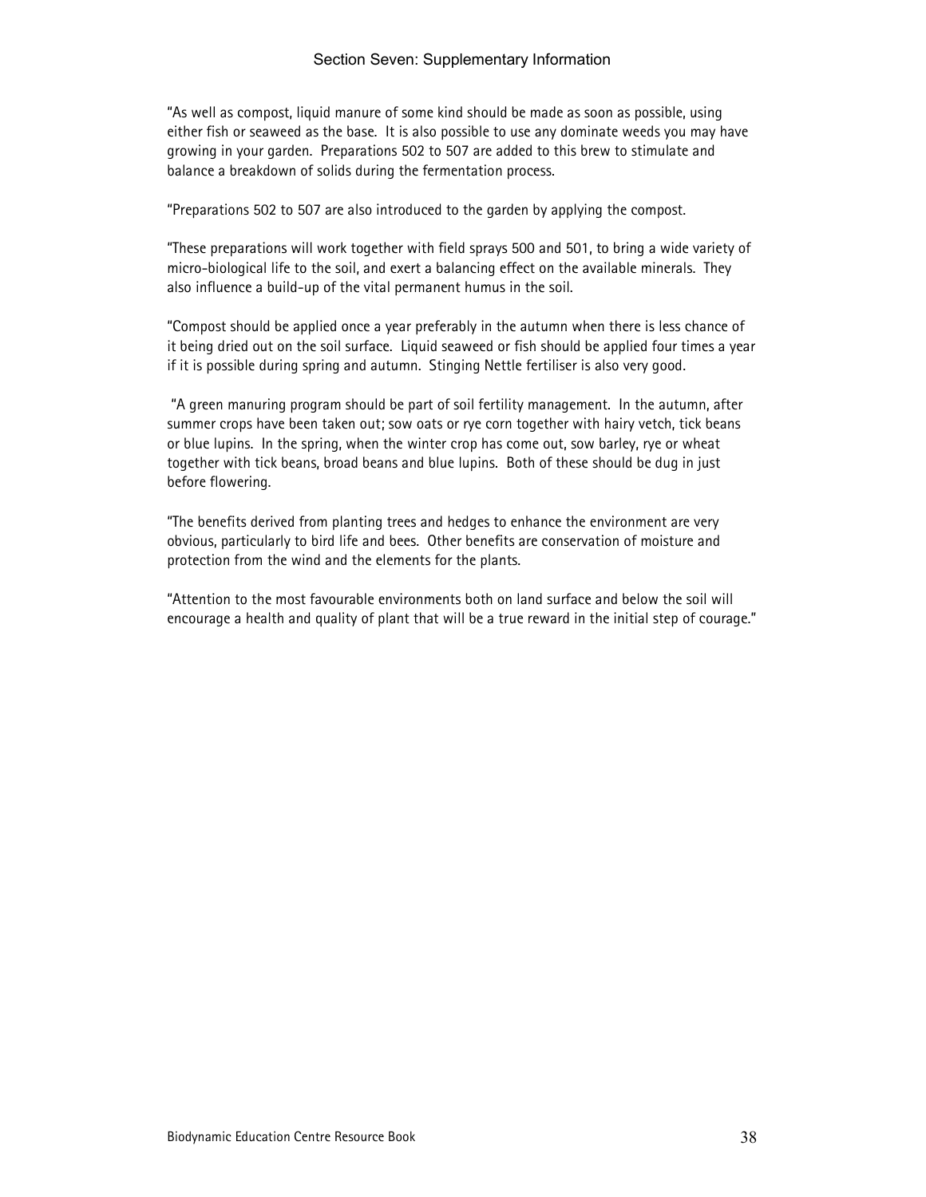"As well as compost, liquid manure of some kind should be made as soon as possible, using either fish or seaweed as the base. It is also possible to use any dominate weeds you may have growing in your garden. Preparations 502 to 507 are added to this brew to stimulate and balance a breakdown of solids during the fermentation process.

"Preparations 502 to 507 are also introduced to the garden by applying the compost.

"These preparations will work together with field sprays 500 and 501, to bring a wide variety of micro-biological life to the soil, and exert a balancing effect on the available minerals. They also influence a build-up of the vital permanent humus in the soil.

"Compost should be applied once a year preferably in the autumn when there is less chance of it being dried out on the soil surface. Liquid seaweed or fish should be applied four times a year if it is possible during spring and autumn. Stinging Nettle fertiliser is also very good.

"A green manuring program should be part of soil fertility management. In the autumn, after summer crops have been taken out; sow oats or rye corn together with hairy vetch, tick beans or blue lupins. In the spring, when the winter crop has come out, sow barley, rye or wheat together with tick beans, broad beans and blue lupins. Both of these should be dug in just before flowering.

"The benefits derived from planting trees and hedges to enhance the environment are very obvious, particularly to bird life and bees. Other benefits are conservation of moisture and protection from the wind and the elements for the plants.

"Attention to the most favourable environments both on land surface and below the soil will encourage a health and quality of plant that will be a true reward in the initial step of courage."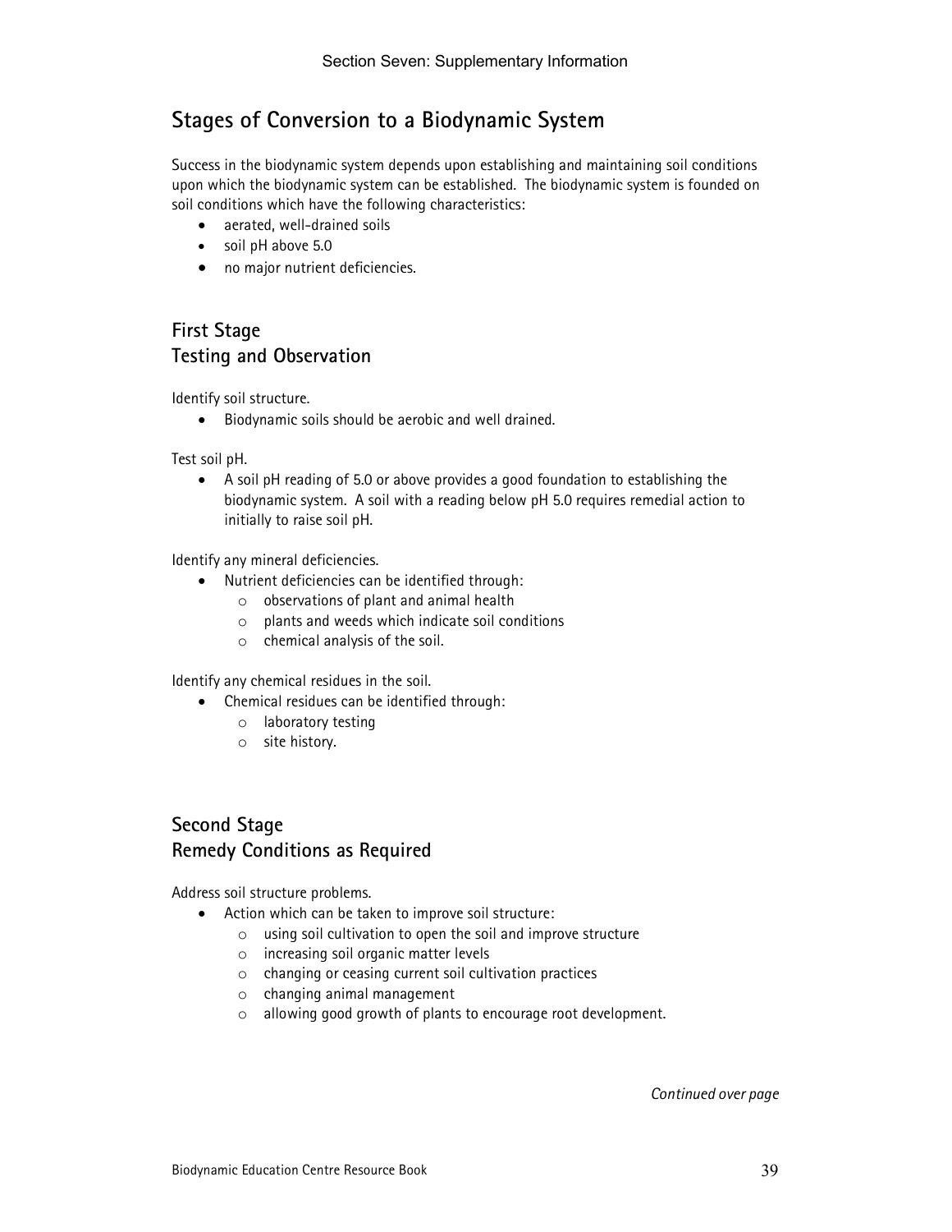## Stages of Conversion to a Biodynamic System

Success in the biodynamic system depends upon establishing and maintaining soil conditions upon which the biodynamic system can be established. The biodynamic system is founded on soil conditions which have the following characteristics:

- aerated, well-drained soils
- soil pH above 5.0
- no major nutrient deficiencies.

### First Stage
### Testing and Observation

Identify soil structure.

- Biodynamic soils should be aerobic and well drained.

Test soil pH.

- A soil pH reading of 5.0 or above provides a good foundation to establishing the biodynamic system. A soil with a reading below pH 5.0 requires remedial action to initially to raise soil pH.

Identify any mineral deficiencies.

- Nutrient deficiencies can be identified through:
  - observations of plant and animal health
  - plants and weeds which indicate soil conditions
  - chemical analysis of the soil.

Identify any chemical residues in the soil.

- Chemical residues can be identified through:
  - laboratory testing
  - site history.

### Second Stage
### Remedy Conditions as Required

Address soil structure problems.

- Action which can be taken to improve soil structure:
  - using soil cultivation to open the soil and improve structure
  - increasing soil organic matter levels
  - changing or ceasing current soil cultivation practices
  - changing animal management
  - allowing good growth of plants to encourage root development.

*Continued over page*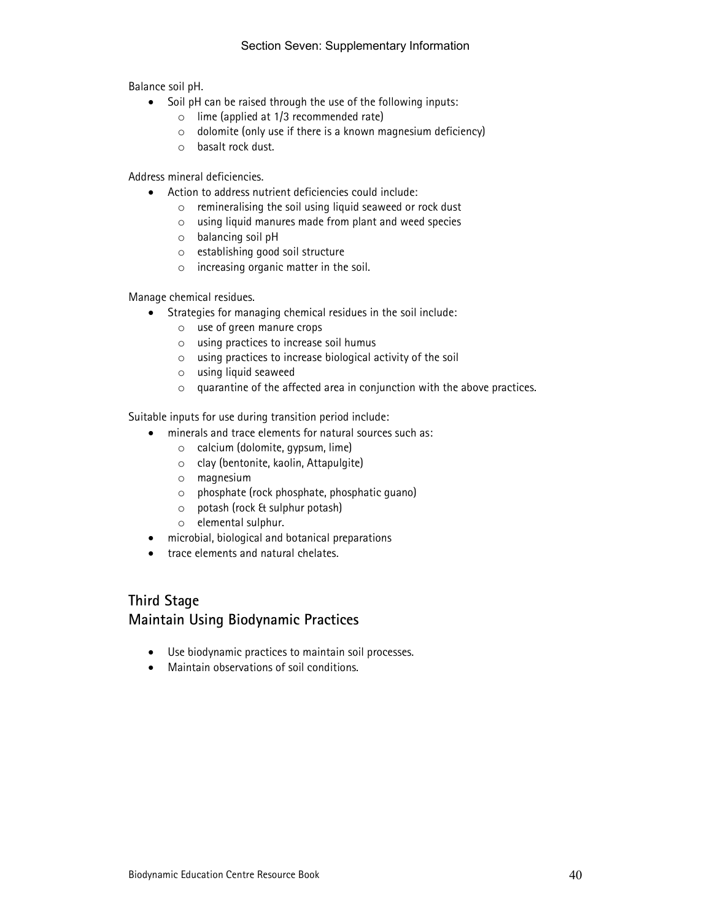Balance soil pH.

- Soil pH can be raised through the use of the following inputs:
  - lime (applied at 1/3 recommended rate)
  - dolomite (only use if there is a known magnesium deficiency)
  - basalt rock dust.

Address mineral deficiencies.

- Action to address nutrient deficiencies could include:
  - remineralising the soil using liquid seaweed or rock dust
  - using liquid manures made from plant and weed species
  - balancing soil pH
  - establishing good soil structure
  - increasing organic matter in the soil.

Manage chemical residues.

- Strategies for managing chemical residues in the soil include:
  - use of green manure crops
  - using practices to increase soil humus
  - using practices to increase biological activity of the soil
  - using liquid seaweed
  - quarantine of the affected area in conjunction with the above practices.

Suitable inputs for use during transition period include:

- minerals and trace elements for natural sources such as:
  - calcium (dolomite, gypsum, lime)
  - clay (bentonite, kaolin, Attapulgite)
  - magnesium
  - phosphate (rock phosphate, phosphatic guano)
  - potash (rock & sulphur potash)
  - elemental sulphur.
- microbial, biological and botanical preparations
- trace elements and natural chelates.

## Third Stage
## Maintain Using Biodynamic Practices

- Use biodynamic practices to maintain soil processes.
- Maintain observations of soil conditions.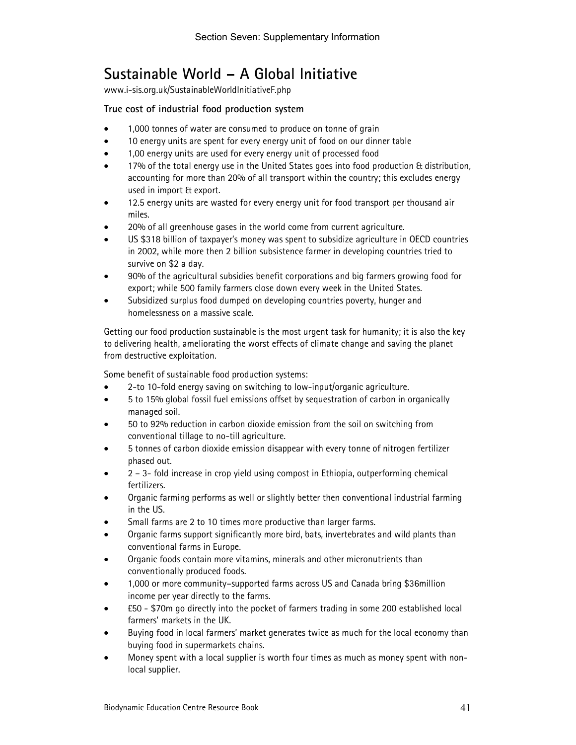# Sustainable World – A Global Initiative

www.i-sis.org.uk/SustainableWorldInitiativeF.php

### True cost of industrial food production system

- 1,000 tonnes of water are consumed to produce on tonne of grain
- 10 energy units are spent for every energy unit of food on our dinner table
- 1,00 energy units are used for every energy unit of processed food
- 17% of the total energy use in the United States goes into food production & distribution, accounting for more than 20% of all transport within the country; this excludes energy used in import & export.
- 12.5 energy units are wasted for every energy unit for food transport per thousand air miles.
- 20% of all greenhouse gases in the world come from current agriculture.
- US $318 billion of taxpayer's money was spent to subsidize agriculture in OECD countries in 2002, while more then 2 billion subsistence farmer in developing countries tried to survive on $2 a day.
- 90% of the agricultural subsidies benefit corporations and big farmers growing food for export; while 500 family farmers close down every week in the United States.
- Subsidized surplus food dumped on developing countries poverty, hunger and homelessness on a massive scale.

Getting our food production sustainable is the most urgent task for humanity; it is also the key to delivering health, ameliorating the worst effects of climate change and saving the planet from destructive exploitation.

Some benefit of sustainable food production systems:

- 2-to 10-fold energy saving on switching to low-input/organic agriculture.
- 5 to 15% global fossil fuel emissions offset by sequestration of carbon in organically managed soil.
- 50 to 92% reduction in carbon dioxide emission from the soil on switching from conventional tillage to no-till agriculture.
- 5 tonnes of carbon dioxide emission disappear with every tonne of nitrogen fertilizer phased out.
- 2 – 3- fold increase in crop yield using compost in Ethiopia, outperforming chemical fertilizers.
- Organic farming performs as well or slightly better then conventional industrial farming in the US.
- Small farms are 2 to 10 times more productive than larger farms.
- Organic farms support significantly more bird, bats, invertebrates and wild plants than conventional farms in Europe.
- Organic foods contain more vitamins, minerals and other micronutrients than conventionally produced foods.
- 1,000 or more community–supported farms across US and Canada bring $36million income per year directly to the farms.
- £50 - $70m go directly into the pocket of farmers trading in some 200 established local farmers' markets in the UK.
- Buying food in local farmers' market generates twice as much for the local economy than buying food in supermarkets chains.
- Money spent with a local supplier is worth four times as much as money spent with non-local supplier.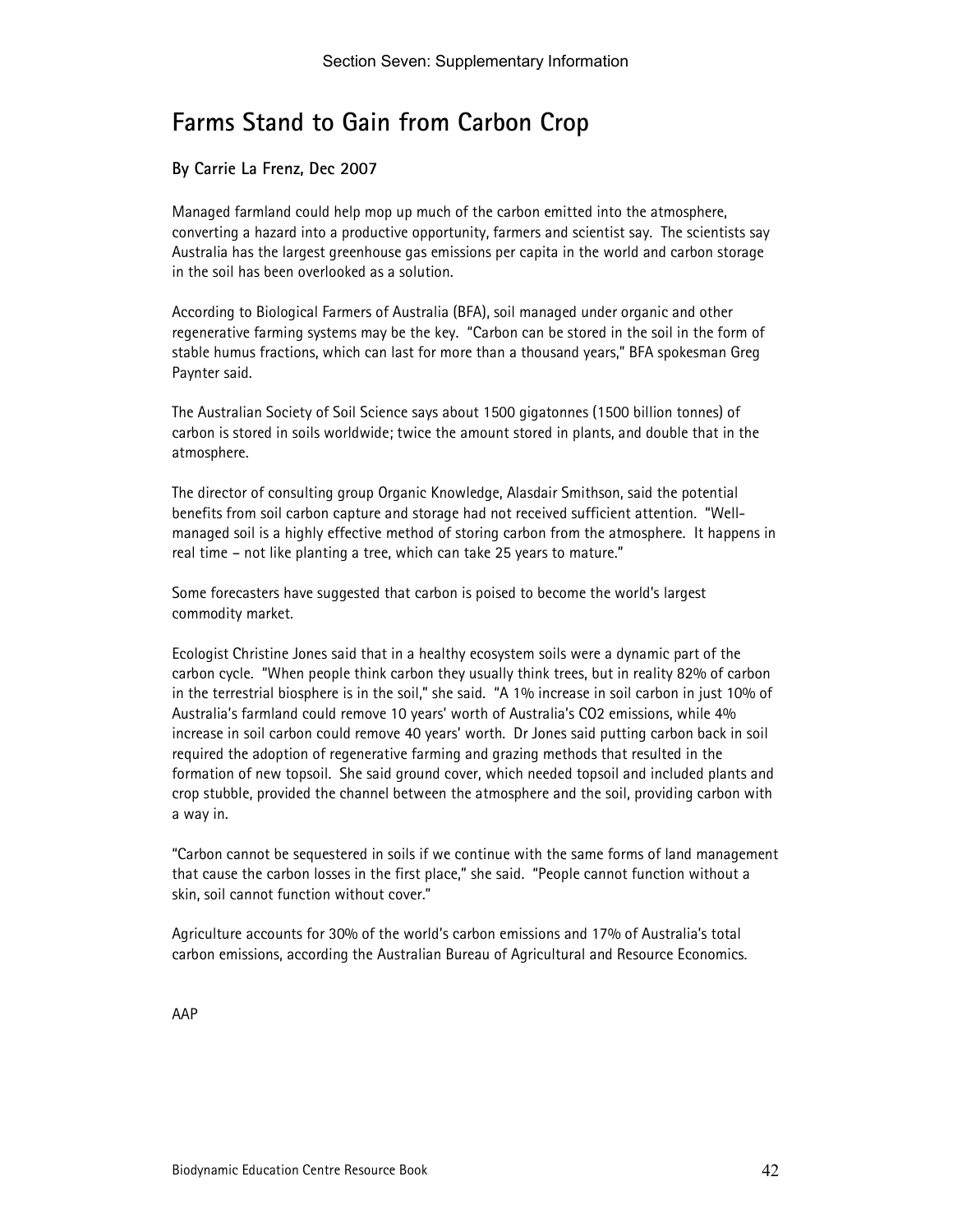# Farms Stand to Gain from Carbon Crop

**By Carrie La Frenz, Dec 2007**

Managed farmland could help mop up much of the carbon emitted into the atmosphere, converting a hazard into a productive opportunity, farmers and scientist say. The scientists say Australia has the largest greenhouse gas emissions per capita in the world and carbon storage in the soil has been overlooked as a solution.

According to Biological Farmers of Australia (BFA), soil managed under organic and other regenerative farming systems may be the key. "Carbon can be stored in the soil in the form of stable humus fractions, which can last for more than a thousand years," BFA spokesman Greg Paynter said.

The Australian Society of Soil Science says about 1500 gigatonnes (1500 billion tonnes) of carbon is stored in soils worldwide; twice the amount stored in plants, and double that in the atmosphere.

The director of consulting group Organic Knowledge, Alasdair Smithson, said the potential benefits from soil carbon capture and storage had not received sufficient attention. "Well-managed soil is a highly effective method of storing carbon from the atmosphere. It happens in real time – not like planting a tree, which can take 25 years to mature."

Some forecasters have suggested that carbon is poised to become the world's largest commodity market.

Ecologist Christine Jones said that in a healthy ecosystem soils were a dynamic part of the carbon cycle. "When people think carbon they usually think trees, but in reality 82% of carbon in the terrestrial biosphere is in the soil," she said. "A 1% increase in soil carbon in just 10% of Australia's farmland could remove 10 years' worth of Australia's $CO_2$ emissions, while 4% increase in soil carbon could remove 40 years' worth. Dr Jones said putting carbon back in soil required the adoption of regenerative farming and grazing methods that resulted in the formation of new topsoil. She said ground cover, which needed topsoil and included plants and crop stubble, provided the channel between the atmosphere and the soil, providing carbon with a way in.

"Carbon cannot be sequestered in soils if we continue with the same forms of land management that cause the carbon losses in the first place," she said. "People cannot function without a skin, soil cannot function without cover."

Agriculture accounts for 30% of the world's carbon emissions and 17% of Australia's total carbon emissions, according the Australian Bureau of Agricultural and Resource Economics.

AAP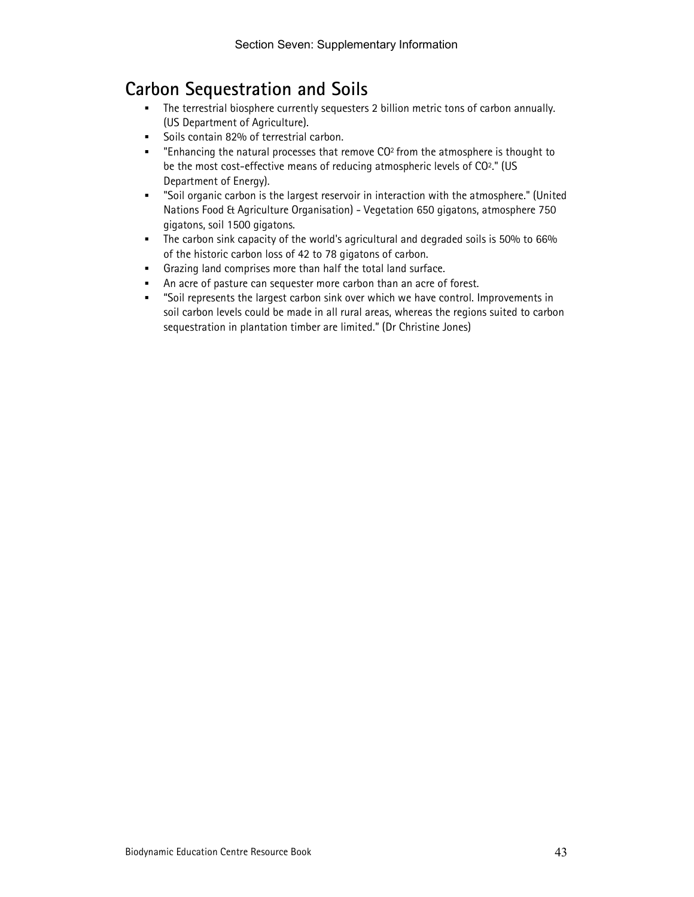## Carbon Sequestration and Soils

- The terrestrial biosphere currently sequesters 2 billion metric tons of carbon annually. (US Department of Agriculture).
- Soils contain 82% of terrestrial carbon.
- "Enhancing the natural processes that remove $CO_2$ from the atmosphere is thought to be the most cost-effective means of reducing atmospheric levels of $CO_2$." (US Department of Energy).
- "Soil organic carbon is the largest reservoir in interaction with the atmosphere." (United Nations Food & Agriculture Organisation) - Vegetation 650 gigatons, atmosphere 750 gigatons, soil 1500 gigatons.
- The carbon sink capacity of the world's agricultural and degraded soils is 50% to 66% of the historic carbon loss of 42 to 78 gigatons of carbon.
- Grazing land comprises more than half the total land surface.
- An acre of pasture can sequester more carbon than an acre of forest.
- "Soil represents the largest carbon sink over which we have control. Improvements in soil carbon levels could be made in all rural areas, whereas the regions suited to carbon sequestration in plantation timber are limited." (Dr Christine Jones)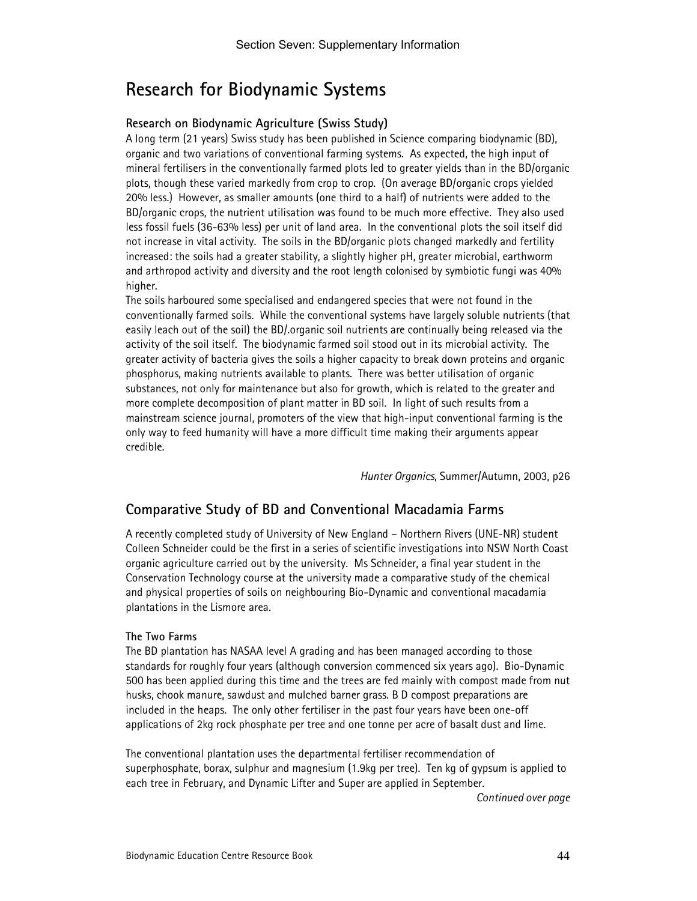# Research for Biodynamic Systems

### Research on Biodynamic Agriculture (Swiss Study)

A long term (21 years) Swiss study has been published in Science comparing biodynamic (BD), organic and two variations of conventional farming systems. As expected, the high input of mineral fertilisers in the conventionally farmed plots led to greater yields than in the BD/organic plots, though these varied markedly from crop to crop. (On average BD/organic crops yielded 20% less.) However, as smaller amounts (one third to a half) of nutrients were added to the BD/organic crops, the nutrient utilisation was found to be much more effective. They also used less fossil fuels (36-63% less) per unit of land area. In the conventional plots the soil itself did not increase in vital activity. The soils in the BD/organic plots changed markedly and fertility increased: the soils had a greater stability, a slightly higher pH, greater microbial, earthworm and arthropod activity and diversity and the root length colonised by symbiotic fungi was 40% higher.

The soils harboured some specialised and endangered species that were not found in the conventionally farmed soils. While the conventional systems have largely soluble nutrients (that easily leach out of the soil) the BD/.organic soil nutrients are continually being released via the activity of the soil itself. The biodynamic farmed soil stood out in its microbial activity. The greater activity of bacteria gives the soils a higher capacity to break down proteins and organic phosphorus, making nutrients available to plants. There was better utilisation of organic substances, not only for maintenance but also for growth, which is related to the greater and more complete decomposition of plant matter in BD soil. In light of such results from a mainstream science journal, promoters of the view that high-input conventional farming is the only way to feed humanity will have a more difficult time making their arguments appear credible.

*Hunter Organics*, Summer/Autumn, 2003, p26

## Comparative Study of BD and Conventional Macadamia Farms

A recently completed study of University of New England – Northern Rivers (UNE-NR) student Colleen Schneider could be the first in a series of scientific investigations into NSW North Coast organic agriculture carried out by the university. Ms Schneider, a final year student in the Conservation Technology course at the university made a comparative study of the chemical and physical properties of soils on neighbouring Bio-Dynamic and conventional macadamia plantations in the Lismore area.

### The Two Farms

The BD plantation has NASAA level A grading and has been managed according to those standards for roughly four years (although conversion commenced six years ago). Bio-Dynamic 500 has been applied during this time and the trees are fed mainly with compost made from nut husks, chook manure, sawdust and mulched barner grass. B D compost preparations are included in the heaps. The only other fertiliser in the past four years have been one-off applications of 2kg rock phosphate per tree and one tonne per acre of basalt dust and lime.

The conventional plantation uses the departmental fertiliser recommendation of superphosphate, borax, sulphur and magnesium (1.9kg per tree). Ten kg of gypsum is applied to each tree in February, and Dynamic Lifter and Super are applied in September.

*Continued over page*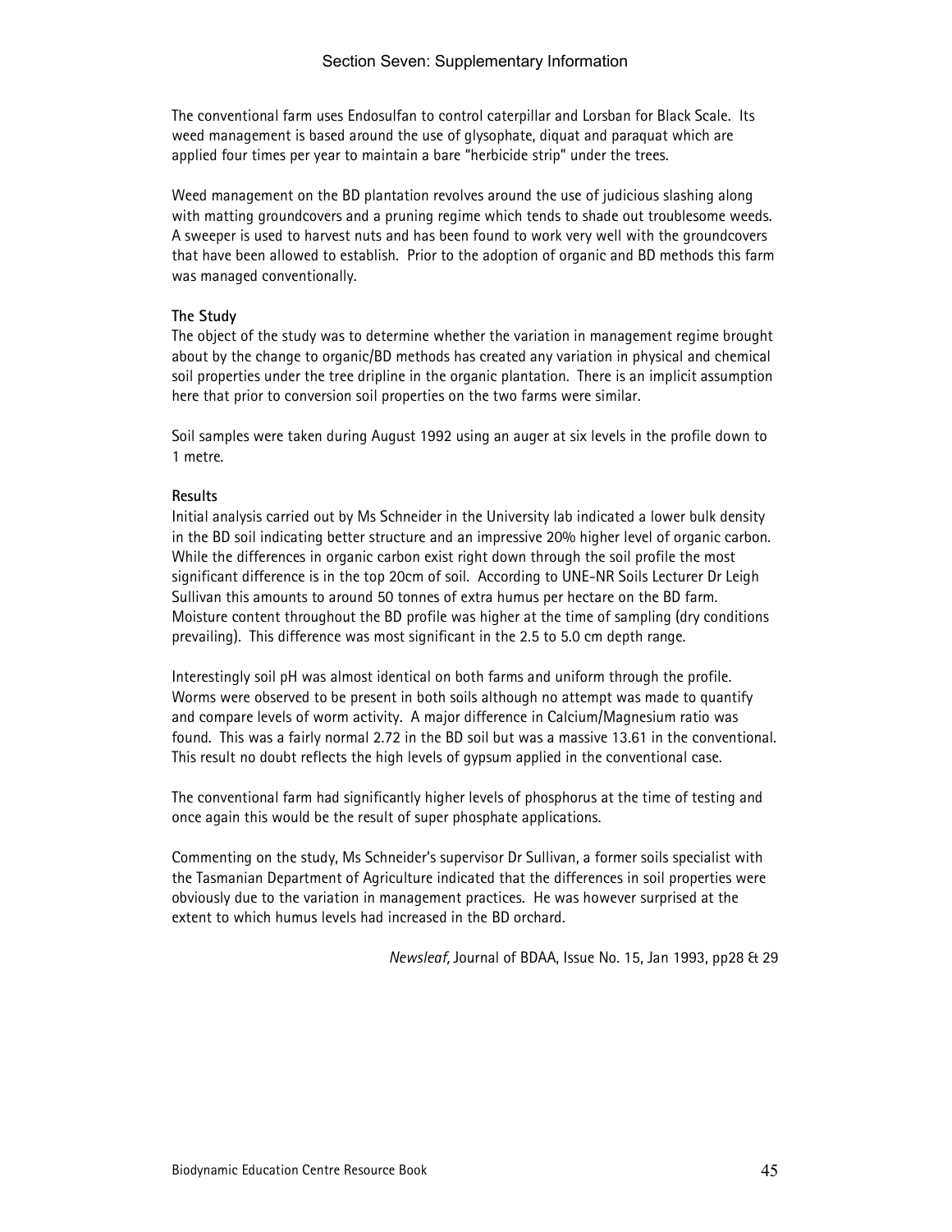The conventional farm uses Endosulfan to control caterpillar and Lorsban for Black Scale. Its weed management is based around the use of glysophate, diquat and paraquat which are applied four times per year to maintain a bare "herbicide strip" under the trees.

Weed management on the BD plantation revolves around the use of judicious slashing along with matting groundcovers and a pruning regime which tends to shade out troublesome weeds. A sweeper is used to harvest nuts and has been found to work very well with the groundcovers that have been allowed to establish. Prior to the adoption of organic and BD methods this farm was managed conventionally.

**The Study**

The object of the study was to determine whether the variation in management regime brought about by the change to organic/BD methods has created any variation in physical and chemical soil properties under the tree dripline in the organic plantation. There is an implicit assumption here that prior to conversion soil properties on the two farms were similar.

Soil samples were taken during August 1992 using an auger at six levels in the profile down to 1 metre.

**Results**

Initial analysis carried out by Ms Schneider in the University lab indicated a lower bulk density in the BD soil indicating better structure and an impressive 20% higher level of organic carbon. While the differences in organic carbon exist right down through the soil profile the most significant difference is in the top 20cm of soil. According to UNE-NR Soils Lecturer Dr Leigh Sullivan this amounts to around 50 tonnes of extra humus per hectare on the BD farm. Moisture content throughout the BD profile was higher at the time of sampling (dry conditions prevailing). This difference was most significant in the 2.5 to 5.0 cm depth range.

Interestingly soil pH was almost identical on both farms and uniform through the profile. Worms were observed to be present in both soils although no attempt was made to quantify and compare levels of worm activity. A major difference in Calcium/Magnesium ratio was found. This was a fairly normal 2.72 in the BD soil but was a massive 13.61 in the conventional. This result no doubt reflects the high levels of gypsum applied in the conventional case.

The conventional farm had significantly higher levels of phosphorus at the time of testing and once again this would be the result of super phosphate applications.

Commenting on the study, Ms Schneider's supervisor Dr Sullivan, a former soils specialist with the Tasmanian Department of Agriculture indicated that the differences in soil properties were obviously due to the variation in management practices. He was however surprised at the extent to which humus levels had increased in the BD orchard.

*Newsleaf*, Journal of BDAA, Issue No. 15, Jan 1993, pp28 & 29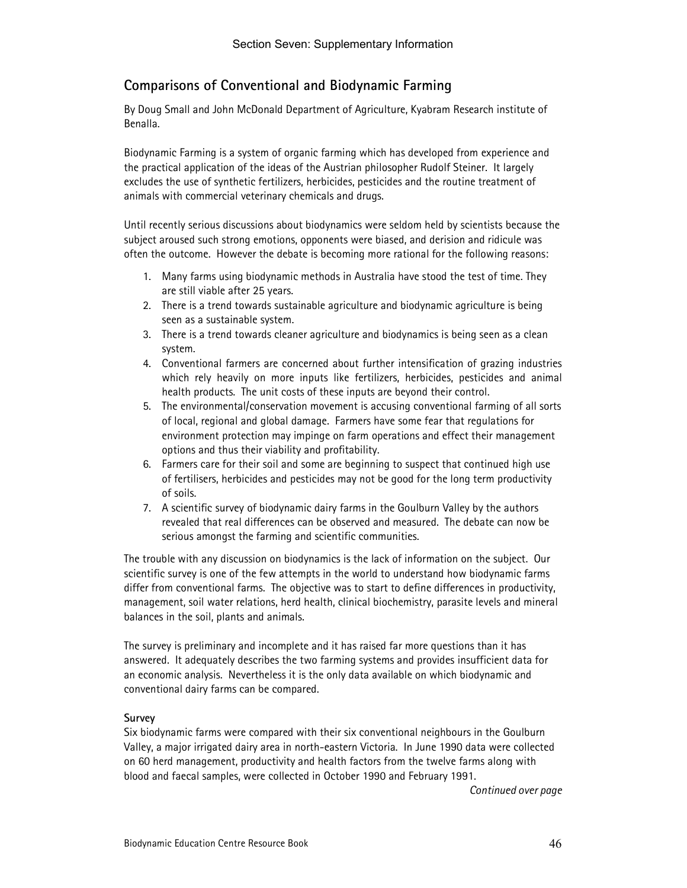## Comparisons of Conventional and Biodynamic Farming

By Doug Small and John McDonald Department of Agriculture, Kyabram Research institute of Benalla.

Biodynamic Farming is a system of organic farming which has developed from experience and the practical application of the ideas of the Austrian philosopher Rudolf Steiner. It largely excludes the use of synthetic fertilizers, herbicides, pesticides and the routine treatment of animals with commercial veterinary chemicals and drugs.

Until recently serious discussions about biodynamics were seldom held by scientists because the subject aroused such strong emotions, opponents were biased, and derision and ridicule was often the outcome. However the debate is becoming more rational for the following reasons:

1. Many farms using biodynamic methods in Australia have stood the test of time. They are still viable after 25 years.
2. There is a trend towards sustainable agriculture and biodynamic agriculture is being seen as a sustainable system.
3. There is a trend towards cleaner agriculture and biodynamics is being seen as a clean system.
4. Conventional farmers are concerned about further intensification of grazing industries which rely heavily on more inputs like fertilizers, herbicides, pesticides and animal health products. The unit costs of these inputs are beyond their control.
5. The environmental/conservation movement is accusing conventional farming of all sorts of local, regional and global damage. Farmers have some fear that regulations for environment protection may impinge on farm operations and effect their management options and thus their viability and profitability.
6. Farmers care for their soil and some are beginning to suspect that continued high use of fertilisers, herbicides and pesticides may not be good for the long term productivity of soils.
7. A scientific survey of biodynamic dairy farms in the Goulburn Valley by the authors revealed that real differences can be observed and measured. The debate can now be serious amongst the farming and scientific communities.

The trouble with any discussion on biodynamics is the lack of information on the subject. Our scientific survey is one of the few attempts in the world to understand how biodynamic farms differ from conventional farms. The objective was to start to define differences in productivity, management, soil water relations, herd health, clinical biochemistry, parasite levels and mineral balances in the soil, plants and animals.

The survey is preliminary and incomplete and it has raised far more questions than it has answered. It adequately describes the two farming systems and provides insufficient data for an economic analysis. Nevertheless it is the only data available on which biodynamic and conventional dairy farms can be compared.

**Survey**

Six biodynamic farms were compared with their six conventional neighbours in the Goulburn Valley, a major irrigated dairy area in north-eastern Victoria. In June 1990 data were collected on 60 herd management, productivity and health factors from the twelve farms along with blood and faecal samples, were collected in October 1990 and February 1991.

*Continued over page*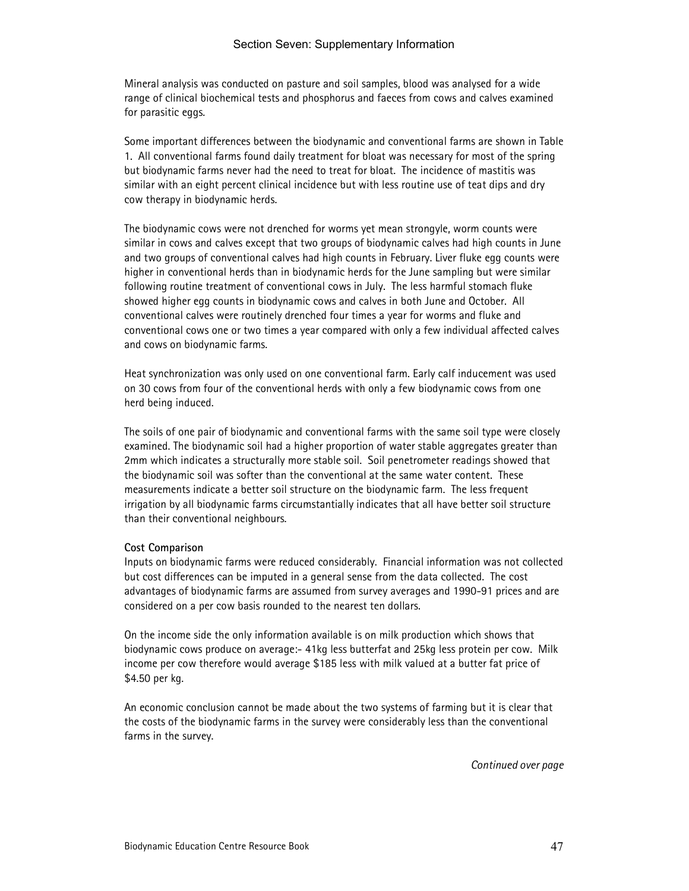Mineral analysis was conducted on pasture and soil samples, blood was analysed for a wide range of clinical biochemical tests and phosphorus and faeces from cows and calves examined for parasitic eggs.

Some important differences between the biodynamic and conventional farms are shown in Table 1. All conventional farms found daily treatment for bloat was necessary for most of the spring but biodynamic farms never had the need to treat for bloat. The incidence of mastitis was similar with an eight percent clinical incidence but with less routine use of teat dips and dry cow therapy in biodynamic herds.

The biodynamic cows were not drenched for worms yet mean strongyle, worm counts were similar in cows and calves except that two groups of biodynamic calves had high counts in June and two groups of conventional calves had high counts in February. Liver fluke egg counts were higher in conventional herds than in biodynamic herds for the June sampling but were similar following routine treatment of conventional cows in July. The less harmful stomach fluke showed higher egg counts in biodynamic cows and calves in both June and October. All conventional calves were routinely drenched four times a year for worms and fluke and conventional cows one or two times a year compared with only a few individual affected calves and cows on biodynamic farms.

Heat synchronization was only used on one conventional farm. Early calf inducement was used on 30 cows from four of the conventional herds with only a few biodynamic cows from one herd being induced.

The soils of one pair of biodynamic and conventional farms with the same soil type were closely examined. The biodynamic soil had a higher proportion of water stable aggregates greater than 2mm which indicates a structurally more stable soil. Soil penetrometer readings showed that the biodynamic soil was softer than the conventional at the same water content. These measurements indicate a better soil structure on the biodynamic farm. The less frequent irrigation by all biodynamic farms circumstantially indicates that all have better soil structure than their conventional neighbours.

**Cost Comparison**

Inputs on biodynamic farms were reduced considerably. Financial information was not collected but cost differences can be imputed in a general sense from the data collected. The cost advantages of biodynamic farms are assumed from survey averages and 1990-91 prices and are considered on a per cow basis rounded to the nearest ten dollars.

On the income side the only information available is on milk production which shows that biodynamic cows produce on average:- 41kg less butterfat and 25kg less protein per cow. Milk income per cow therefore would average $185 less with milk valued at a butter fat price of $4.50 per kg.

An economic conclusion cannot be made about the two systems of farming but it is clear that the costs of the biodynamic farms in the survey were considerably less than the conventional farms in the survey.

*Continued over page*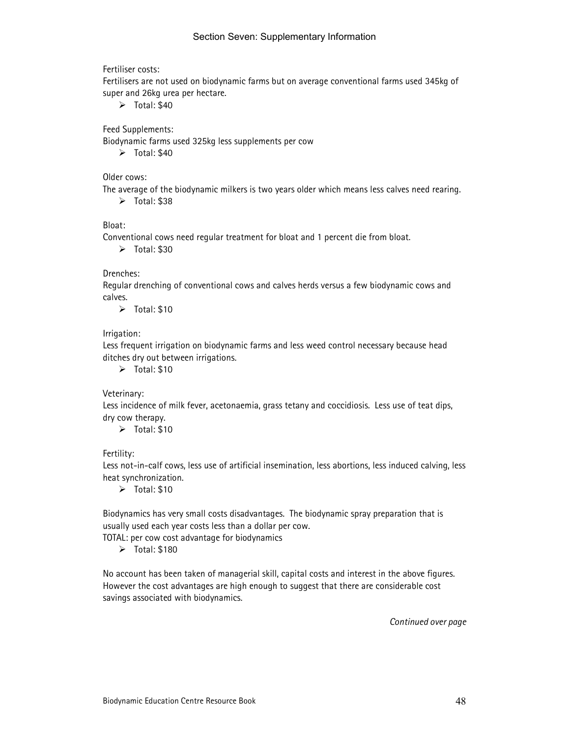Fertiliser costs:
Fertilisers are not used on biodynamic farms but on average conventional farms used 345kg of super and 26kg urea per hectare.

- Total: $40

Feed Supplements:
Biodynamic farms used 325kg less supplements per cow

- Total: $40

Older cows:
The average of the biodynamic milkers is two years older which means less calves need rearing.

- Total: $38

Bloat:
Conventional cows need regular treatment for bloat and 1 percent die from bloat.

- Total: $30

Drenches:
Regular drenching of conventional cows and calves herds versus a few biodynamic cows and calves.

- Total: $10

Irrigation:
Less frequent irrigation on biodynamic farms and less weed control necessary because head ditches dry out between irrigations.

- Total: $10

Veterinary:
Less incidence of milk fever, acetonaemia, grass tetany and coccidiosis. Less use of teat dips, dry cow therapy.

- Total: $10

Fertility:
Less not-in-calf cows, less use of artificial insemination, less abortions, less induced calving, less heat synchronization.

- Total: $10

Biodynamics has very small costs disadvantages. The biodynamic spray preparation that is usually used each year costs less than a dollar per cow.
TOTAL: per cow cost advantage for biodynamics

- Total: $180

No account has been taken of managerial skill, capital costs and interest in the above figures. However the cost advantages are high enough to suggest that there are considerable cost savings associated with biodynamics.

*Continued over page*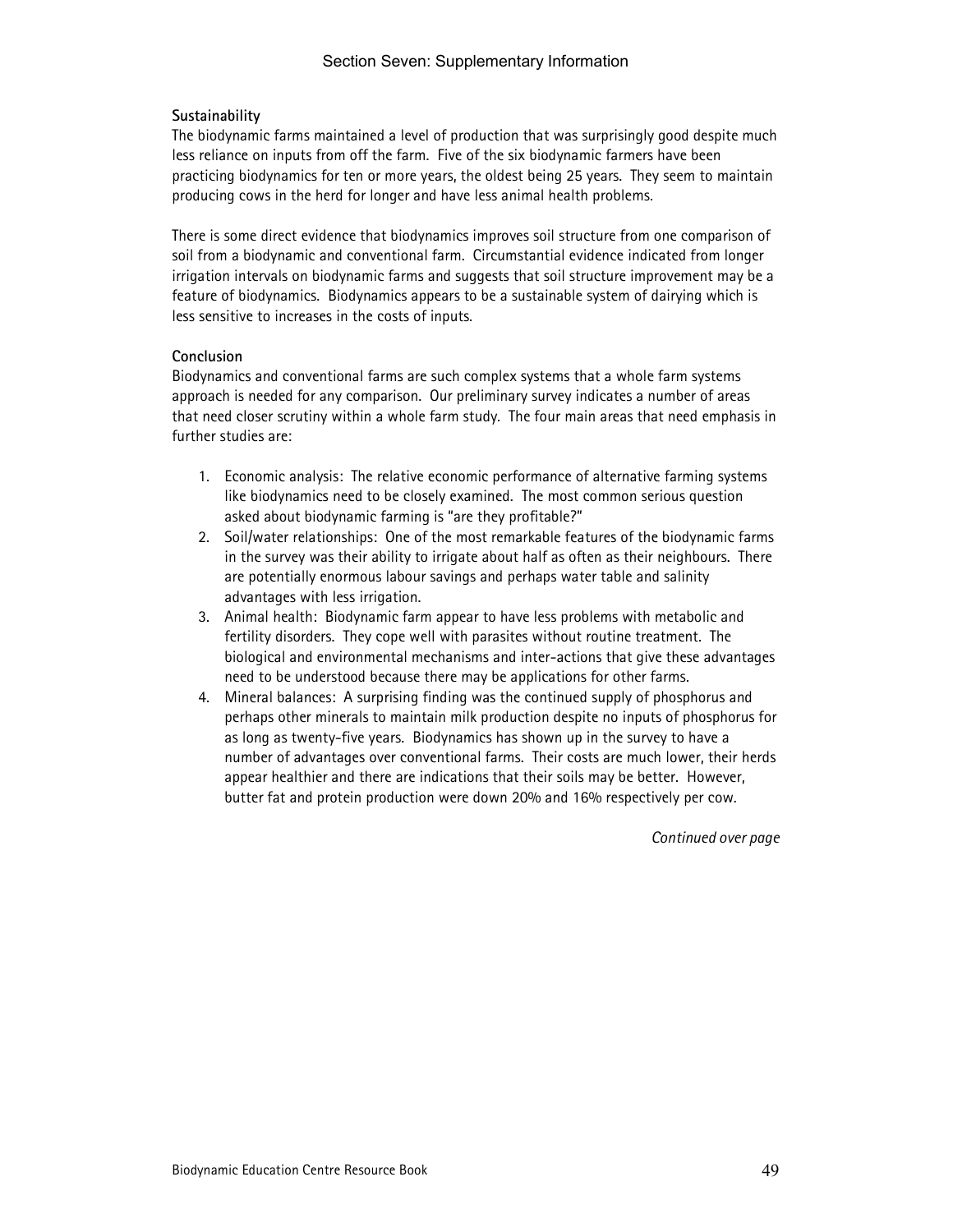### Sustainability

The biodynamic farms maintained a level of production that was surprisingly good despite much less reliance on inputs from off the farm. Five of the six biodynamic farmers have been practicing biodynamics for ten or more years, the oldest being 25 years. They seem to maintain producing cows in the herd for longer and have less animal health problems.

There is some direct evidence that biodynamics improves soil structure from one comparison of soil from a biodynamic and conventional farm. Circumstantial evidence indicated from longer irrigation intervals on biodynamic farms and suggests that soil structure improvement may be a feature of biodynamics. Biodynamics appears to be a sustainable system of dairying which is less sensitive to increases in the costs of inputs.

### Conclusion

Biodynamics and conventional farms are such complex systems that a whole farm systems approach is needed for any comparison. Our preliminary survey indicates a number of areas that need closer scrutiny within a whole farm study. The four main areas that need emphasis in further studies are:

1. Economic analysis: The relative economic performance of alternative farming systems like biodynamics need to be closely examined. The most common serious question asked about biodynamic farming is "are they profitable?"
2. Soil/water relationships: One of the most remarkable features of the biodynamic farms in the survey was their ability to irrigate about half as often as their neighbours. There are potentially enormous labour savings and perhaps water table and salinity advantages with less irrigation.
3. Animal health: Biodynamic farm appear to have less problems with metabolic and fertility disorders. They cope well with parasites without routine treatment. The biological and environmental mechanisms and inter-actions that give these advantages need to be understood because there may be applications for other farms.
4. Mineral balances: A surprising finding was the continued supply of phosphorus and perhaps other minerals to maintain milk production despite no inputs of phosphorus for as long as twenty-five years. Biodynamics has shown up in the survey to have a number of advantages over conventional farms. Their costs are much lower, their herds appear healthier and there are indications that their soils may be better. However, butter fat and protein production were down 20% and 16% respectively per cow.

*Continued over page*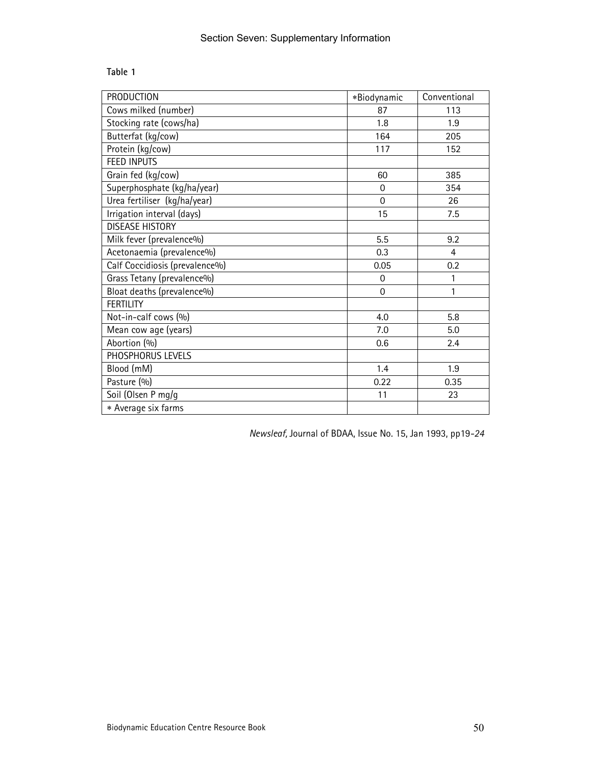**Table 1**

| PRODUCTION | *Biodynamic | Conventional |
|---|---|---|
| Cows milked (number) | 87 | 113 |
| Stocking rate (cows/ha) | 1.8 | 1.9 |
| Butterfat (kg/cow) | 164 | 205 |
| Protein (kg/cow) | 117 | 152 |
| FEED INPUTS | | |
| Grain fed (kg/cow) | 60 | 385 |
| Superphosphate (kg/ha/year) | 0 | 354 |
| Urea fertiliser (kg/ha/year) | 0 | 26 |
| Irrigation interval (days) | 15 | 7.5 |
| DISEASE HISTORY | | |
| Milk fever (prevalence%) | 5.5 | 9.2 |
| Acetonaemia (prevalence%) | 0.3 | 4 |
| Calf Coccidiosis (prevalence%) | 0.05 | 0.2 |
| Grass Tetany (prevalence%) | 0 | 1 |
| Bloat deaths (prevalence%) | 0 | 1 |
| FERTILITY | | |
| Not-in-calf cows (%) | 4.0 | 5.8 |
| Mean cow age (years) | 7.0 | 5.0 |
| Abortion (%) | 0.6 | 2.4 |
| PHOSPHORUS LEVELS | | |
| Blood (mM) | 1.4 | 1.9 |
| Pasture (%) | 0.22 | 0.35 |
| Soil (Olsen P mg/g | 11 | 23 |
| * Average six farms | | |

*Newsleaf*, Journal of BDAA, Issue No. 15, Jan 1993, pp19-*24*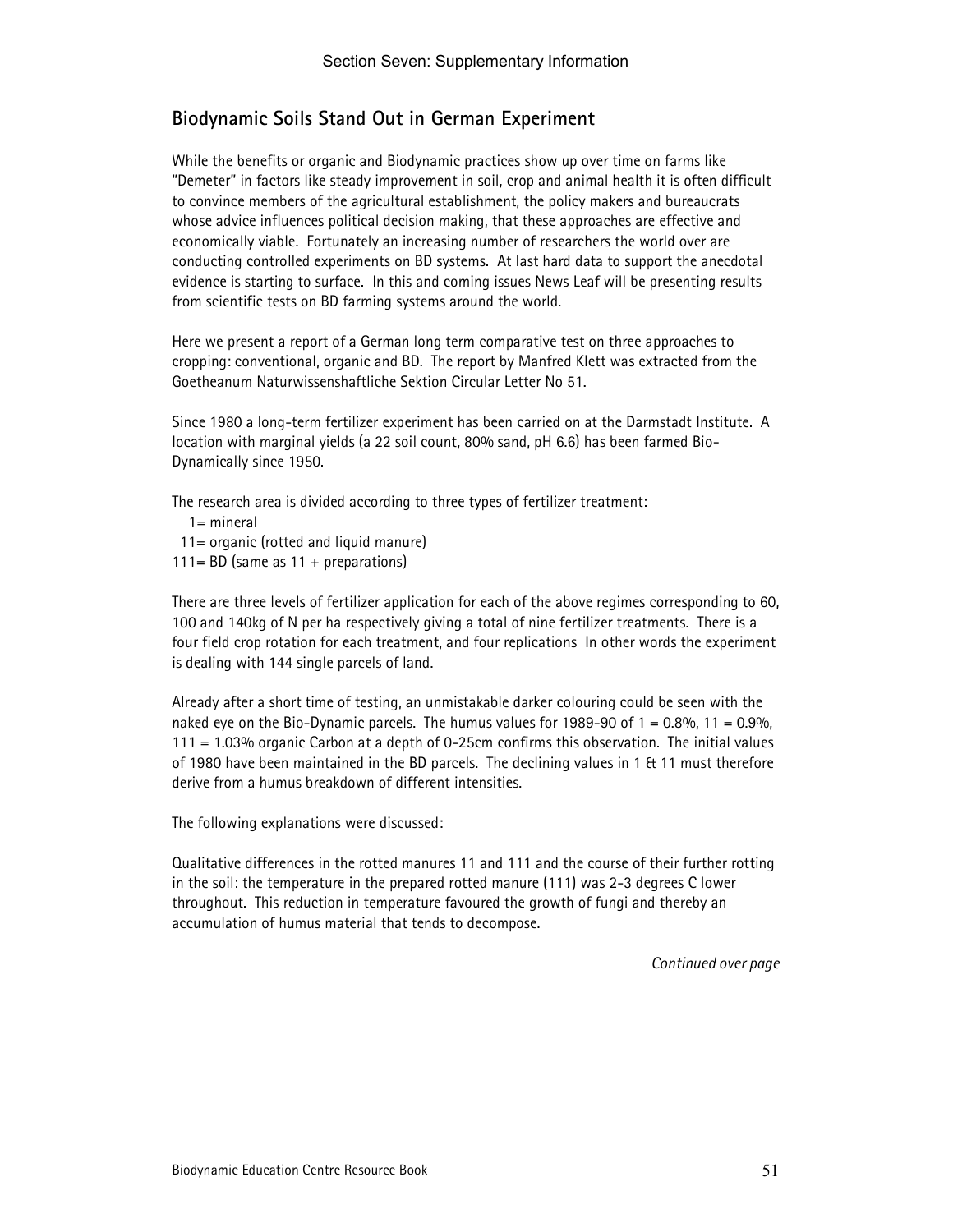## Biodynamic Soils Stand Out in German Experiment

While the benefits or organic and Biodynamic practices show up over time on farms like "Demeter" in factors like steady improvement in soil, crop and animal health it is often difficult to convince members of the agricultural establishment, the policy makers and bureaucrats whose advice influences political decision making, that these approaches are effective and economically viable. Fortunately an increasing number of researchers the world over are conducting controlled experiments on BD systems. At last hard data to support the anecdotal evidence is starting to surface. In this and coming issues News Leaf will be presenting results from scientific tests on BD farming systems around the world.

Here we present a report of a German long term comparative test on three approaches to cropping: conventional, organic and BD. The report by Manfred Klett was extracted from the Goetheanum Naturwissenshaftliche Sektion Circular Letter No 51.

Since 1980 a long-term fertilizer experiment has been carried on at the Darmstadt Institute. A location with marginal yields (a 22 soil count, 80% sand, pH 6.6) has been farmed Bio-Dynamically since 1950.

The research area is divided according to three types of fertilizer treatment:

1= mineral
11= organic (rotted and liquid manure)
111= BD (same as 11 + preparations)

There are three levels of fertilizer application for each of the above regimes corresponding to 60, 100 and 140kg of N per ha respectively giving a total of nine fertilizer treatments. There is a four field crop rotation for each treatment, and four replications In other words the experiment is dealing with 144 single parcels of land.

Already after a short time of testing, an unmistakable darker colouring could be seen with the naked eye on the Bio-Dynamic parcels. The humus values for 1989-90 of 1 = 0.8%, 11 = 0.9%, 111 = 1.03% organic Carbon at a depth of 0-25cm confirms this observation. The initial values of 1980 have been maintained in the BD parcels. The declining values in 1 & 11 must therefore derive from a humus breakdown of different intensities.

The following explanations were discussed:

Qualitative differences in the rotted manures 11 and 111 and the course of their further rotting in the soil: the temperature in the prepared rotted manure (111) was 2-3 degrees C lower throughout. This reduction in temperature favoured the growth of fungi and thereby an accumulation of humus material that tends to decompose.

*Continued over page*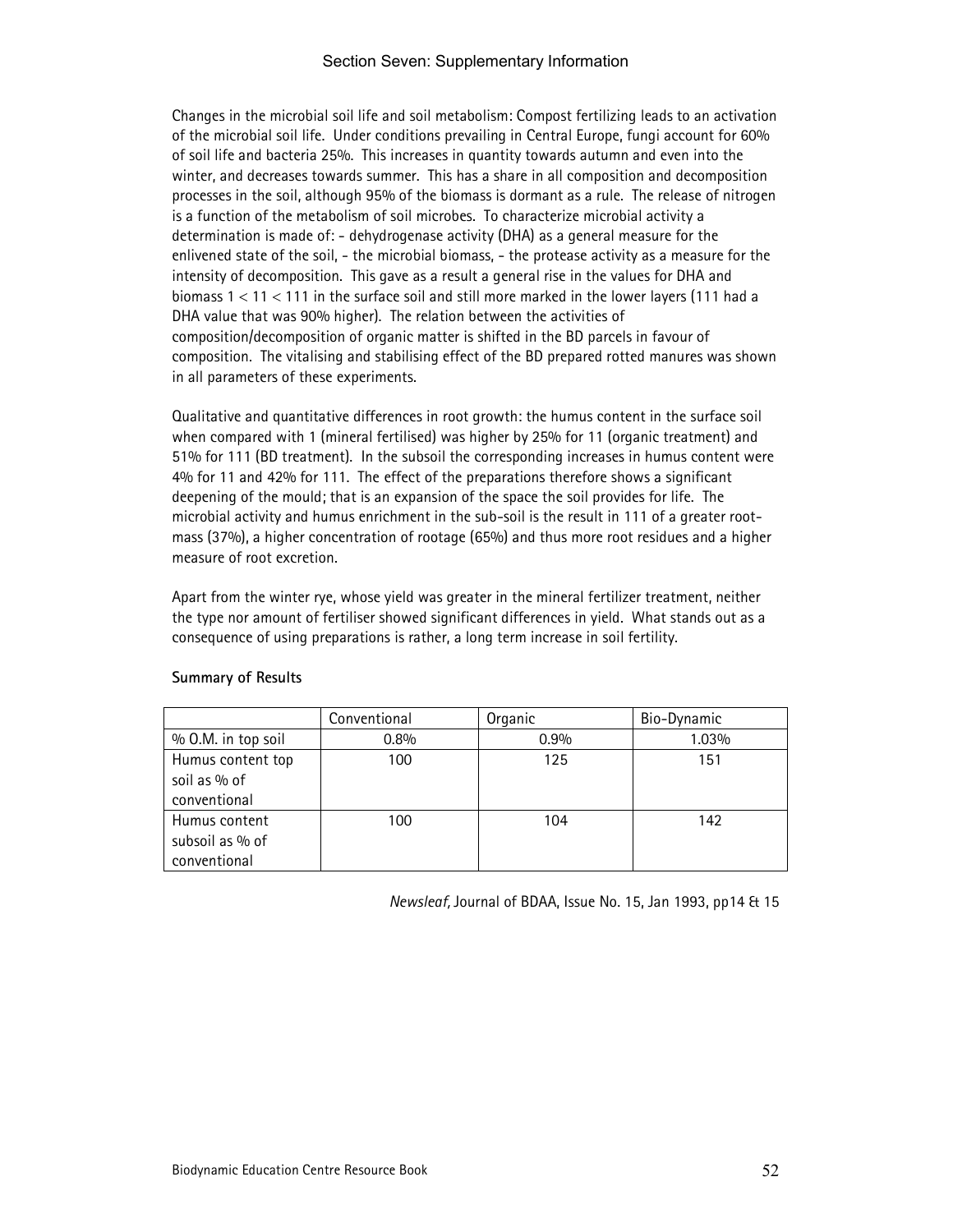Changes in the microbial soil life and soil metabolism: Compost fertilizing leads to an activation of the microbial soil life. Under conditions prevailing in Central Europe, fungi account for 60% of soil life and bacteria 25%. This increases in quantity towards autumn and even into the winter, and decreases towards summer. This has a share in all composition and decomposition processes in the soil, although 95% of the biomass is dormant as a rule. The release of nitrogen is a function of the metabolism of soil microbes. To characterize microbial activity a determination is made of: - dehydrogenase activity (DHA) as a general measure for the enlivened state of the soil, - the microbial biomass, - the protease activity as a measure for the intensity of decomposition. This gave as a result a general rise in the values for DHA and biomass 1 < 11 < 111 in the surface soil and still more marked in the lower layers (111 had a DHA value that was 90% higher). The relation between the activities of composition/decomposition of organic matter is shifted in the BD parcels in favour of composition. The vitalising and stabilising effect of the BD prepared rotted manures was shown in all parameters of these experiments.

Qualitative and quantitative differences in root growth: the humus content in the surface soil when compared with 1 (mineral fertilised) was higher by 25% for 11 (organic treatment) and 51% for 111 (BD treatment). In the subsoil the corresponding increases in humus content were 4% for 11 and 42% for 111. The effect of the preparations therefore shows a significant deepening of the mould; that is an expansion of the space the soil provides for life. The microbial activity and humus enrichment in the sub-soil is the result in 111 of a greater root-mass (37%), a higher concentration of rootage (65%) and thus more root residues and a higher measure of root excretion.

Apart from the winter rye, whose yield was greater in the mineral fertilizer treatment, neither the type nor amount of fertiliser showed significant differences in yield. What stands out as a consequence of using preparations is rather, a long term increase in soil fertility.

**Summary of Results**

| | Conventional | Organic | Bio-Dynamic |
|---|---|---|---|
| % O.M. in top soil | 0.8% | 0.9% | 1.03% |
| Humus content top soil as % of conventional | 100 | 125 | 151 |
| Humus content subsoil as % of conventional | 100 | 104 | 142 |

*Newsleaf,* Journal of BDAA, Issue No. 15, Jan 1993, pp14 & 15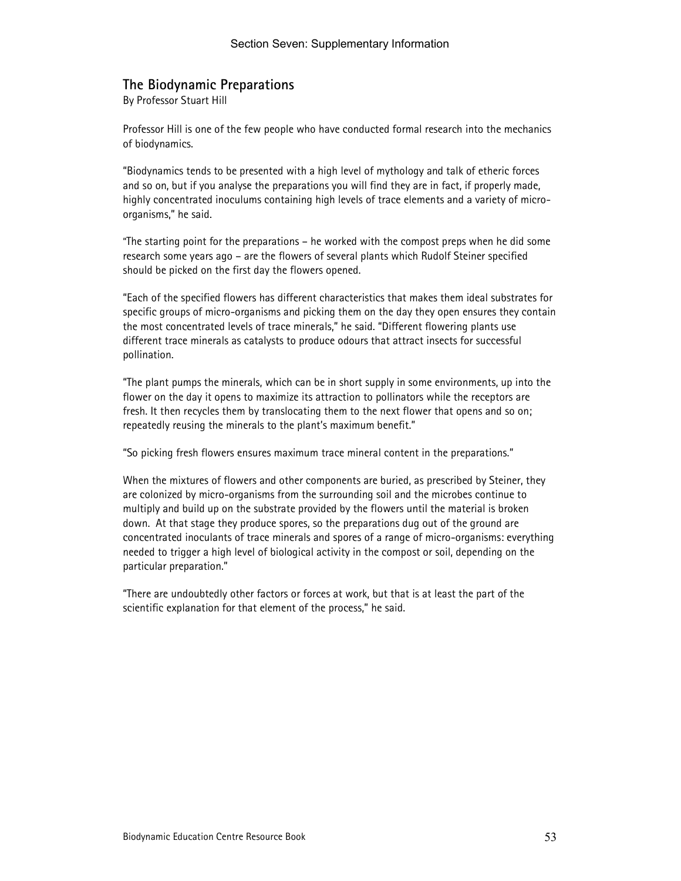## The Biodynamic Preparations

By Professor Stuart Hill

Professor Hill is one of the few people who have conducted formal research into the mechanics of biodynamics.

"Biodynamics tends to be presented with a high level of mythology and talk of etheric forces and so on, but if you analyse the preparations you will find they are in fact, if properly made, highly concentrated inoculums containing high levels of trace elements and a variety of micro-organisms," he said.

"The starting point for the preparations – he worked with the compost preps when he did some research some years ago – are the flowers of several plants which Rudolf Steiner specified should be picked on the first day the flowers opened.

"Each of the specified flowers has different characteristics that makes them ideal substrates for specific groups of micro-organisms and picking them on the day they open ensures they contain the most concentrated levels of trace minerals," he said. "Different flowering plants use different trace minerals as catalysts to produce odours that attract insects for successful pollination.

"The plant pumps the minerals, which can be in short supply in some environments, up into the flower on the day it opens to maximize its attraction to pollinators while the receptors are fresh. It then recycles them by translocating them to the next flower that opens and so on; repeatedly reusing the minerals to the plant's maximum benefit."

"So picking fresh flowers ensures maximum trace mineral content in the preparations."

When the mixtures of flowers and other components are buried, as prescribed by Steiner, they are colonized by micro-organisms from the surrounding soil and the microbes continue to multiply and build up on the substrate provided by the flowers until the material is broken down. At that stage they produce spores, so the preparations dug out of the ground are concentrated inoculants of trace minerals and spores of a range of micro-organisms: everything needed to trigger a high level of biological activity in the compost or soil, depending on the particular preparation."

"There are undoubtedly other factors or forces at work, but that is at least the part of the scientific explanation for that element of the process," he said.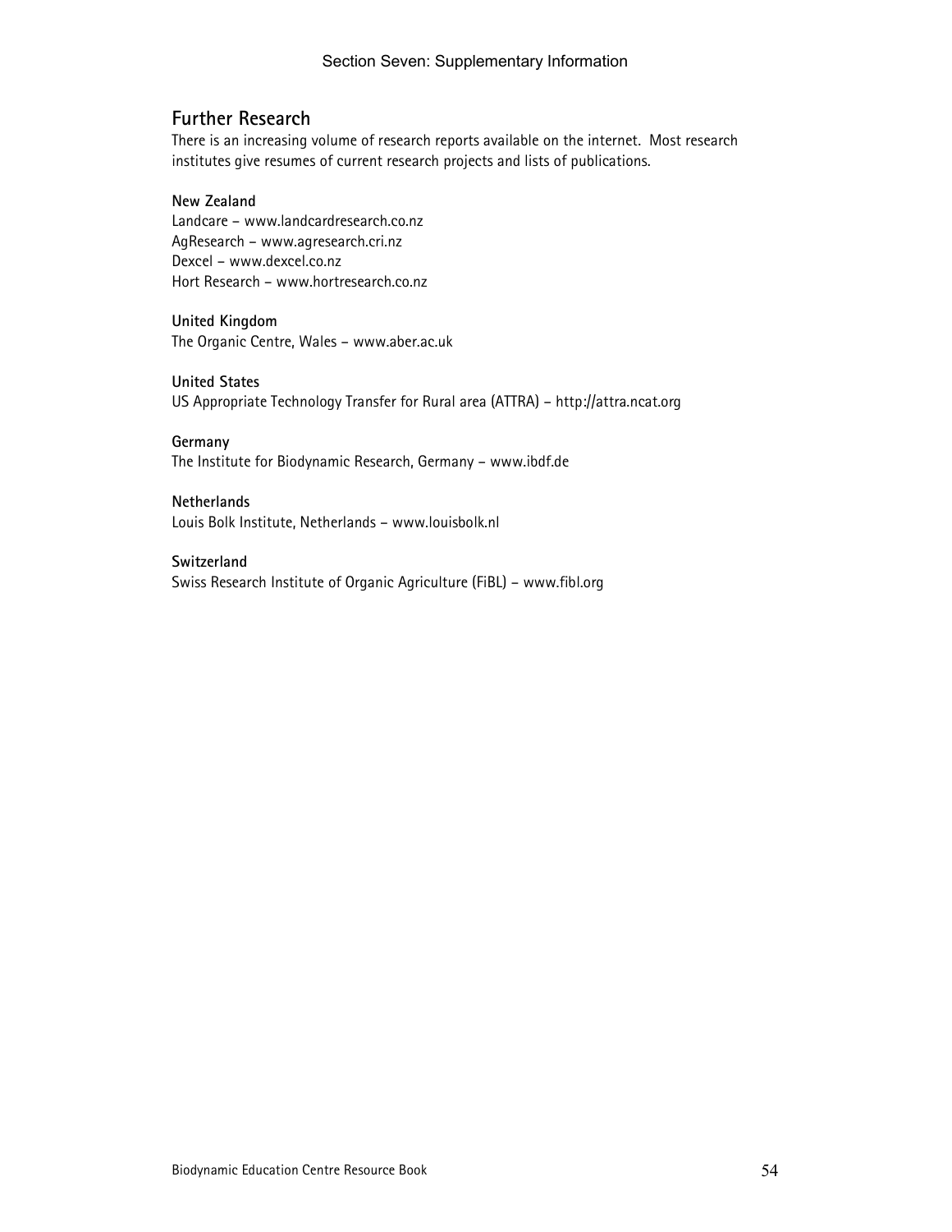## Further Research

There is an increasing volume of research reports available on the internet. Most research institutes give resumes of current research projects and lists of publications.

**New Zealand**
Landcare – www.landcardresearch.co.nz
AgResearch – www.agresearch.cri.nz
Dexcel – www.dexcel.co.nz
Hort Research – www.hortresearch.co.nz

**United Kingdom**
The Organic Centre, Wales – www.aber.ac.uk

**United States**
US Appropriate Technology Transfer for Rural area (ATTRA) – http://attra.ncat.org

**Germany**
The Institute for Biodynamic Research, Germany – www.ibdf.de

**Netherlands**
Louis Bolk Institute, Netherlands – www.louisbolk.nl

**Switzerland**
Swiss Research Institute of Organic Agriculture (FiBL) – www.fibl.org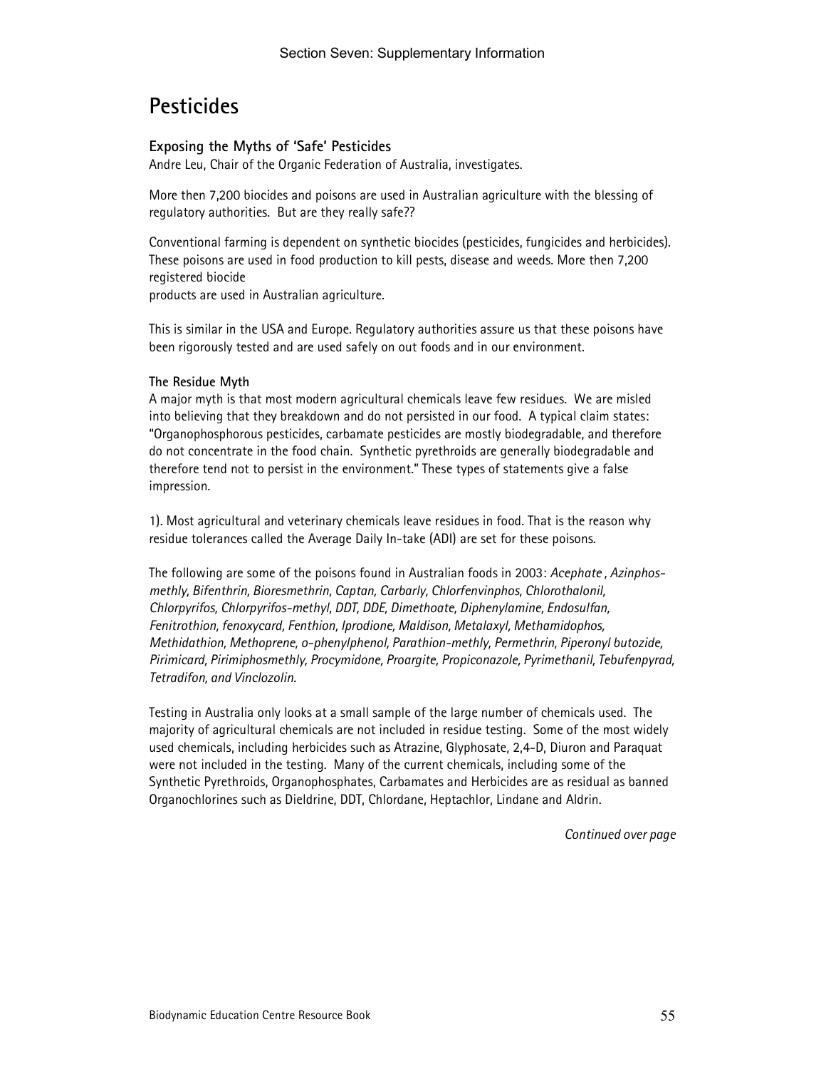# Pesticides

### Exposing the Myths of 'Safe' Pesticides

Andre Leu, Chair of the Organic Federation of Australia, investigates.

More then 7,200 biocides and poisons are used in Australian agriculture with the blessing of regulatory authorities. But are they really safe??

Conventional farming is dependent on synthetic biocides (pesticides, fungicides and herbicides). These poisons are used in food production to kill pests, disease and weeds. More then 7,200 registered biocide products are used in Australian agriculture.

This is similar in the USA and Europe. Regulatory authorities assure us that these poisons have been rigorously tested and are used safely on out foods and in our environment.

**The Residue Myth**

A major myth is that most modern agricultural chemicals leave few residues. We are misled into believing that they breakdown and do not persisted in our food. A typical claim states: "Organophosphorous pesticides, carbamate pesticides are mostly biodegradable, and therefore do not concentrate in the food chain. Synthetic pyrethroids are generally biodegradable and therefore tend not to persist in the environment." These types of statements give a false impression.

1). Most agricultural and veterinary chemicals leave residues in food. That is the reason why residue tolerances called the Average Daily In-take (ADI) are set for these poisons.

The following are some of the poisons found in Australian foods in 2003: *Acephate , Azinphos-methly, Bifenthrin, Bioresmethrin, Captan, Carbarly, Chlorfenvinphos, Chlorothalonil, Chlorpyrifos, Chlorpyrifos-methyl, DDT, DDE, Dimethoate, Diphenylamine, Endosulfan, Fenitrothion, fenoxycard, Fenthion, Iprodione, Maldison, Metalaxyl, Methamidophos, Methidathion, Methoprene, o-phenylphenol, Parathion-methly, Permethrin, Piperonyl butozide, Pirimicard, Pirimiphosmethly, Procymidone, Proargite, Propiconazole, Pyrimethanil, Tebufenpyrad, Tetradifon, and Vinclozolin.*

Testing in Australia only looks at a small sample of the large number of chemicals used. The majority of agricultural chemicals are not included in residue testing. Some of the most widely used chemicals, including herbicides such as Atrazine, Glyphosate, 2,4-D, Diuron and Paraquat were not included in the testing. Many of the current chemicals, including some of the Synthetic Pyrethroids, Organophosphates, Carbamates and Herbicides are as residual as banned Organochlorines such as Dieldrine, DDT, Chlordane, Heptachlor, Lindane and Aldrin.

*Continued over page*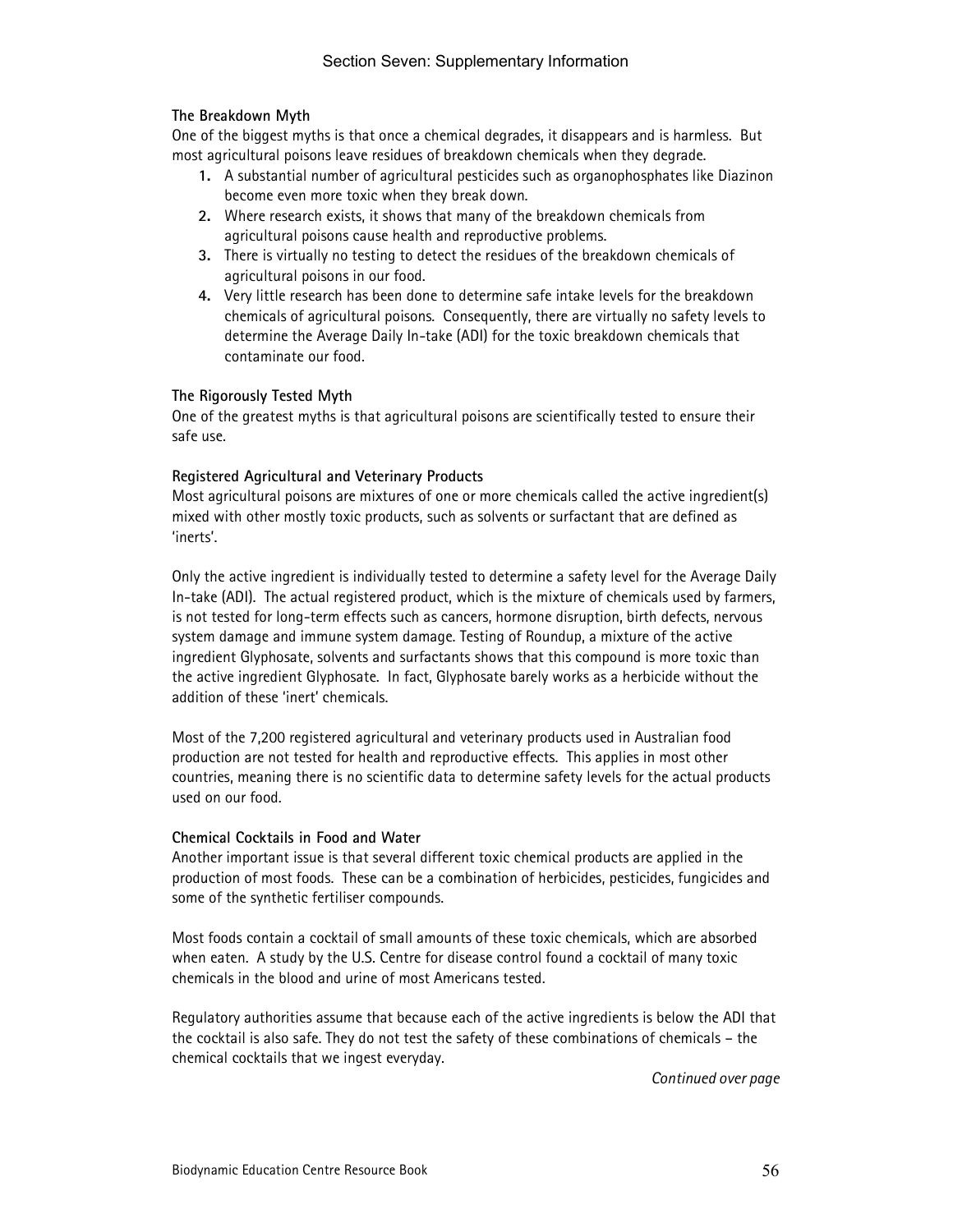### The Breakdown Myth

One of the biggest myths is that once a chemical degrades, it disappears and is harmless. But most agricultural poisons leave residues of breakdown chemicals when they degrade.

1. A substantial number of agricultural pesticides such as organophosphates like Diazinon become even more toxic when they break down.
2. Where research exists, it shows that many of the breakdown chemicals from agricultural poisons cause health and reproductive problems.
3. There is virtually no testing to detect the residues of the breakdown chemicals of agricultural poisons in our food.
4. Very little research has been done to determine safe intake levels for the breakdown chemicals of agricultural poisons. Consequently, there are virtually no safety levels to determine the Average Daily In-take (ADI) for the toxic breakdown chemicals that contaminate our food.

### The Rigorously Tested Myth

One of the greatest myths is that agricultural poisons are scientifically tested to ensure their safe use.

### Registered Agricultural and Veterinary Products

Most agricultural poisons are mixtures of one or more chemicals called the active ingredient(s) mixed with other mostly toxic products, such as solvents or surfactant that are defined as 'inerts'.

Only the active ingredient is individually tested to determine a safety level for the Average Daily In-take (ADI). The actual registered product, which is the mixture of chemicals used by farmers, is not tested for long-term effects such as cancers, hormone disruption, birth defects, nervous system damage and immune system damage. Testing of Roundup, a mixture of the active ingredient Glyphosate, solvents and surfactants shows that this compound is more toxic than the active ingredient Glyphosate. In fact, Glyphosate barely works as a herbicide without the addition of these 'inert' chemicals.

Most of the 7,200 registered agricultural and veterinary products used in Australian food production are not tested for health and reproductive effects. This applies in most other countries, meaning there is no scientific data to determine safety levels for the actual products used on our food.

### Chemical Cocktails in Food and Water

Another important issue is that several different toxic chemical products are applied in the production of most foods. These can be a combination of herbicides, pesticides, fungicides and some of the synthetic fertiliser compounds.

Most foods contain a cocktail of small amounts of these toxic chemicals, which are absorbed when eaten. A study by the U.S. Centre for disease control found a cocktail of many toxic chemicals in the blood and urine of most Americans tested.

Regulatory authorities assume that because each of the active ingredients is below the ADI that the cocktail is also safe. They do not test the safety of these combinations of chemicals – the chemical cocktails that we ingest everyday.

*Continued over page*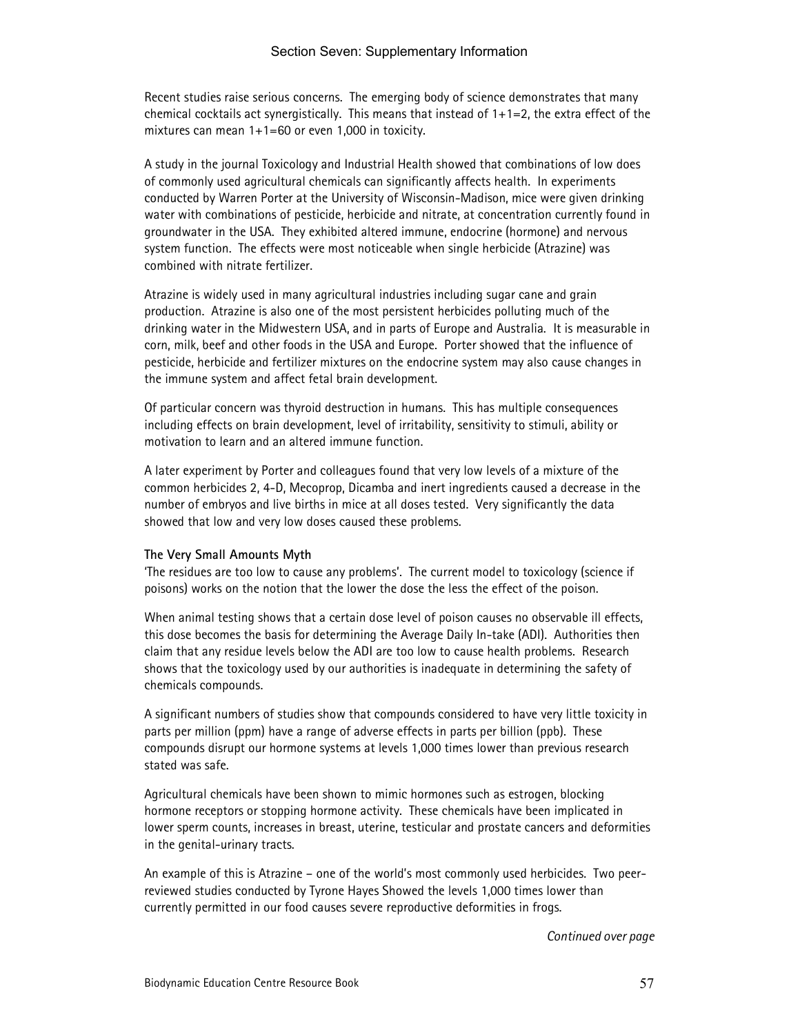Recent studies raise serious concerns. The emerging body of science demonstrates that many chemical cocktails act synergistically. This means that instead of 1+1=2, the extra effect of the mixtures can mean 1+1=60 or even 1,000 in toxicity.

A study in the journal Toxicology and Industrial Health showed that combinations of low does of commonly used agricultural chemicals can significantly affects health. In experiments conducted by Warren Porter at the University of Wisconsin-Madison, mice were given drinking water with combinations of pesticide, herbicide and nitrate, at concentration currently found in groundwater in the USA. They exhibited altered immune, endocrine (hormone) and nervous system function. The effects were most noticeable when single herbicide (Atrazine) was combined with nitrate fertilizer.

Atrazine is widely used in many agricultural industries including sugar cane and grain production. Atrazine is also one of the most persistent herbicides polluting much of the drinking water in the Midwestern USA, and in parts of Europe and Australia. It is measurable in corn, milk, beef and other foods in the USA and Europe. Porter showed that the influence of pesticide, herbicide and fertilizer mixtures on the endocrine system may also cause changes in the immune system and affect fetal brain development.

Of particular concern was thyroid destruction in humans. This has multiple consequences including effects on brain development, level of irritability, sensitivity to stimuli, ability or motivation to learn and an altered immune function.

A later experiment by Porter and colleagues found that very low levels of a mixture of the common herbicides 2, 4-D, Mecoprop, Dicamba and inert ingredients caused a decrease in the number of embryos and live births in mice at all doses tested. Very significantly the data showed that low and very low doses caused these problems.

**The Very Small Amounts Myth**

'The residues are too low to cause any problems'. The current model to toxicology (science if poisons) works on the notion that the lower the dose the less the effect of the poison.

When animal testing shows that a certain dose level of poison causes no observable ill effects, this dose becomes the basis for determining the Average Daily In-take (ADI). Authorities then claim that any residue levels below the ADI are too low to cause health problems. Research shows that the toxicology used by our authorities is inadequate in determining the safety of chemicals compounds.

A significant numbers of studies show that compounds considered to have very little toxicity in parts per million (ppm) have a range of adverse effects in parts per billion (ppb). These compounds disrupt our hormone systems at levels 1,000 times lower than previous research stated was safe.

Agricultural chemicals have been shown to mimic hormones such as estrogen, blocking hormone receptors or stopping hormone activity. These chemicals have been implicated in lower sperm counts, increases in breast, uterine, testicular and prostate cancers and deformities in the genital-urinary tracts.

An example of this is Atrazine – one of the world's most commonly used herbicides. Two peer-reviewed studies conducted by Tyrone Hayes Showed the levels 1,000 times lower than currently permitted in our food causes severe reproductive deformities in frogs.

*Continued over page*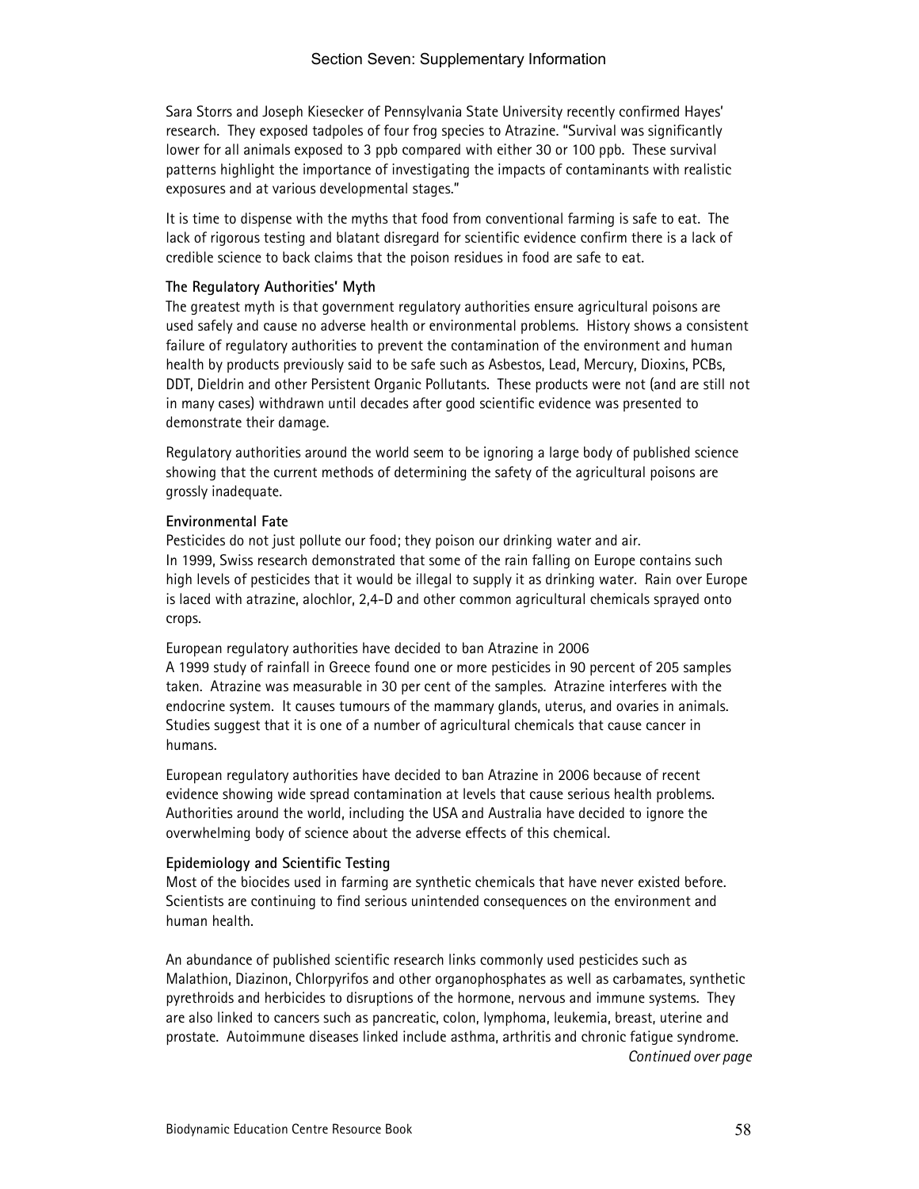Sara Storrs and Joseph Kiesecker of Pennsylvania State University recently confirmed Hayes' research. They exposed tadpoles of four frog species to Atrazine. "Survival was significantly lower for all animals exposed to 3 ppb compared with either 30 or 100 ppb. These survival patterns highlight the importance of investigating the impacts of contaminants with realistic exposures and at various developmental stages."

It is time to dispense with the myths that food from conventional farming is safe to eat. The lack of rigorous testing and blatant disregard for scientific evidence confirm there is a lack of credible science to back claims that the poison residues in food are safe to eat.

**The Regulatory Authorities' Myth**

The greatest myth is that government regulatory authorities ensure agricultural poisons are used safely and cause no adverse health or environmental problems. History shows a consistent failure of regulatory authorities to prevent the contamination of the environment and human health by products previously said to be safe such as Asbestos, Lead, Mercury, Dioxins, PCBs, DDT, Dieldrin and other Persistent Organic Pollutants. These products were not (and are still not in many cases) withdrawn until decades after good scientific evidence was presented to demonstrate their damage.

Regulatory authorities around the world seem to be ignoring a large body of published science showing that the current methods of determining the safety of the agricultural poisons are grossly inadequate.

**Environmental Fate**

Pesticides do not just pollute our food; they poison our drinking water and air.
In 1999, Swiss research demonstrated that some of the rain falling on Europe contains such high levels of pesticides that it would be illegal to supply it as drinking water. Rain over Europe is laced with atrazine, alochlor, 2,4-D and other common agricultural chemicals sprayed onto crops.

European regulatory authorities have decided to ban Atrazine in 2006
A 1999 study of rainfall in Greece found one or more pesticides in 90 percent of 205 samples taken. Atrazine was measurable in 30 per cent of the samples. Atrazine interferes with the endocrine system. It causes tumours of the mammary glands, uterus, and ovaries in animals. Studies suggest that it is one of a number of agricultural chemicals that cause cancer in humans.

European regulatory authorities have decided to ban Atrazine in 2006 because of recent evidence showing wide spread contamination at levels that cause serious health problems. Authorities around the world, including the USA and Australia have decided to ignore the overwhelming body of science about the adverse effects of this chemical.

**Epidemiology and Scientific Testing**

Most of the biocides used in farming are synthetic chemicals that have never existed before. Scientists are continuing to find serious unintended consequences on the environment and human health.

An abundance of published scientific research links commonly used pesticides such as Malathion, Diazinon, Chlorpyrifos and other organophosphates as well as carbamates, synthetic pyrethroids and herbicides to disruptions of the hormone, nervous and immune systems. They are also linked to cancers such as pancreatic, colon, lymphoma, leukemia, breast, uterine and prostate. Autoimmune diseases linked include asthma, arthritis and chronic fatigue syndrome.

*Continued over page*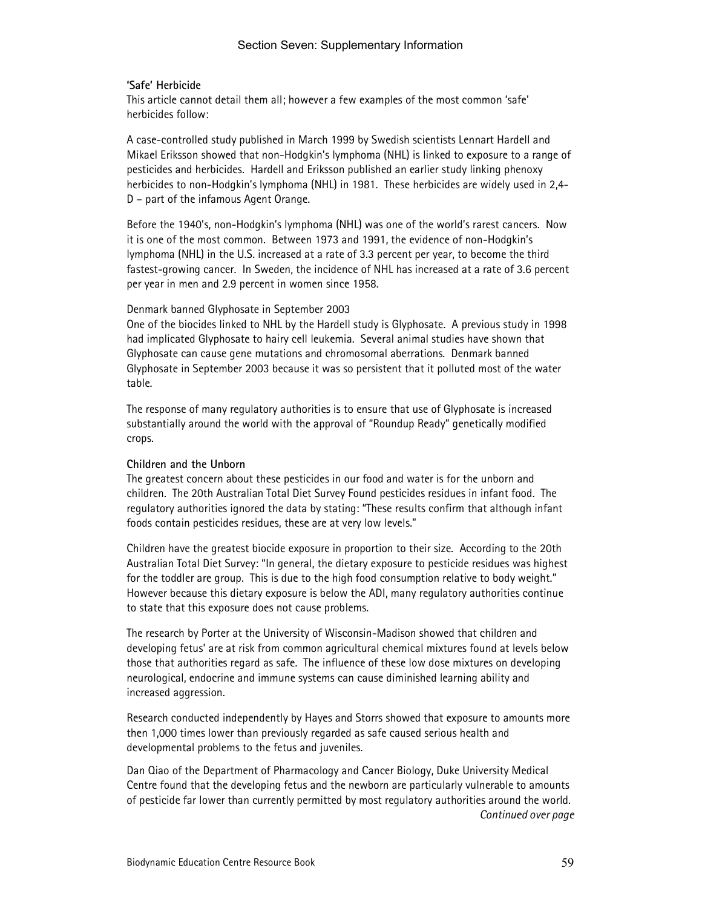**'Safe' Herbicide**

This article cannot detail them all; however a few examples of the most common 'safe' herbicides follow:

A case-controlled study published in March 1999 by Swedish scientists Lennart Hardell and Mikael Eriksson showed that non-Hodgkin's lymphoma (NHL) is linked to exposure to a range of pesticides and herbicides. Hardell and Eriksson published an earlier study linking phenoxy herbicides to non-Hodgkin's lymphoma (NHL) in 1981. These herbicides are widely used in 2,4-D – part of the infamous Agent Orange.

Before the 1940's, non-Hodgkin's lymphoma (NHL) was one of the world's rarest cancers. Now it is one of the most common. Between 1973 and 1991, the evidence of non-Hodgkin's lymphoma (NHL) in the U.S. increased at a rate of 3.3 percent per year, to become the third fastest-growing cancer. In Sweden, the incidence of NHL has increased at a rate of 3.6 percent per year in men and 2.9 percent in women since 1958.

Denmark banned Glyphosate in September 2003

One of the biocides linked to NHL by the Hardell study is Glyphosate. A previous study in 1998 had implicated Glyphosate to hairy cell leukemia. Several animal studies have shown that Glyphosate can cause gene mutations and chromosomal aberrations. Denmark banned Glyphosate in September 2003 because it was so persistent that it polluted most of the water table.

The response of many regulatory authorities is to ensure that use of Glyphosate is increased substantially around the world with the approval of "Roundup Ready" genetically modified crops.

**Children and the Unborn**

The greatest concern about these pesticides in our food and water is for the unborn and children. The 20th Australian Total Diet Survey Found pesticides residues in infant food. The regulatory authorities ignored the data by stating: "These results confirm that although infant foods contain pesticides residues, these are at very low levels."

Children have the greatest biocide exposure in proportion to their size. According to the 20th Australian Total Diet Survey: "In general, the dietary exposure to pesticide residues was highest for the toddler are group. This is due to the high food consumption relative to body weight." However because this dietary exposure is below the ADI, many regulatory authorities continue to state that this exposure does not cause problems.

The research by Porter at the University of Wisconsin-Madison showed that children and developing fetus' are at risk from common agricultural chemical mixtures found at levels below those that authorities regard as safe. The influence of these low dose mixtures on developing neurological, endocrine and immune systems can cause diminished learning ability and increased aggression.

Research conducted independently by Hayes and Storrs showed that exposure to amounts more then 1,000 times lower than previously regarded as safe caused serious health and developmental problems to the fetus and juveniles.

Dan Qiao of the Department of Pharmacology and Cancer Biology, Duke University Medical Centre found that the developing fetus and the newborn are particularly vulnerable to amounts of pesticide far lower than currently permitted by most regulatory authorities around the world.

*Continued over page*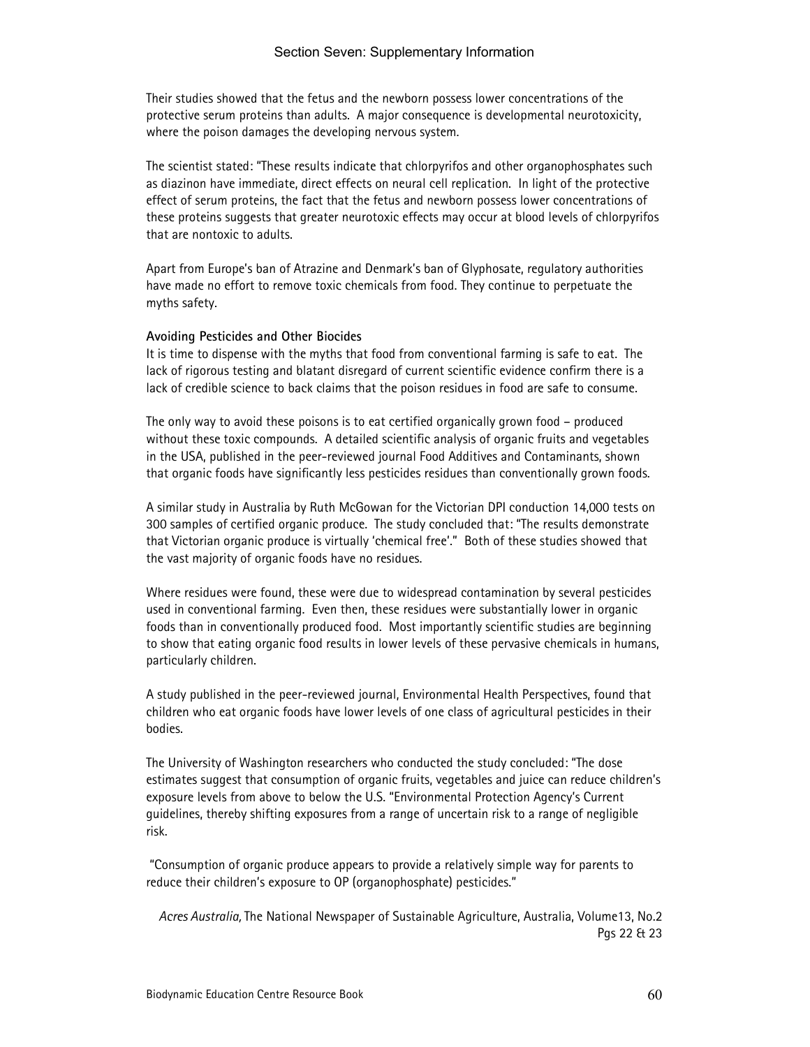Their studies showed that the fetus and the newborn possess lower concentrations of the protective serum proteins than adults. A major consequence is developmental neurotoxicity, where the poison damages the developing nervous system.

The scientist stated: "These results indicate that chlorpyrifos and other organophosphates such as diazinon have immediate, direct effects on neural cell replication. In light of the protective effect of serum proteins, the fact that the fetus and newborn possess lower concentrations of these proteins suggests that greater neurotoxic effects may occur at blood levels of chlorpyrifos that are nontoxic to adults.

Apart from Europe's ban of Atrazine and Denmark's ban of Glyphosate, regulatory authorities have made no effort to remove toxic chemicals from food. They continue to perpetuate the myths safety.

**Avoiding Pesticides and Other Biocides**

It is time to dispense with the myths that food from conventional farming is safe to eat. The lack of rigorous testing and blatant disregard of current scientific evidence confirm there is a lack of credible science to back claims that the poison residues in food are safe to consume.

The only way to avoid these poisons is to eat certified organically grown food – produced without these toxic compounds. A detailed scientific analysis of organic fruits and vegetables in the USA, published in the peer-reviewed journal Food Additives and Contaminants, shown that organic foods have significantly less pesticides residues than conventionally grown foods.

A similar study in Australia by Ruth McGowan for the Victorian DPI conduction 14,000 tests on 300 samples of certified organic produce. The study concluded that: "The results demonstrate that Victorian organic produce is virtually 'chemical free'." Both of these studies showed that the vast majority of organic foods have no residues.

Where residues were found, these were due to widespread contamination by several pesticides used in conventional farming. Even then, these residues were substantially lower in organic foods than in conventionally produced food. Most importantly scientific studies are beginning to show that eating organic food results in lower levels of these pervasive chemicals in humans, particularly children.

A study published in the peer-reviewed journal, Environmental Health Perspectives, found that children who eat organic foods have lower levels of one class of agricultural pesticides in their bodies.

The University of Washington researchers who conducted the study concluded: "The dose estimates suggest that consumption of organic fruits, vegetables and juice can reduce children's exposure levels from above to below the U.S. "Environmental Protection Agency's Current guidelines, thereby shifting exposures from a range of uncertain risk to a range of negligible risk.

"Consumption of organic produce appears to provide a relatively simple way for parents to reduce their children's exposure to OP (organophosphate) pesticides."

*Acres Australia,* The National Newspaper of Sustainable Agriculture, Australia, Volume13, No.2 Pgs 22 & 23